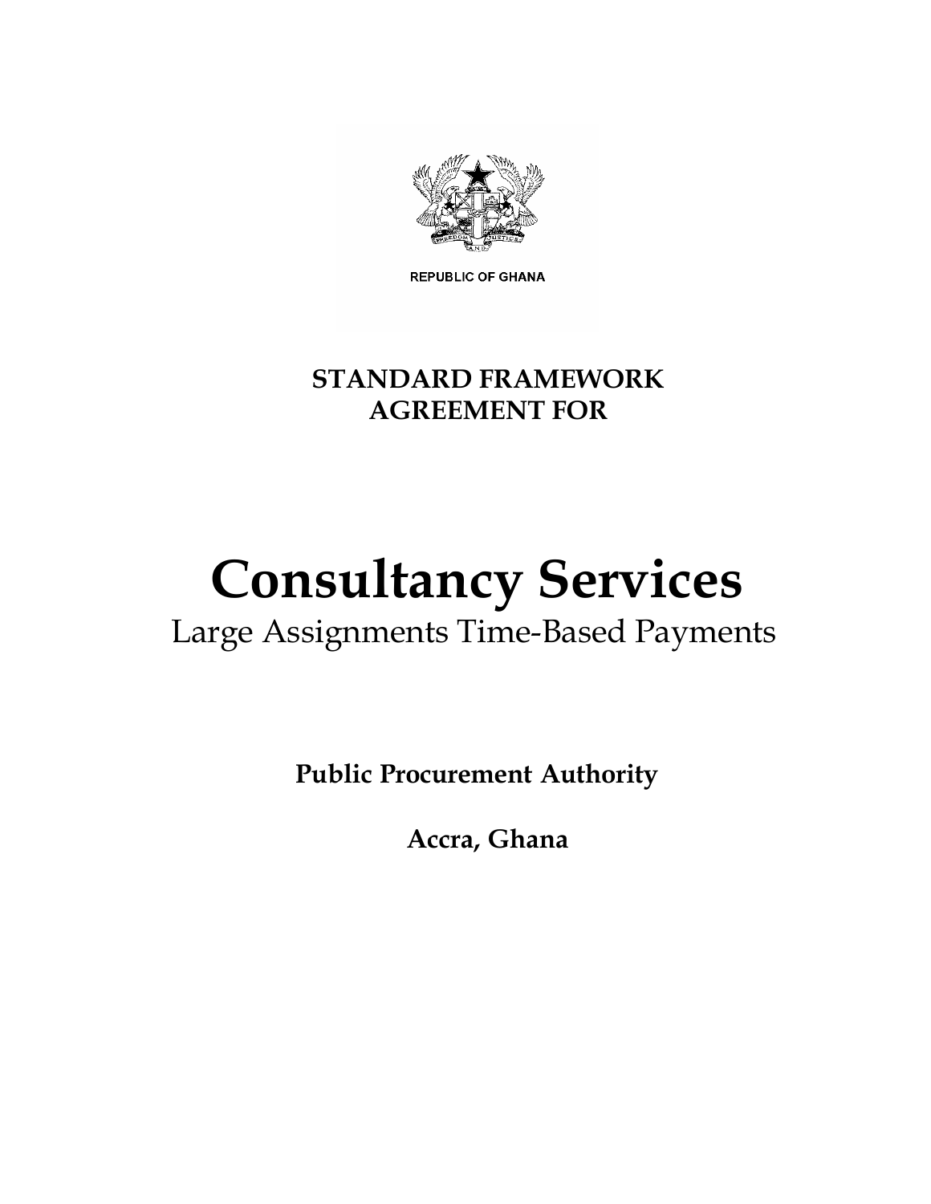REPUBLIC OF GHANA

**STANDARD FRAMEWORK AGREEMENT FOR**

# Consultancy Services

Large Assignments Time-Based Payments

**Public Procurement Authority**

**Accra, Ghana**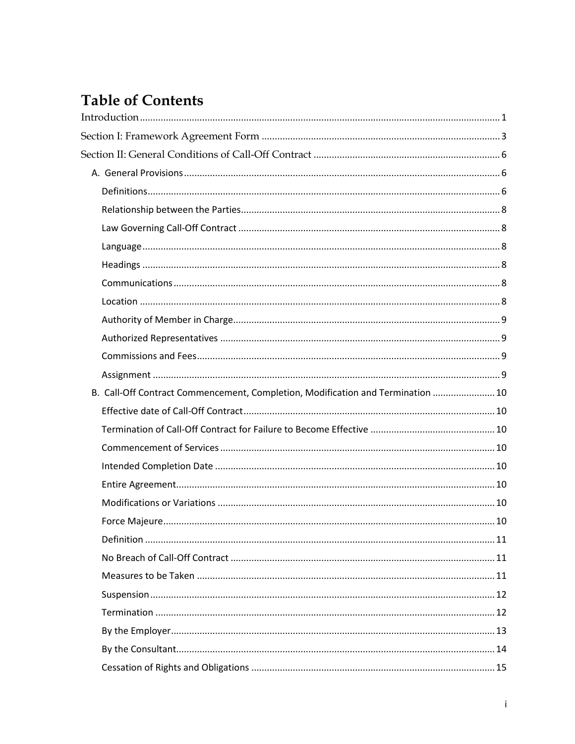# Table of Contents

Introduction ........................................................................................................................ 1

Section I: Framework Agreement Form ........................................................................................ 3

Section II: General Conditions of Call-Off Contract ....................................................................... 6

- A. General Provisions ........................................................................................................ 6
  - Definitions ..................................................................................................................... 6
  - Relationship between the Parties .................................................................................. 8
  - Law Governing Call-Off Contract ................................................................................... 8
  - Language ........................................................................................................................ 8
  - Headings ........................................................................................................................ 8
  - Communications ............................................................................................................ 8
  - Location ......................................................................................................................... 8
  - Authority of Member in Charge ..................................................................................... 9
  - Authorized Representatives .......................................................................................... 9
  - Commissions and Fees ................................................................................................... 9
  - Assignment .................................................................................................................... 9
- B. Call-Off Contract Commencement, Completion, Modification and Termination ........................ 10
  - Effective date of Call-Off Contract ................................................................................ 10
  - Termination of Call-Off Contract for Failure to Become Effective ................................. 10
  - Commencement of Services ......................................................................................... 10
  - Intended Completion Date ........................................................................................... 10
  - Entire Agreement .......................................................................................................... 10
  - Modifications or Variations .......................................................................................... 10
  - Force Majeure ............................................................................................................... 10
  - Definition ...................................................................................................................... 11
  - No Breach of Call-Off Contract ..................................................................................... 11
  - Measures to be Taken ................................................................................................... 11
  - Suspension .................................................................................................................... 12
  - Termination .................................................................................................................. 12
  - By the Employer ........................................................................................................... 13
  - By the Consultant .......................................................................................................... 14
  - Cessation of Rights and Obligations ............................................................................. 15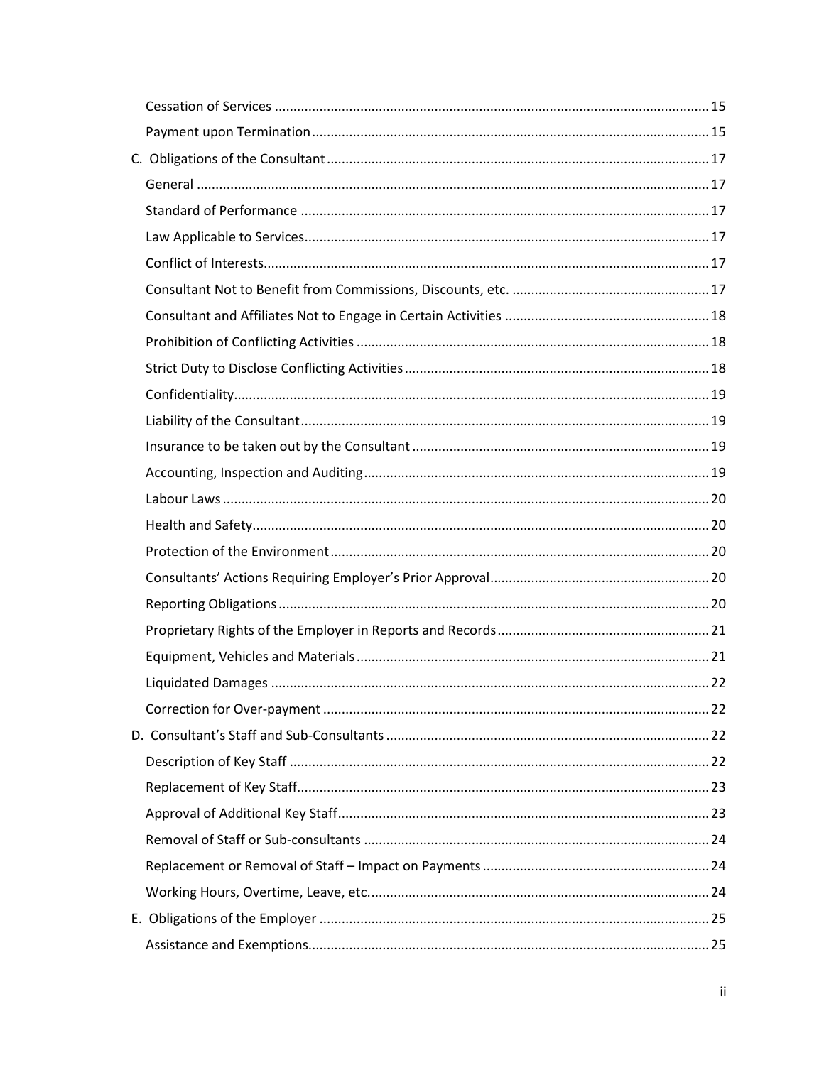Cessation of Services ..... 15

Payment upon Termination ..... 15

C. Obligations of the Consultant ..... 17

General ..... 17

Standard of Performance ..... 17

Law Applicable to Services ..... 17

Conflict of Interests ..... 17

Consultant Not to Benefit from Commissions, Discounts, etc. ..... 17

Consultant and Affiliates Not to Engage in Certain Activities ..... 18

Prohibition of Conflicting Activities ..... 18

Strict Duty to Disclose Conflicting Activities ..... 18

Confidentiality ..... 19

Liability of the Consultant ..... 19

Insurance to be taken out by the Consultant ..... 19

Accounting, Inspection and Auditing ..... 19

Labour Laws ..... 20

Health and Safety ..... 20

Protection of the Environment ..... 20

Consultants' Actions Requiring Employer's Prior Approval ..... 20

Reporting Obligations ..... 20

Proprietary Rights of the Employer in Reports and Records ..... 21

Equipment, Vehicles and Materials ..... 21

Liquidated Damages ..... 22

Correction for Over-payment ..... 22

D. Consultant's Staff and Sub-Consultants ..... 22

Description of Key Staff ..... 22

Replacement of Key Staff ..... 23

Approval of Additional Key Staff ..... 23

Removal of Staff or Sub-consultants ..... 24

Replacement or Removal of Staff – Impact on Payments ..... 24

Working Hours, Overtime, Leave, etc. ..... 24

E. Obligations of the Employer ..... 25

Assistance and Exemptions ..... 25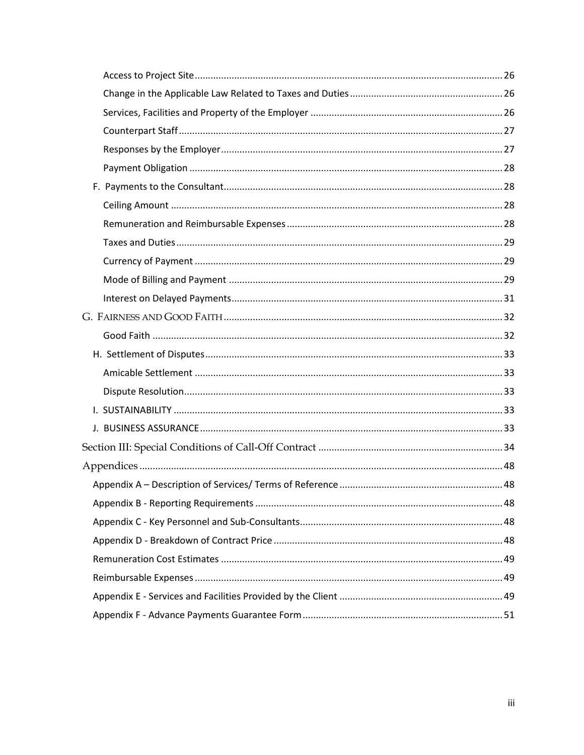Access to Project Site ........ 26

Change in the Applicable Law Related to Taxes and Duties ........ 26

Services, Facilities and Property of the Employer ........ 26

Counterpart Staff ........ 27

Responses by the Employer ........ 27

Payment Obligation ........ 28

F. Payments to the Consultant ........ 28

Ceiling Amount ........ 28

Remuneration and Reimbursable Expenses ........ 28

Taxes and Duties ........ 29

Currency of Payment ........ 29

Mode of Billing and Payment ........ 29

Interest on Delayed Payments ........ 31

G. FAIRNESS AND GOOD FAITH ........ 32

Good Faith ........ 32

H. Settlement of Disputes ........ 33

Amicable Settlement ........ 33

Dispute Resolution ........ 33

I. SUSTAINABILITY ........ 33

J. BUSINESS ASSURANCE ........ 33

Section III: Special Conditions of Call-Off Contract ........ 34

Appendices ........ 48

Appendix A – Description of Services/ Terms of Reference ........ 48

Appendix B - Reporting Requirements ........ 48

Appendix C - Key Personnel and Sub-Consultants ........ 48

Appendix D - Breakdown of Contract Price ........ 48

Remuneration Cost Estimates ........ 49

Reimbursable Expenses ........ 49

Appendix E - Services and Facilities Provided by the Client ........ 49

Appendix F - Advance Payments Guarantee Form ........ 51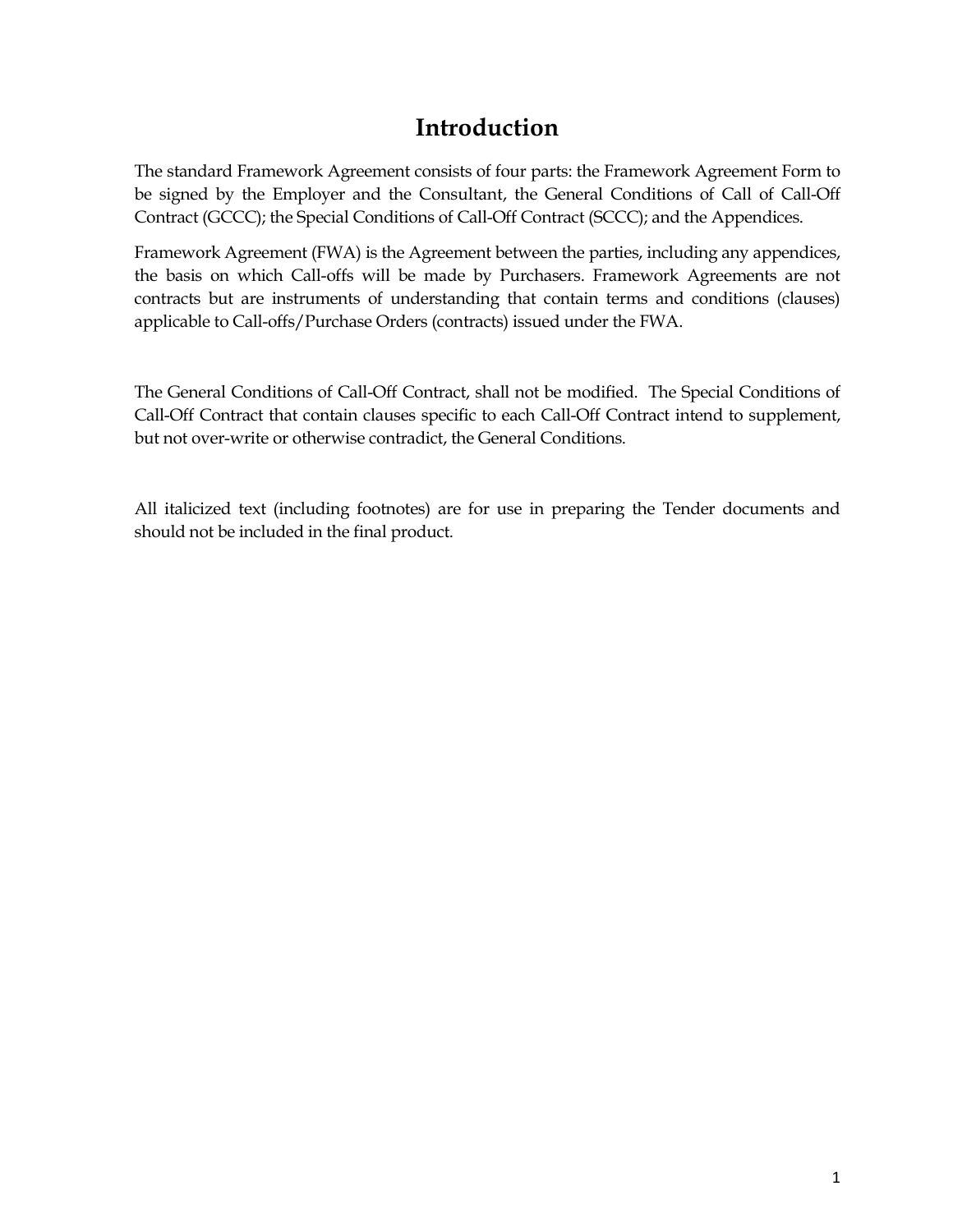# Introduction

The standard Framework Agreement consists of four parts: the Framework Agreement Form to be signed by the Employer and the Consultant, the General Conditions of Call of Call-Off Contract (GCCC); the Special Conditions of Call-Off Contract (SCCC); and the Appendices.

Framework Agreement (FWA) is the Agreement between the parties, including any appendices, the basis on which Call-offs will be made by Purchasers. Framework Agreements are not contracts but are instruments of understanding that contain terms and conditions (clauses) applicable to Call-offs/Purchase Orders (contracts) issued under the FWA.

The General Conditions of Call-Off Contract, shall not be modified. The Special Conditions of Call-Off Contract that contain clauses specific to each Call-Off Contract intend to supplement, but not over-write or otherwise contradict, the General Conditions.

All italicized text (including footnotes) are for use in preparing the Tender documents and should not be included in the final product.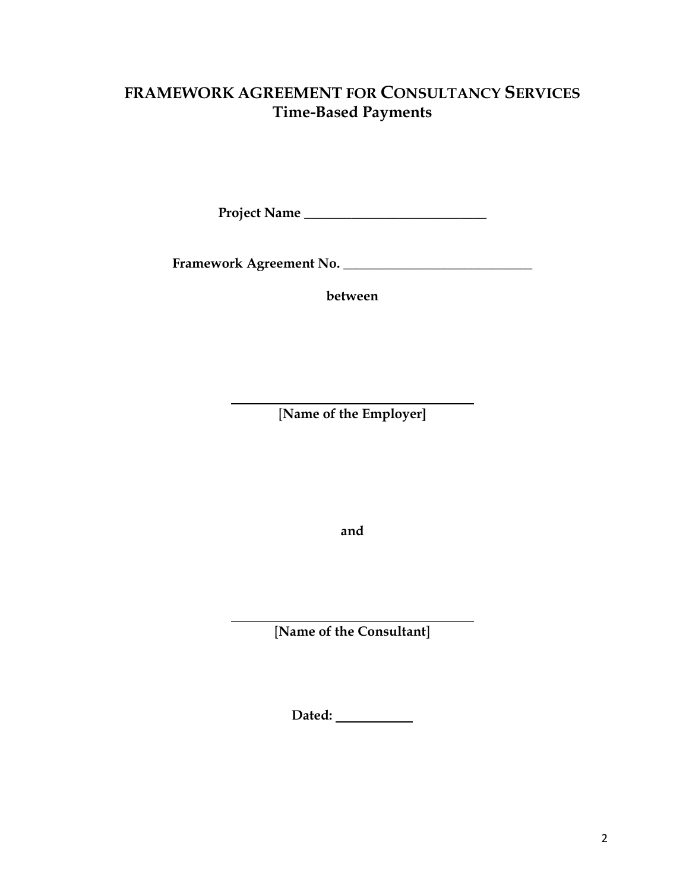# FRAMEWORK AGREEMENT FOR CONSULTANCY SERVICES
## Time-Based Payments

**Project Name ____________________________**

**Framework Agreement No. ____________________________**

**between**

____________________________________
[**Name of the Employer]**

**and**

____________________________________
[**Name of the Consultant**]

**Dated:** ____________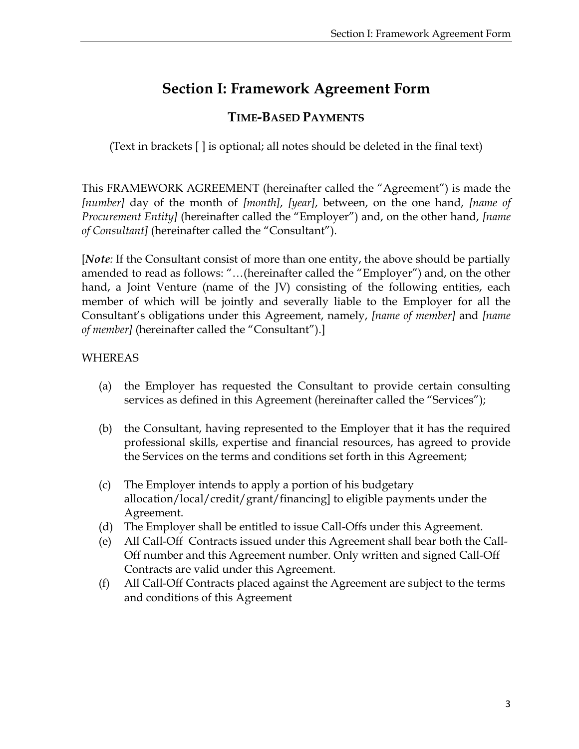# Section I: Framework Agreement Form

## TIME-BASED PAYMENTS

(Text in brackets [ ] is optional; all notes should be deleted in the final text)

This FRAMEWORK AGREEMENT (hereinafter called the "Agreement") is made the *[number]* day of the month of *[month]*, *[year]*, between, on the one hand, *[name of Procurement Entity]* (hereinafter called the "Employer") and, on the other hand, *[name of Consultant]* (hereinafter called the "Consultant").

[***Note**:* If the Consultant consist of more than one entity, the above should be partially amended to read as follows: "…(hereinafter called the "Employer") and, on the other hand, a Joint Venture (name of the JV) consisting of the following entities, each member of which will be jointly and severally liable to the Employer for all the Consultant's obligations under this Agreement, namely, *[name of member]* and *[name of member]* (hereinafter called the "Consultant").]

WHEREAS

(a) the Employer has requested the Consultant to provide certain consulting services as defined in this Agreement (hereinafter called the "Services");

(b) the Consultant, having represented to the Employer that it has the required professional skills, expertise and financial resources, has agreed to provide the Services on the terms and conditions set forth in this Agreement;

(c) The Employer intends to apply a portion of his budgetary allocation/local/credit/grant/financing] to eligible payments under the Agreement.

(d) The Employer shall be entitled to issue Call-Offs under this Agreement.

(e) All Call-Off Contracts issued under this Agreement shall bear both the Call-Off number and this Agreement number. Only written and signed Call-Off Contracts are valid under this Agreement.

(f) All Call-Off Contracts placed against the Agreement are subject to the terms and conditions of this Agreement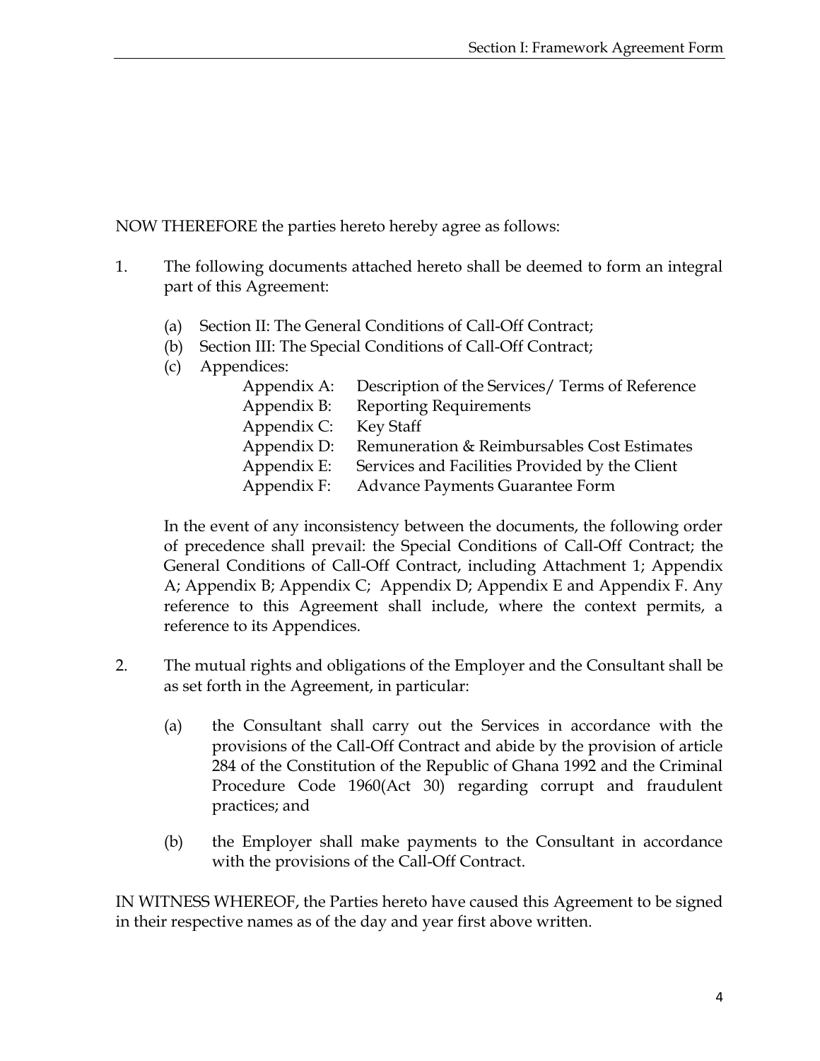NOW THEREFORE the parties hereto hereby agree as follows:

1. The following documents attached hereto shall be deemed to form an integral part of this Agreement:

   (a) Section II: The General Conditions of Call-Off Contract;
   (b) Section III: The Special Conditions of Call-Off Contract;
   (c) Appendices:

   | | |
   |---|---|
   | Appendix A: | Description of the Services/ Terms of Reference |
   | Appendix B: | Reporting Requirements |
   | Appendix C: | Key Staff |
   | Appendix D: | Remuneration & Reimbursables Cost Estimates |
   | Appendix E: | Services and Facilities Provided by the Client |
   | Appendix F: | Advance Payments Guarantee Form |

   In the event of any inconsistency between the documents, the following order of precedence shall prevail: the Special Conditions of Call-Off Contract; the General Conditions of Call-Off Contract, including Attachment 1; Appendix A; Appendix B; Appendix C; Appendix D; Appendix E and Appendix F. Any reference to this Agreement shall include, where the context permits, a reference to its Appendices.

2. The mutual rights and obligations of the Employer and the Consultant shall be as set forth in the Agreement, in particular:

   (a) the Consultant shall carry out the Services in accordance with the provisions of the Call-Off Contract and abide by the provision of article 284 of the Constitution of the Republic of Ghana 1992 and the Criminal Procedure Code 1960(Act 30) regarding corrupt and fraudulent practices; and

   (b) the Employer shall make payments to the Consultant in accordance with the provisions of the Call-Off Contract.

IN WITNESS WHEREOF, the Parties hereto have caused this Agreement to be signed in their respective names as of the day and year first above written.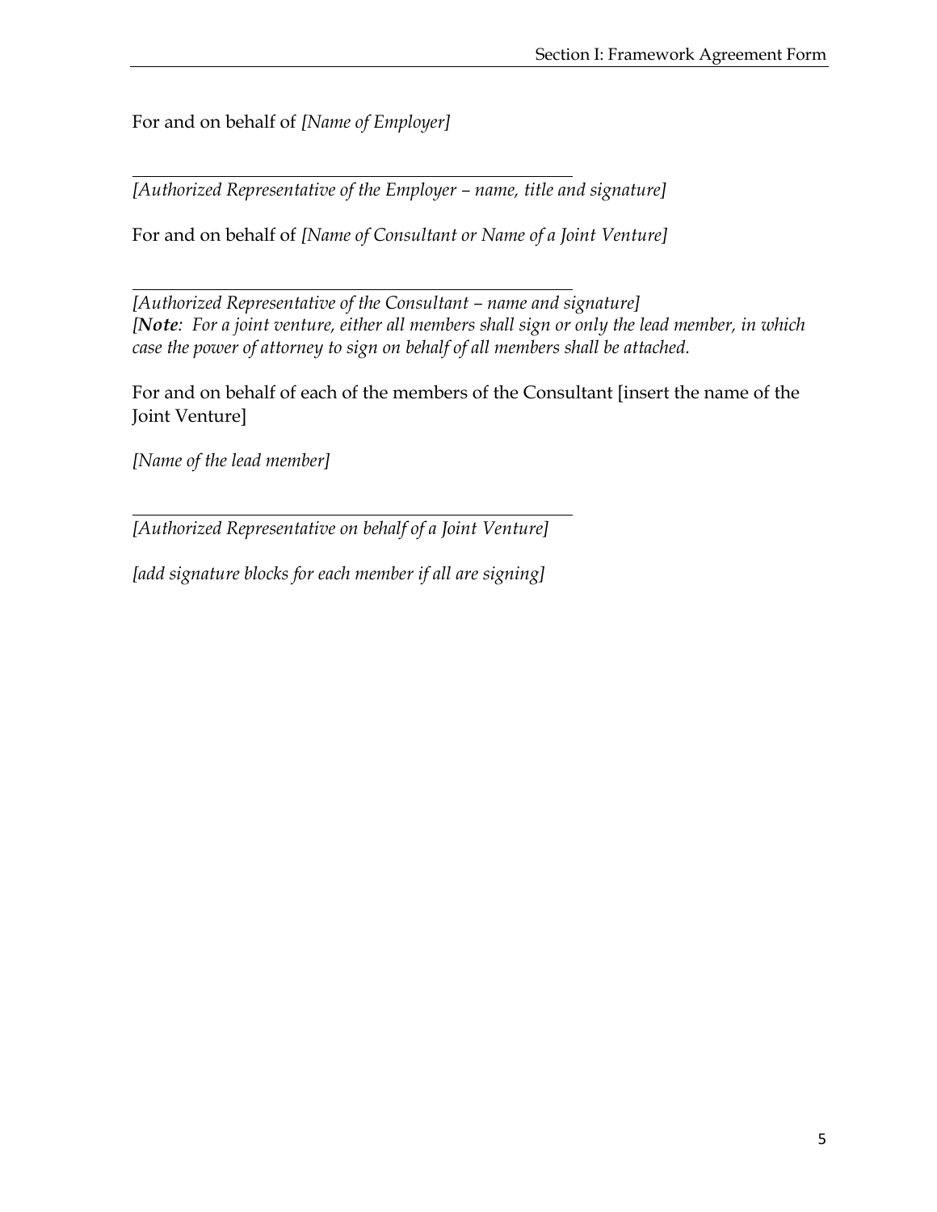For and on behalf of *[Name of Employer]*

\_\_\_\_\_\_\_\_\_\_\_\_\_\_\_\_\_\_\_\_\_\_\_\_\_\_\_\_\_\_\_\_\_\_\_\_\_\_\_\_\_\_\_\_

*[Authorized Representative of the Employer – name, title and signature]*

For and on behalf of *[Name of Consultant or Name of a Joint Venture]*

\_\_\_\_\_\_\_\_\_\_\_\_\_\_\_\_\_\_\_\_\_\_\_\_\_\_\_\_\_\_\_\_\_\_\_\_\_\_\_\_\_\_\_\_

*[Authorized Representative of the Consultant – name and signature]*
*[**Note**: For a joint venture, either all members shall sign or only the lead member, in which case the power of attorney to sign on behalf of all members shall be attached.*

For and on behalf of each of the members of the Consultant [insert the name of the Joint Venture]

*[Name of the lead member]*

\_\_\_\_\_\_\_\_\_\_\_\_\_\_\_\_\_\_\_\_\_\_\_\_\_\_\_\_\_\_\_\_\_\_\_\_\_\_\_\_\_\_\_\_

*[Authorized Representative on behalf of a Joint Venture]*

*[add signature blocks for each member if all are signing]*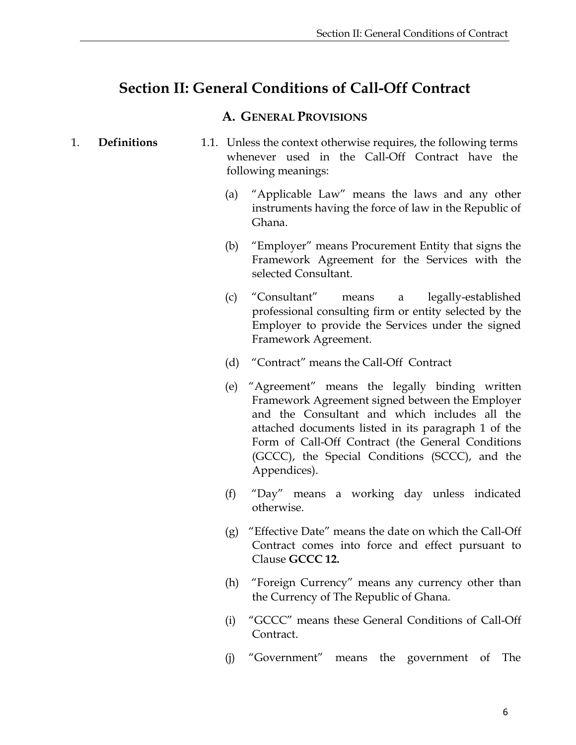# Section II: General Conditions of Call-Off Contract

## A. General Provisions

**1. Definitions**

1.1. Unless the context otherwise requires, the following terms whenever used in the Call-Off Contract have the following meanings:

(a) "Applicable Law" means the laws and any other instruments having the force of law in the Republic of Ghana.

(b) "Employer" means Procurement Entity that signs the Framework Agreement for the Services with the selected Consultant.

(c) "Consultant" means a legally-established professional consulting firm or entity selected by the Employer to provide the Services under the signed Framework Agreement.

(d) "Contract" means the Call-Off Contract

(e) "Agreement" means the legally binding written Framework Agreement signed between the Employer and the Consultant and which includes all the attached documents listed in its paragraph 1 of the Form of Call-Off Contract (the General Conditions (GCCC), the Special Conditions (SCCC), and the Appendices).

(f) "Day" means a working day unless indicated otherwise.

(g) "Effective Date" means the date on which the Call-Off Contract comes into force and effect pursuant to Clause **GCCC 12.**

(h) "Foreign Currency" means any currency other than the Currency of The Republic of Ghana.

(i) "GCCC" means these General Conditions of Call-Off Contract.

(j) "Government" means the government of The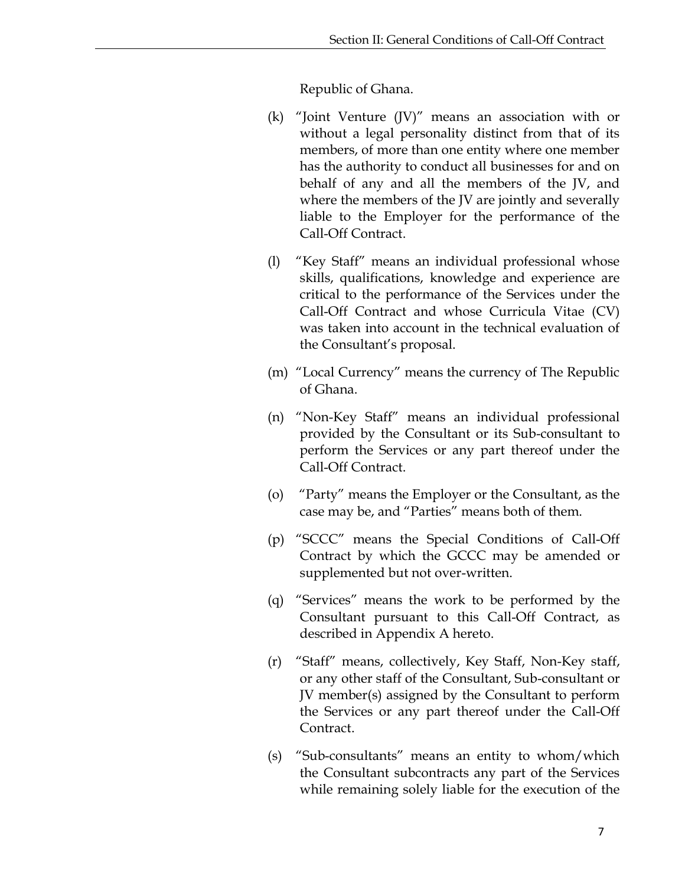Republic of Ghana.

(k) "Joint Venture (JV)" means an association with or without a legal personality distinct from that of its members, of more than one entity where one member has the authority to conduct all businesses for and on behalf of any and all the members of the JV, and where the members of the JV are jointly and severally liable to the Employer for the performance of the Call-Off Contract.

(l) "Key Staff" means an individual professional whose skills, qualifications, knowledge and experience are critical to the performance of the Services under the Call-Off Contract and whose Curricula Vitae (CV) was taken into account in the technical evaluation of the Consultant's proposal.

(m) "Local Currency" means the currency of The Republic of Ghana.

(n) "Non-Key Staff" means an individual professional provided by the Consultant or its Sub-consultant to perform the Services or any part thereof under the Call-Off Contract.

(o) "Party" means the Employer or the Consultant, as the case may be, and "Parties" means both of them.

(p) "SCCC" means the Special Conditions of Call-Off Contract by which the GCCC may be amended or supplemented but not over-written.

(q) "Services" means the work to be performed by the Consultant pursuant to this Call-Off Contract, as described in Appendix A hereto.

(r) "Staff" means, collectively, Key Staff, Non-Key staff, or any other staff of the Consultant, Sub-consultant or JV member(s) assigned by the Consultant to perform the Services or any part thereof under the Call-Off Contract.

(s) "Sub-consultants" means an entity to whom/which the Consultant subcontracts any part of the Services while remaining solely liable for the execution of the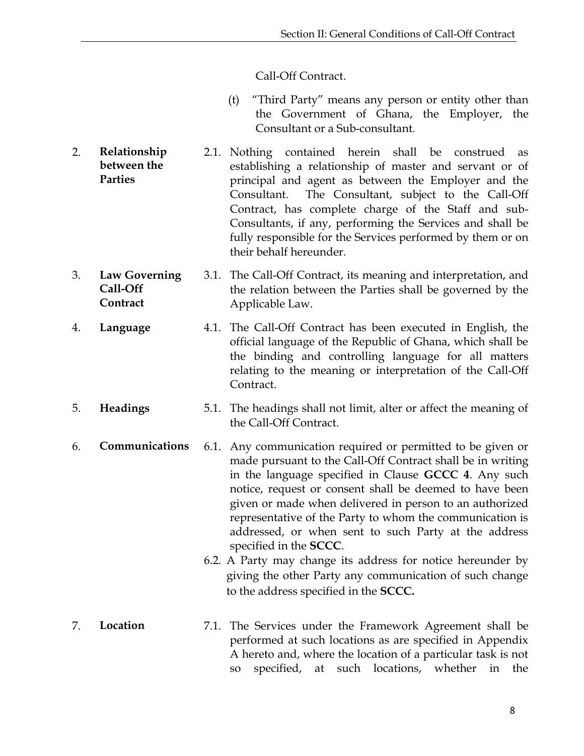Call-Off Contract.

(t) "Third Party" means any person or entity other than the Government of Ghana, the Employer, the Consultant or a Sub-consultant.

2. **Relationship between the Parties**

2.1. Nothing contained herein shall be construed as establishing a relationship of master and servant or of principal and agent as between the Employer and the Consultant. The Consultant, subject to the Call-Off Contract, has complete charge of the Staff and sub-Consultants, if any, performing the Services and shall be fully responsible for the Services performed by them or on their behalf hereunder.

3. **Law Governing Call-Off Contract**

3.1. The Call-Off Contract, its meaning and interpretation, and the relation between the Parties shall be governed by the Applicable Law.

4. **Language**

4.1. The Call-Off Contract has been executed in English, the official language of the Republic of Ghana, which shall be the binding and controlling language for all matters relating to the meaning or interpretation of the Call-Off Contract.

5. **Headings**

5.1. The headings shall not limit, alter or affect the meaning of the Call-Off Contract.

6. **Communications**

6.1. Any communication required or permitted to be given or made pursuant to the Call-Off Contract shall be in writing in the language specified in Clause **GCCC 4**. Any such notice, request or consent shall be deemed to have been given or made when delivered in person to an authorized representative of the Party to whom the communication is addressed, or when sent to such Party at the address specified in the **SCCC**.

6.2. A Party may change its address for notice hereunder by giving the other Party any communication of such change to the address specified in the **SCCC.**

7. **Location**

7.1. The Services under the Framework Agreement shall be performed at such locations as are specified in Appendix A hereto and, where the location of a particular task is not so specified, at such locations, whether in the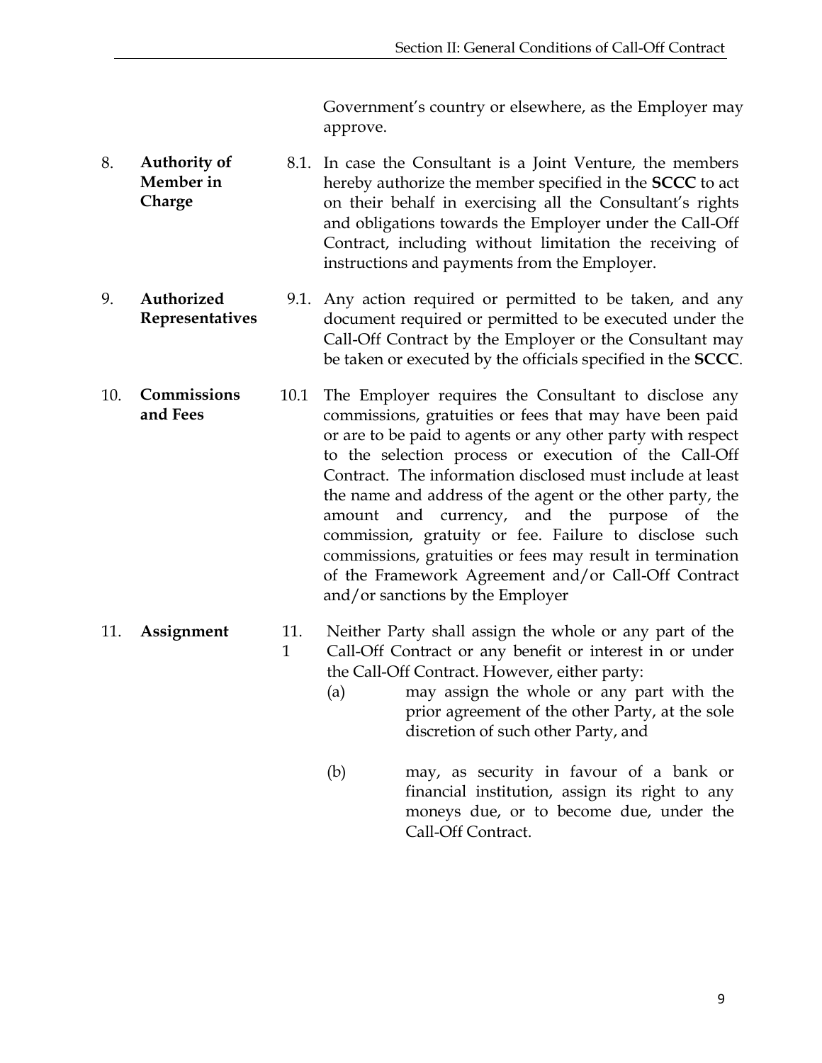Government's country or elsewhere, as the Employer may approve.

**8. Authority of Member in Charge**

8.1. In case the Consultant is a Joint Venture, the members hereby authorize the member specified in the **SCCC** to act on their behalf in exercising all the Consultant's rights and obligations towards the Employer under the Call-Off Contract, including without limitation the receiving of instructions and payments from the Employer.

**9. Authorized Representatives**

9.1. Any action required or permitted to be taken, and any document required or permitted to be executed under the Call-Off Contract by the Employer or the Consultant may be taken or executed by the officials specified in the **SCCC**.

**10. Commissions and Fees**

10.1 The Employer requires the Consultant to disclose any commissions, gratuities or fees that may have been paid or are to be paid to agents or any other party with respect to the selection process or execution of the Call-Off Contract. The information disclosed must include at least the name and address of the agent or the other party, the amount and currency, and the purpose of the commission, gratuity or fee. Failure to disclose such commissions, gratuities or fees may result in termination of the Framework Agreement and/or Call-Off Contract and/or sanctions by the Employer

**11. Assignment**

11.1 Neither Party shall assign the whole or any part of the Call-Off Contract or any benefit or interest in or under the Call-Off Contract. However, either party:

(a) may assign the whole or any part with the prior agreement of the other Party, at the sole discretion of such other Party, and

(b) may, as security in favour of a bank or financial institution, assign its right to any moneys due, or to become due, under the Call-Off Contract.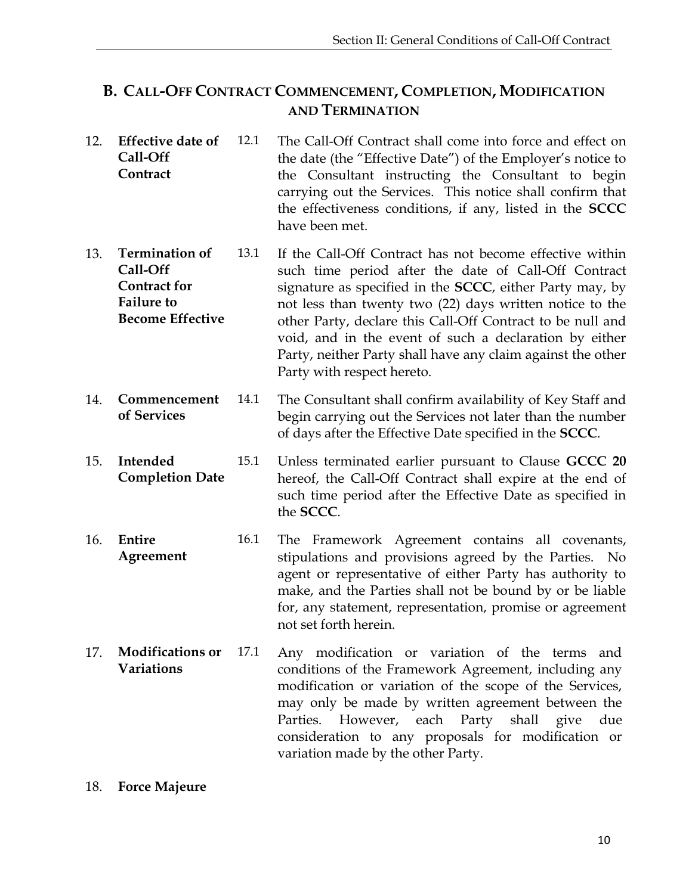## B. Call-Off Contract Commencement, Completion, Modification and Termination

**12. Effective date of Call-Off Contract**

12.1 The Call-Off Contract shall come into force and effect on the date (the "Effective Date") of the Employer's notice to the Consultant instructing the Consultant to begin carrying out the Services. This notice shall confirm that the effectiveness conditions, if any, listed in the **SCCC** have been met.

**13. Termination of Call-Off Contract for Failure to Become Effective**

13.1 If the Call-Off Contract has not become effective within such time period after the date of Call-Off Contract signature as specified in the **SCCC**, either Party may, by not less than twenty two (22) days written notice to the other Party, declare this Call-Off Contract to be null and void, and in the event of such a declaration by either Party, neither Party shall have any claim against the other Party with respect hereto.

**14. Commencement of Services**

14.1 The Consultant shall confirm availability of Key Staff and begin carrying out the Services not later than the number of days after the Effective Date specified in the **SCCC**.

**15. Intended Completion Date**

15.1 Unless terminated earlier pursuant to Clause **GCCC 20** hereof, the Call-Off Contract shall expire at the end of such time period after the Effective Date as specified in the **SCCC**.

**16. Entire Agreement**

16.1 The Framework Agreement contains all covenants, stipulations and provisions agreed by the Parties. No agent or representative of either Party has authority to make, and the Parties shall not be bound by or be liable for, any statement, representation, promise or agreement not set forth herein.

**17. Modifications or Variations**

17.1 Any modification or variation of the terms and conditions of the Framework Agreement, including any modification or variation of the scope of the Services, may only be made by written agreement between the Parties. However, each Party shall give due consideration to any proposals for modification or variation made by the other Party.

**18. Force Majeure**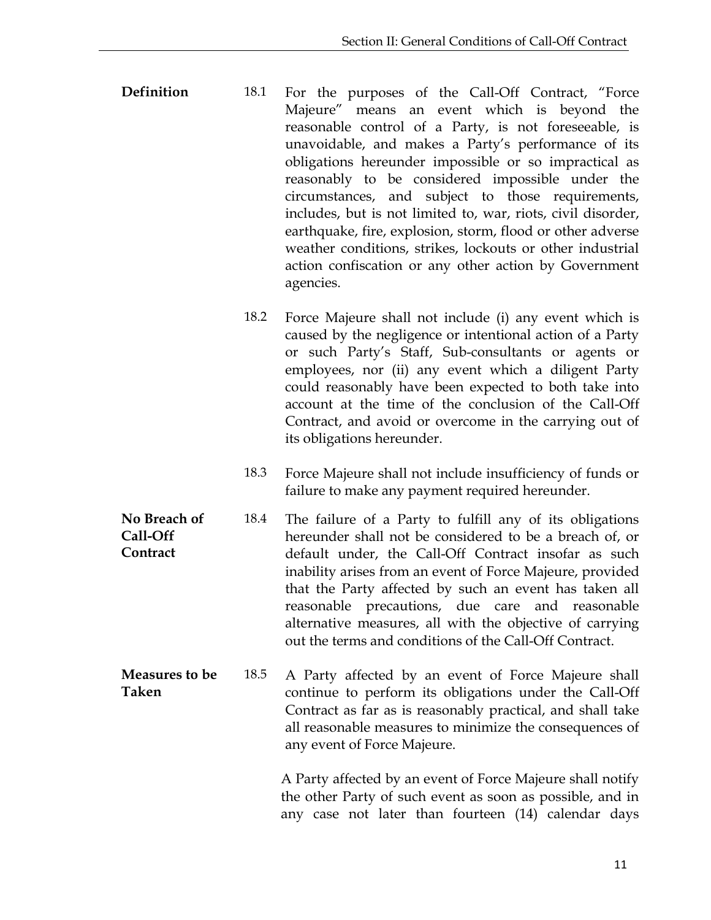**Definition**

18.1 For the purposes of the Call-Off Contract, "Force Majeure" means an event which is beyond the reasonable control of a Party, is not foreseeable, is unavoidable, and makes a Party's performance of its obligations hereunder impossible or so impractical as reasonably to be considered impossible under the circumstances, and subject to those requirements, includes, but is not limited to, war, riots, civil disorder, earthquake, fire, explosion, storm, flood or other adverse weather conditions, strikes, lockouts or other industrial action confiscation or any other action by Government agencies.

18.2 Force Majeure shall not include (i) any event which is caused by the negligence or intentional action of a Party or such Party's Staff, Sub-consultants or agents or employees, nor (ii) any event which a diligent Party could reasonably have been expected to both take into account at the time of the conclusion of the Call-Off Contract, and avoid or overcome in the carrying out of its obligations hereunder.

18.3 Force Majeure shall not include insufficiency of funds or failure to make any payment required hereunder.

**No Breach of Call-Off Contract**

18.4 The failure of a Party to fulfill any of its obligations hereunder shall not be considered to be a breach of, or default under, the Call-Off Contract insofar as such inability arises from an event of Force Majeure, provided that the Party affected by such an event has taken all reasonable precautions, due care and reasonable alternative measures, all with the objective of carrying out the terms and conditions of the Call-Off Contract.

**Measures to be Taken**

18.5 A Party affected by an event of Force Majeure shall continue to perform its obligations under the Call-Off Contract as far as is reasonably practical, and shall take all reasonable measures to minimize the consequences of any event of Force Majeure.

A Party affected by an event of Force Majeure shall notify the other Party of such event as soon as possible, and in any case not later than fourteen (14) calendar days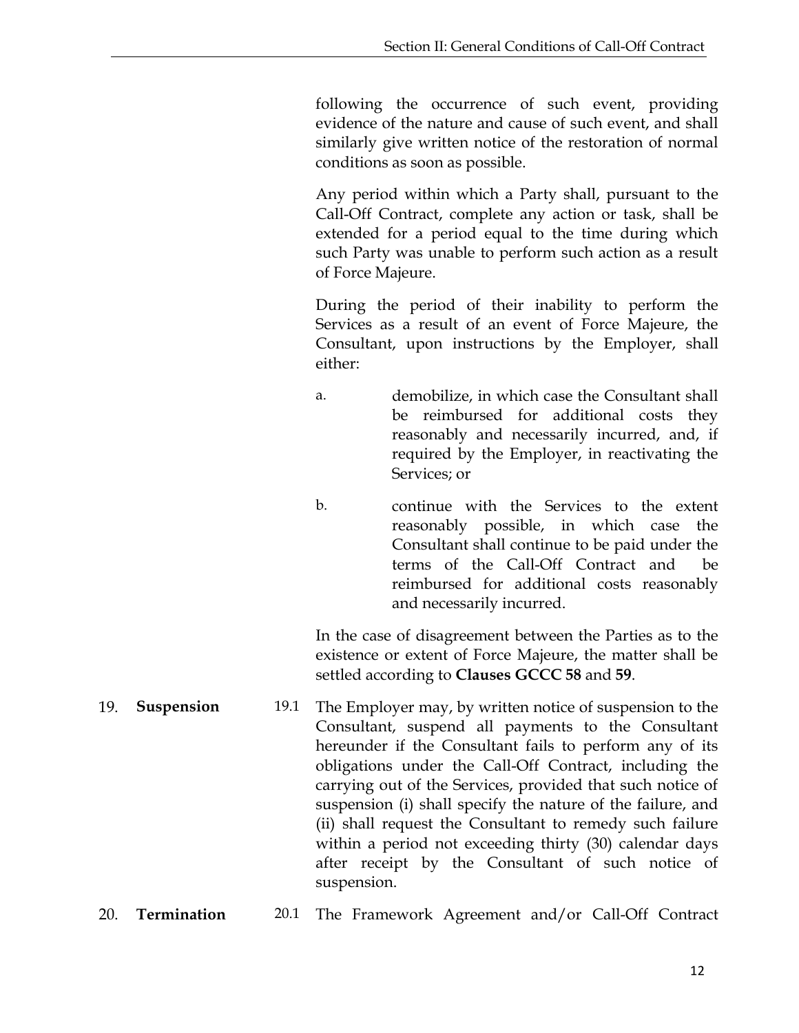following the occurrence of such event, providing evidence of the nature and cause of such event, and shall similarly give written notice of the restoration of normal conditions as soon as possible.

Any period within which a Party shall, pursuant to the Call-Off Contract, complete any action or task, shall be extended for a period equal to the time during which such Party was unable to perform such action as a result of Force Majeure.

During the period of their inability to perform the Services as a result of an event of Force Majeure, the Consultant, upon instructions by the Employer, shall either:

a. demobilize, in which case the Consultant shall be reimbursed for additional costs they reasonably and necessarily incurred, and, if required by the Employer, in reactivating the Services; or

b. continue with the Services to the extent reasonably possible, in which case the Consultant shall continue to be paid under the terms of the Call-Off Contract and be reimbursed for additional costs reasonably and necessarily incurred.

In the case of disagreement between the Parties as to the existence or extent of Force Majeure, the matter shall be settled according to **Clauses GCCC 58** and **59**.

## 19. Suspension

19.1 The Employer may, by written notice of suspension to the Consultant, suspend all payments to the Consultant hereunder if the Consultant fails to perform any of its obligations under the Call-Off Contract, including the carrying out of the Services, provided that such notice of suspension (i) shall specify the nature of the failure, and (ii) shall request the Consultant to remedy such failure within a period not exceeding thirty (30) calendar days after receipt by the Consultant of such notice of suspension.

## 20. Termination

20.1 The Framework Agreement and/or Call-Off Contract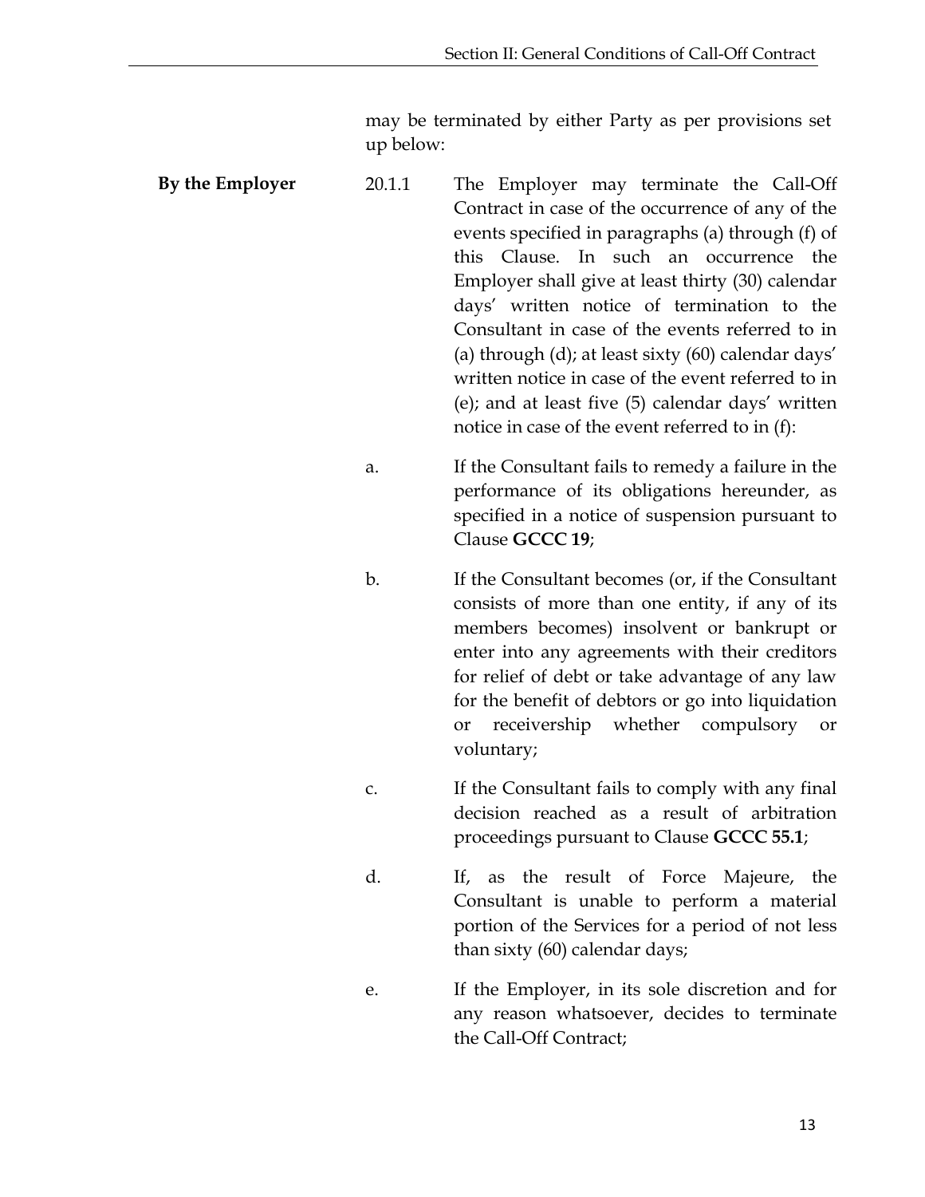may be terminated by either Party as per provisions set up below:

**By the Employer**

20.1.1 The Employer may terminate the Call-Off Contract in case of the occurrence of any of the events specified in paragraphs (a) through (f) of this Clause. In such an occurrence the Employer shall give at least thirty (30) calendar days' written notice of termination to the Consultant in case of the events referred to in (a) through (d); at least sixty (60) calendar days' written notice in case of the event referred to in (e); and at least five (5) calendar days' written notice in case of the event referred to in (f):

a. If the Consultant fails to remedy a failure in the performance of its obligations hereunder, as specified in a notice of suspension pursuant to Clause **GCCC 19**;

b. If the Consultant becomes (or, if the Consultant consists of more than one entity, if any of its members becomes) insolvent or bankrupt or enter into any agreements with their creditors for relief of debt or take advantage of any law for the benefit of debtors or go into liquidation or receivership whether compulsory or voluntary;

c. If the Consultant fails to comply with any final decision reached as a result of arbitration proceedings pursuant to Clause **GCCC 55.1**;

d. If, as the result of Force Majeure, the Consultant is unable to perform a material portion of the Services for a period of not less than sixty (60) calendar days;

e. If the Employer, in its sole discretion and for any reason whatsoever, decides to terminate the Call-Off Contract;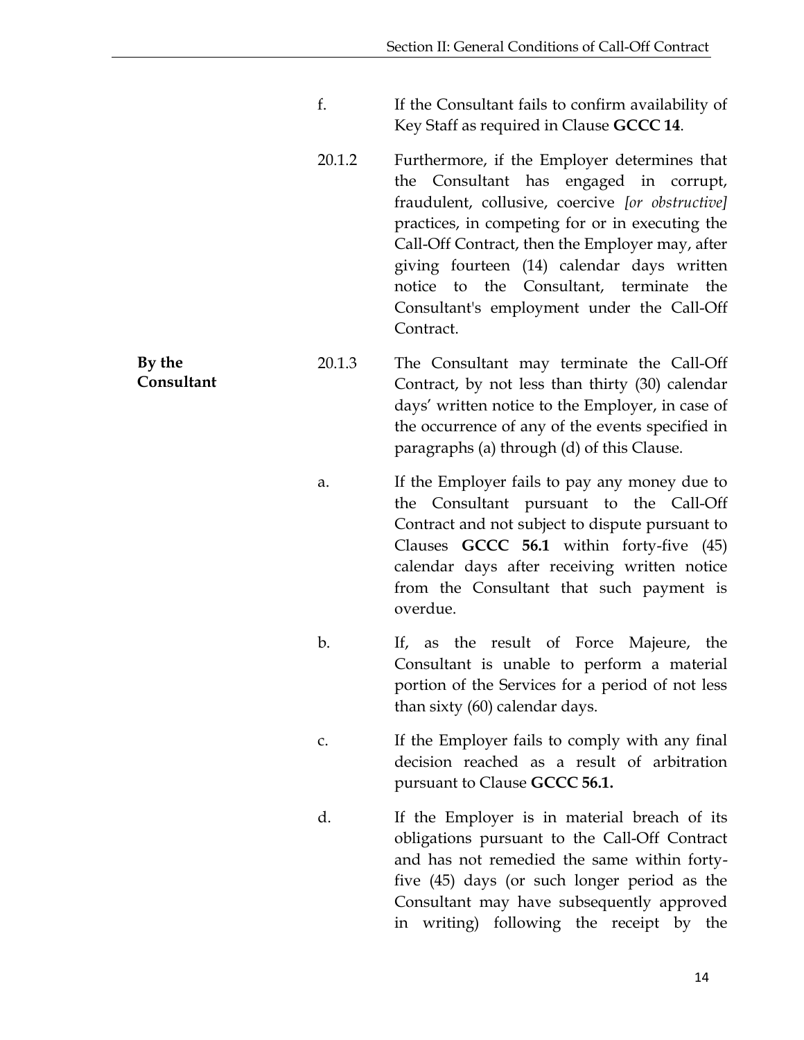f. If the Consultant fails to confirm availability of Key Staff as required in Clause **GCCC 14**.

20.1.2 Furthermore, if the Employer determines that the Consultant has engaged in corrupt, fraudulent, collusive, coercive *[or obstructive]* practices, in competing for or in executing the Call-Off Contract, then the Employer may, after giving fourteen (14) calendar days written notice to the Consultant, terminate the Consultant's employment under the Call-Off Contract.

**By the Consultant**

20.1.3 The Consultant may terminate the Call-Off Contract, by not less than thirty (30) calendar days' written notice to the Employer, in case of the occurrence of any of the events specified in paragraphs (a) through (d) of this Clause.

a. If the Employer fails to pay any money due to the Consultant pursuant to the Call-Off Contract and not subject to dispute pursuant to Clauses **GCCC 56.1** within forty-five (45) calendar days after receiving written notice from the Consultant that such payment is overdue.

b. If, as the result of Force Majeure, the Consultant is unable to perform a material portion of the Services for a period of not less than sixty (60) calendar days.

c. If the Employer fails to comply with any final decision reached as a result of arbitration pursuant to Clause **GCCC 56.1.**

d. If the Employer is in material breach of its obligations pursuant to the Call-Off Contract and has not remedied the same within forty-five (45) days (or such longer period as the Consultant may have subsequently approved in writing) following the receipt by the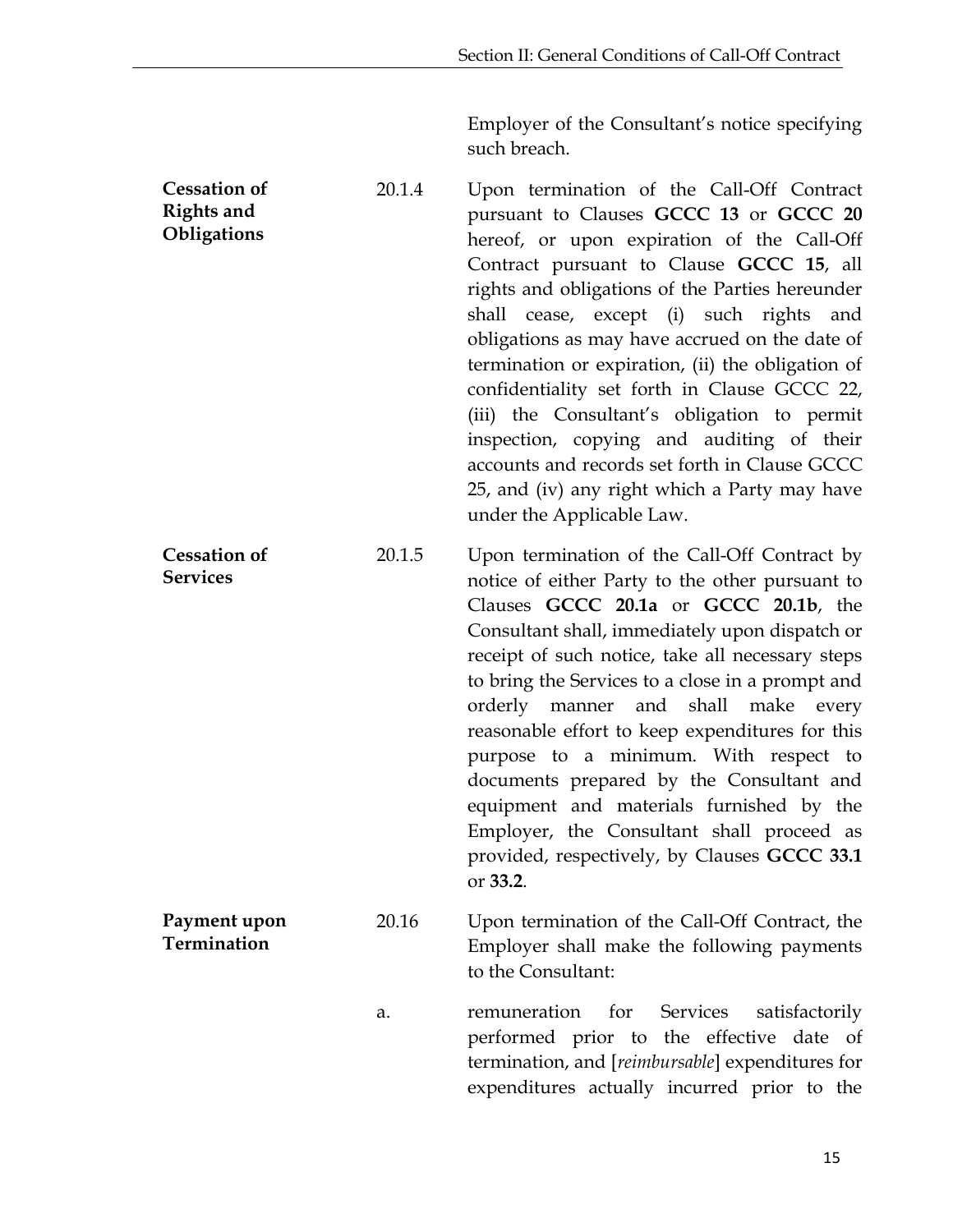Employer of the Consultant's notice specifying such breach.

**Cessation of Rights and Obligations**

20.1.4 Upon termination of the Call-Off Contract pursuant to Clauses **GCCC 13** or **GCCC 20** hereof, or upon expiration of the Call-Off Contract pursuant to Clause **GCCC 15**, all rights and obligations of the Parties hereunder shall cease, except (i) such rights and obligations as may have accrued on the date of termination or expiration, (ii) the obligation of confidentiality set forth in Clause GCCC 22, (iii) the Consultant's obligation to permit inspection, copying and auditing of their accounts and records set forth in Clause GCCC 25, and (iv) any right which a Party may have under the Applicable Law.

**Cessation of Services**

20.1.5 Upon termination of the Call-Off Contract by notice of either Party to the other pursuant to Clauses **GCCC 20.1a** or **GCCC 20.1b**, the Consultant shall, immediately upon dispatch or receipt of such notice, take all necessary steps to bring the Services to a close in a prompt and orderly manner and shall make every reasonable effort to keep expenditures for this purpose to a minimum. With respect to documents prepared by the Consultant and equipment and materials furnished by the Employer, the Consultant shall proceed as provided, respectively, by Clauses **GCCC 33.1** or **33.2**.

**Payment upon Termination**

20.16 Upon termination of the Call-Off Contract, the Employer shall make the following payments to the Consultant:

a. remuneration for Services satisfactorily performed prior to the effective date of termination, and [*reimbursable*] expenditures for expenditures actually incurred prior to the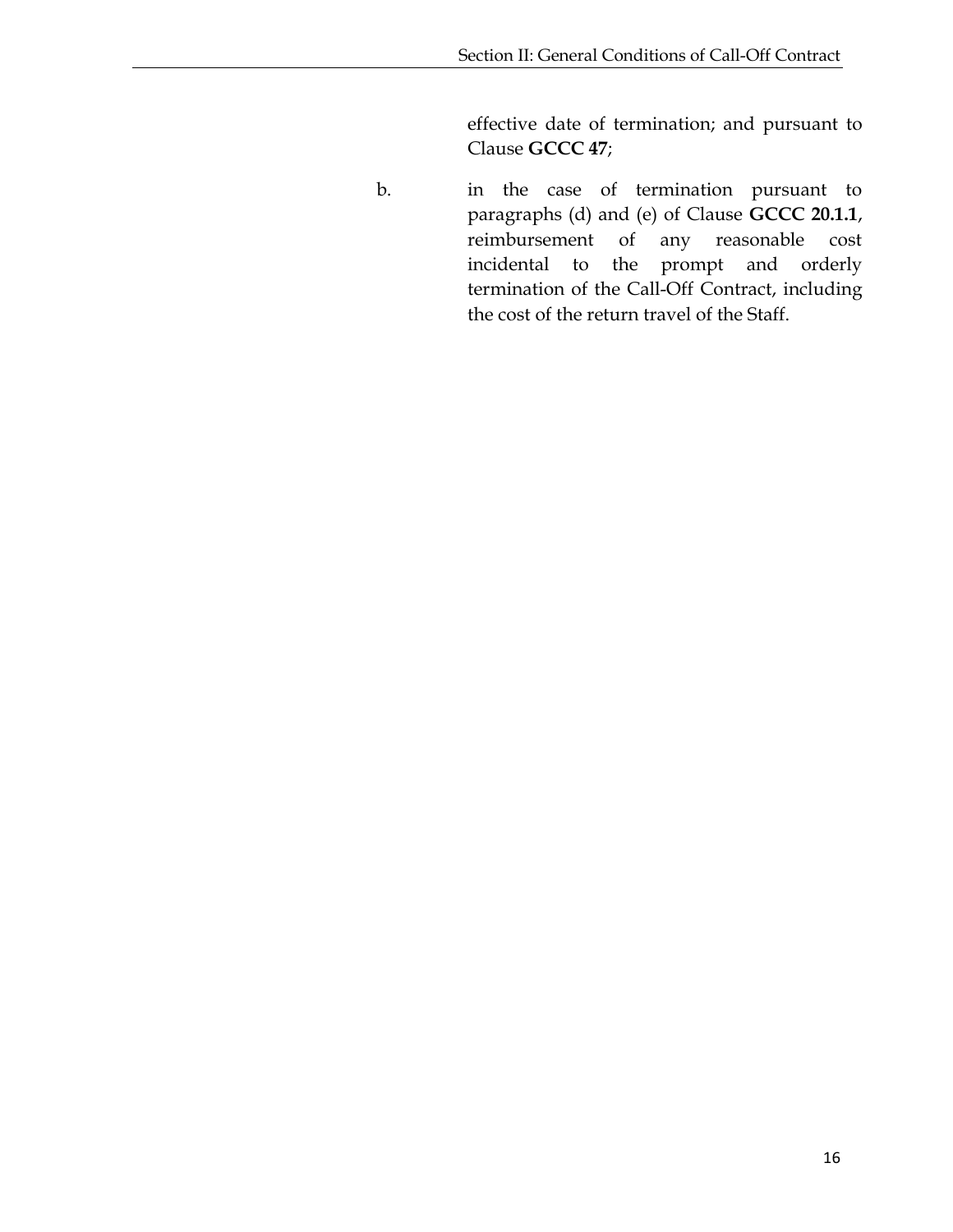effective date of termination; and pursuant to Clause **GCCC 47**;

b. in the case of termination pursuant to paragraphs (d) and (e) of Clause **GCCC 20.1.1**, reimbursement of any reasonable cost incidental to the prompt and orderly termination of the Call-Off Contract, including the cost of the return travel of the Staff.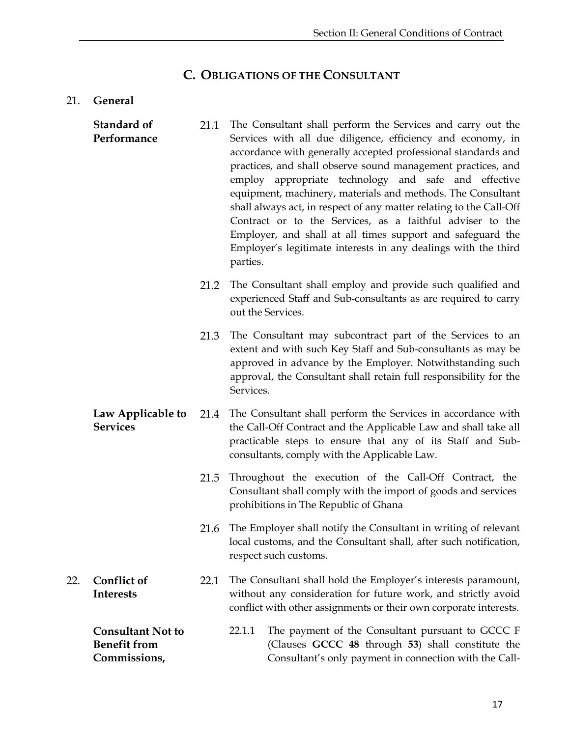## C. OBLIGATIONS OF THE CONSULTANT

### 21. General

**Standard of Performance**

21.1 The Consultant shall perform the Services and carry out the Services with all due diligence, efficiency and economy, in accordance with generally accepted professional standards and practices, and shall observe sound management practices, and employ appropriate technology and safe and effective equipment, machinery, materials and methods. The Consultant shall always act, in respect of any matter relating to the Call-Off Contract or to the Services, as a faithful adviser to the Employer, and shall at all times support and safeguard the Employer's legitimate interests in any dealings with the third parties.

21.2 The Consultant shall employ and provide such qualified and experienced Staff and Sub-consultants as are required to carry out the Services.

21.3 The Consultant may subcontract part of the Services to an extent and with such Key Staff and Sub-consultants as may be approved in advance by the Employer. Notwithstanding such approval, the Consultant shall retain full responsibility for the Services.

**Law Applicable to Services**

21.4 The Consultant shall perform the Services in accordance with the Call-Off Contract and the Applicable Law and shall take all practicable steps to ensure that any of its Staff and Sub-consultants, comply with the Applicable Law.

21.5 Throughout the execution of the Call-Off Contract, the Consultant shall comply with the import of goods and services prohibitions in The Republic of Ghana

21.6 The Employer shall notify the Consultant in writing of relevant local customs, and the Consultant shall, after such notification, respect such customs.

### 22. Conflict of Interests

22.1 The Consultant shall hold the Employer's interests paramount, without any consideration for future work, and strictly avoid conflict with other assignments or their own corporate interests.

**Consultant Not to Benefit from Commissions,**

22.1.1 The payment of the Consultant pursuant to GCCC F (Clauses **GCCC 48** through **53**) shall constitute the Consultant's only payment in connection with the Call-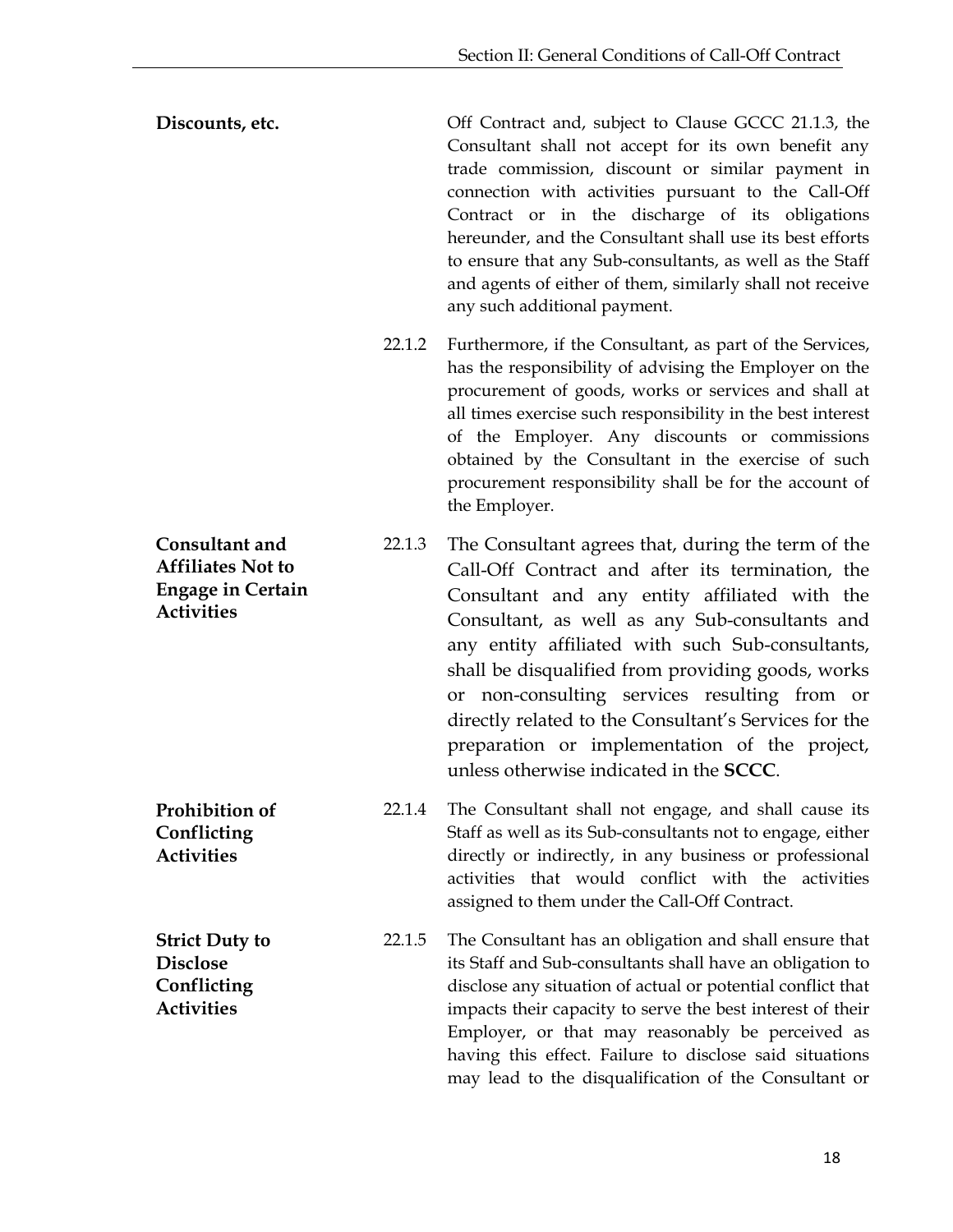**Discounts, etc.**

Off Contract and, subject to Clause GCCC 21.1.3, the Consultant shall not accept for its own benefit any trade commission, discount or similar payment in connection with activities pursuant to the Call-Off Contract or in the discharge of its obligations hereunder, and the Consultant shall use its best efforts to ensure that any Sub-consultants, as well as the Staff and agents of either of them, similarly shall not receive any such additional payment.

22.1.2 Furthermore, if the Consultant, as part of the Services, has the responsibility of advising the Employer on the procurement of goods, works or services and shall at all times exercise such responsibility in the best interest of the Employer. Any discounts or commissions obtained by the Consultant in the exercise of such procurement responsibility shall be for the account of the Employer.

**Consultant and Affiliates Not to Engage in Certain Activities**

22.1.3 The Consultant agrees that, during the term of the Call-Off Contract and after its termination, the Consultant and any entity affiliated with the Consultant, as well as any Sub-consultants and any entity affiliated with such Sub-consultants, shall be disqualified from providing goods, works or non-consulting services resulting from or directly related to the Consultant's Services for the preparation or implementation of the project, unless otherwise indicated in the **SCCC**.

**Prohibition of Conflicting Activities**

22.1.4 The Consultant shall not engage, and shall cause its Staff as well as its Sub-consultants not to engage, either directly or indirectly, in any business or professional activities that would conflict with the activities assigned to them under the Call-Off Contract.

**Strict Duty to Disclose Conflicting Activities**

22.1.5 The Consultant has an obligation and shall ensure that its Staff and Sub-consultants shall have an obligation to disclose any situation of actual or potential conflict that impacts their capacity to serve the best interest of their Employer, or that may reasonably be perceived as having this effect. Failure to disclose said situations may lead to the disqualification of the Consultant or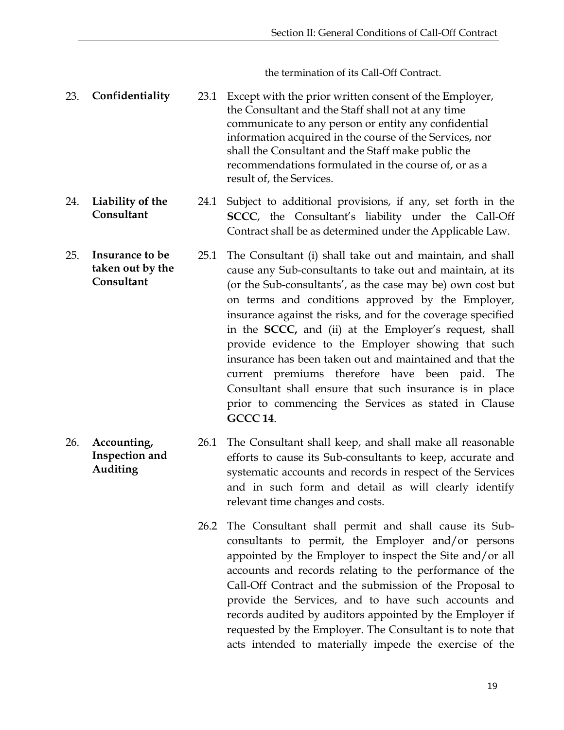the termination of its Call-Off Contract.

**23. Confidentiality**

23.1 Except with the prior written consent of the Employer, the Consultant and the Staff shall not at any time communicate to any person or entity any confidential information acquired in the course of the Services, nor shall the Consultant and the Staff make public the recommendations formulated in the course of, or as a result of, the Services.

**24. Liability of the Consultant**

24.1 Subject to additional provisions, if any, set forth in the **SCCC**, the Consultant's liability under the Call-Off Contract shall be as determined under the Applicable Law.

**25. Insurance to be taken out by the Consultant**

25.1 The Consultant (i) shall take out and maintain, and shall cause any Sub-consultants to take out and maintain, at its (or the Sub-consultants', as the case may be) own cost but on terms and conditions approved by the Employer, insurance against the risks, and for the coverage specified in the **SCCC,** and (ii) at the Employer's request, shall provide evidence to the Employer showing that such insurance has been taken out and maintained and that the current premiums therefore have been paid. The Consultant shall ensure that such insurance is in place prior to commencing the Services as stated in Clause **GCCC 14**.

**26. Accounting, Inspection and Auditing**

26.1 The Consultant shall keep, and shall make all reasonable efforts to cause its Sub-consultants to keep, accurate and systematic accounts and records in respect of the Services and in such form and detail as will clearly identify relevant time changes and costs.

26.2 The Consultant shall permit and shall cause its Sub-consultants to permit, the Employer and/or persons appointed by the Employer to inspect the Site and/or all accounts and records relating to the performance of the Call-Off Contract and the submission of the Proposal to provide the Services, and to have such accounts and records audited by auditors appointed by the Employer if requested by the Employer. The Consultant is to note that acts intended to materially impede the exercise of the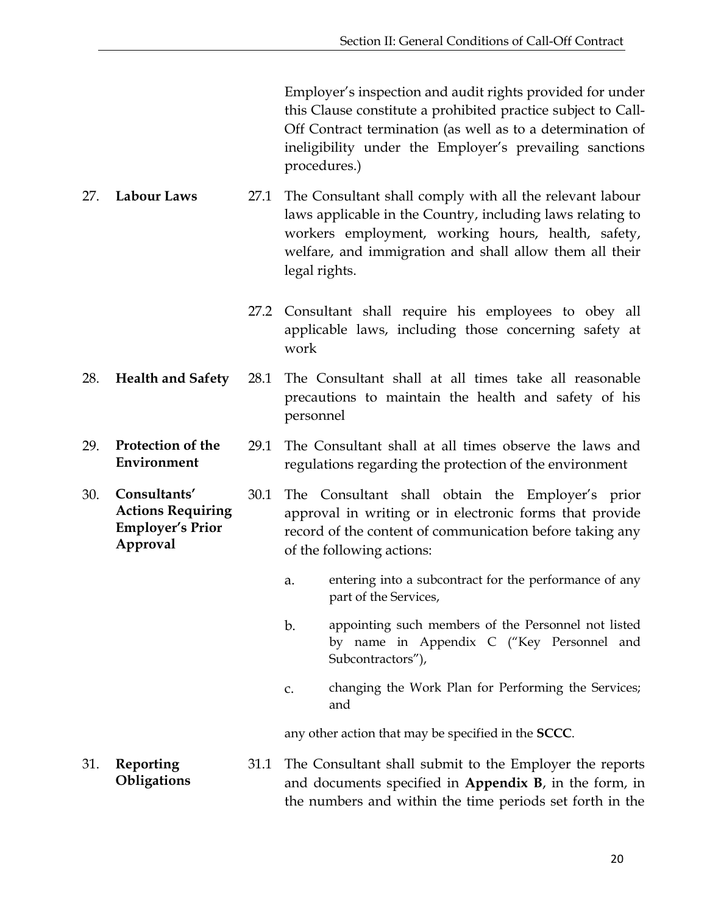Employer's inspection and audit rights provided for under this Clause constitute a prohibited practice subject to Call-Off Contract termination (as well as to a determination of ineligibility under the Employer's prevailing sanctions procedures.)

**27. Labour Laws**

27.1 The Consultant shall comply with all the relevant labour laws applicable in the Country, including laws relating to workers employment, working hours, health, safety, welfare, and immigration and shall allow them all their legal rights.

27.2 Consultant shall require his employees to obey all applicable laws, including those concerning safety at work

**28. Health and Safety**

28.1 The Consultant shall at all times take all reasonable precautions to maintain the health and safety of his personnel

**29. Protection of the Environment**

29.1 The Consultant shall at all times observe the laws and regulations regarding the protection of the environment

**30. Consultants' Actions Requiring Employer's Prior Approval**

30.1 The Consultant shall obtain the Employer's prior approval in writing or in electronic forms that provide record of the content of communication before taking any of the following actions:

a. entering into a subcontract for the performance of any part of the Services,

b. appointing such members of the Personnel not listed by name in Appendix C ("Key Personnel and Subcontractors"),

c. changing the Work Plan for Performing the Services; and

any other action that may be specified in the **SCCC**.

**31. Reporting Obligations**

31.1 The Consultant shall submit to the Employer the reports and documents specified in **Appendix B**, in the form, in the numbers and within the time periods set forth in the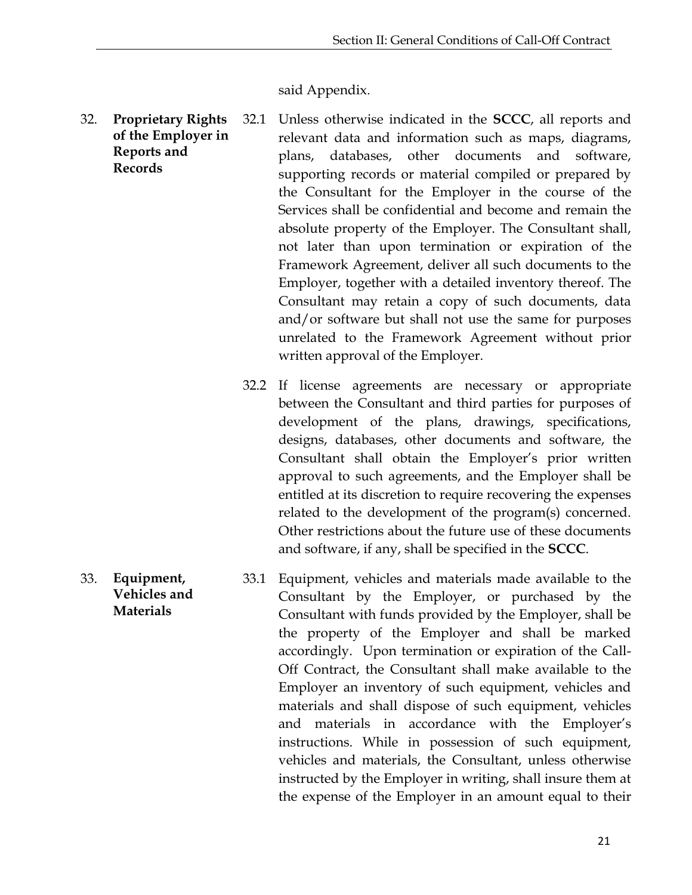said Appendix.

**32. Proprietary Rights of the Employer in Reports and Records**

32.1 Unless otherwise indicated in the **SCCC**, all reports and relevant data and information such as maps, diagrams, plans, databases, other documents and software, supporting records or material compiled or prepared by the Consultant for the Employer in the course of the Services shall be confidential and become and remain the absolute property of the Employer. The Consultant shall, not later than upon termination or expiration of the Framework Agreement, deliver all such documents to the Employer, together with a detailed inventory thereof. The Consultant may retain a copy of such documents, data and/or software but shall not use the same for purposes unrelated to the Framework Agreement without prior written approval of the Employer.

32.2 If license agreements are necessary or appropriate between the Consultant and third parties for purposes of development of the plans, drawings, specifications, designs, databases, other documents and software, the Consultant shall obtain the Employer's prior written approval to such agreements, and the Employer shall be entitled at its discretion to require recovering the expenses related to the development of the program(s) concerned. Other restrictions about the future use of these documents and software, if any, shall be specified in the **SCCC**.

**33. Equipment, Vehicles and Materials**

33.1 Equipment, vehicles and materials made available to the Consultant by the Employer, or purchased by the Consultant with funds provided by the Employer, shall be the property of the Employer and shall be marked accordingly. Upon termination or expiration of the Call-Off Contract, the Consultant shall make available to the Employer an inventory of such equipment, vehicles and materials and shall dispose of such equipment, vehicles and materials in accordance with the Employer's instructions. While in possession of such equipment, vehicles and materials, the Consultant, unless otherwise instructed by the Employer in writing, shall insure them at the expense of the Employer in an amount equal to their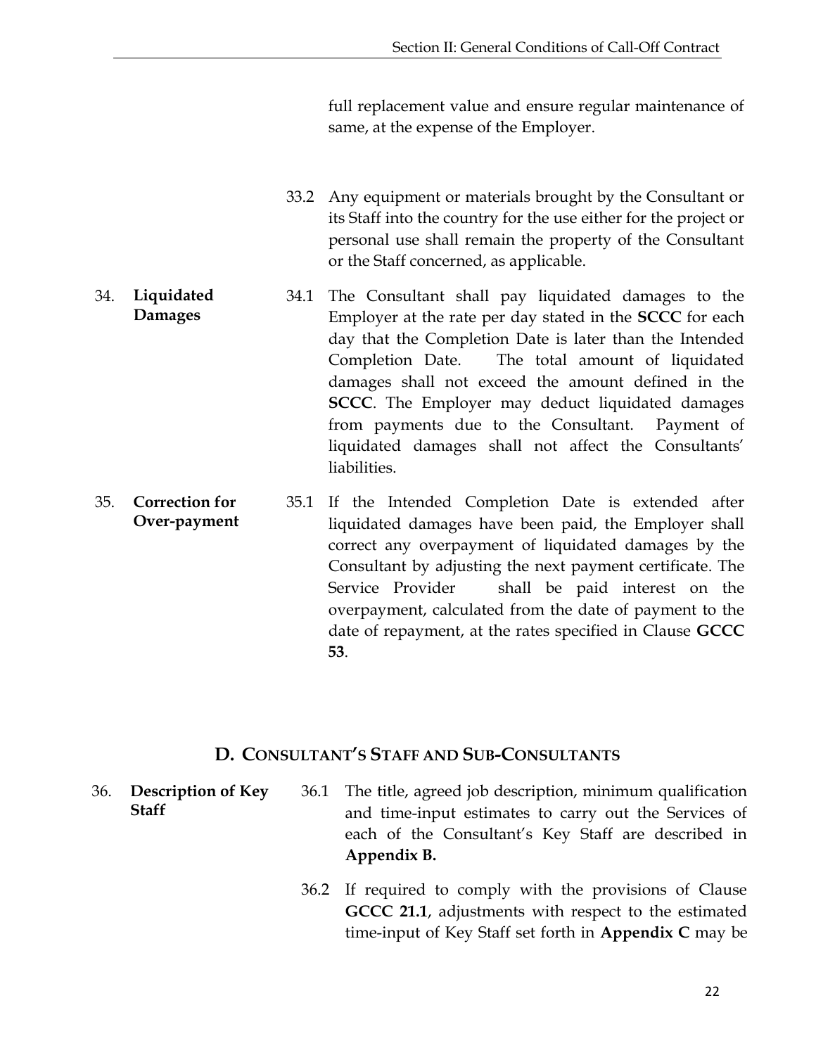full replacement value and ensure regular maintenance of same, at the expense of the Employer.

33.2 Any equipment or materials brought by the Consultant or its Staff into the country for the use either for the project or personal use shall remain the property of the Consultant or the Staff concerned, as applicable.

**34. Liquidated Damages**

34.1 The Consultant shall pay liquidated damages to the Employer at the rate per day stated in the **SCCC** for each day that the Completion Date is later than the Intended Completion Date. The total amount of liquidated damages shall not exceed the amount defined in the **SCCC**. The Employer may deduct liquidated damages from payments due to the Consultant. Payment of liquidated damages shall not affect the Consultants' liabilities.

**35. Correction for Over-payment**

35.1 If the Intended Completion Date is extended after liquidated damages have been paid, the Employer shall correct any overpayment of liquidated damages by the Consultant by adjusting the next payment certificate. The Service Provider shall be paid interest on the overpayment, calculated from the date of payment to the date of repayment, at the rates specified in Clause **GCCC 53**.

## D. CONSULTANT'S STAFF AND SUB-CONSULTANTS

**36. Description of Key Staff**

36.1 The title, agreed job description, minimum qualification and time-input estimates to carry out the Services of each of the Consultant's Key Staff are described in **Appendix B.**

36.2 If required to comply with the provisions of Clause **GCCC 21.1**, adjustments with respect to the estimated time-input of Key Staff set forth in **Appendix C** may be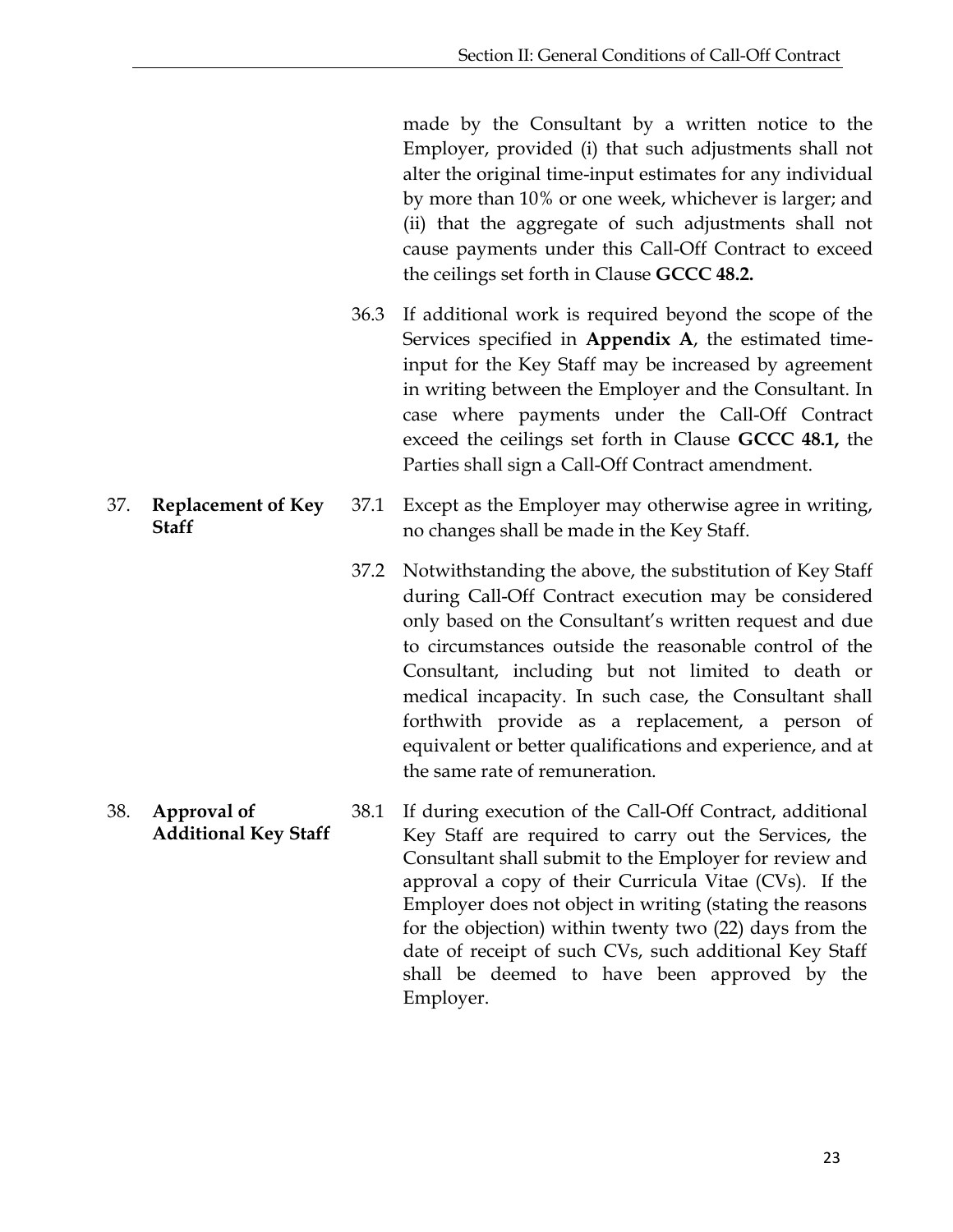made by the Consultant by a written notice to the Employer, provided (i) that such adjustments shall not alter the original time-input estimates for any individual by more than 10% or one week, whichever is larger; and (ii) that the aggregate of such adjustments shall not cause payments under this Call-Off Contract to exceed the ceilings set forth in Clause **GCCC 48.2.**

36.3 If additional work is required beyond the scope of the Services specified in **Appendix A**, the estimated time-input for the Key Staff may be increased by agreement in writing between the Employer and the Consultant. In case where payments under the Call-Off Contract exceed the ceilings set forth in Clause **GCCC 48.1,** the Parties shall sign a Call-Off Contract amendment.

## 37. Replacement of Key Staff

37.1 Except as the Employer may otherwise agree in writing, no changes shall be made in the Key Staff.

37.2 Notwithstanding the above, the substitution of Key Staff during Call-Off Contract execution may be considered only based on the Consultant's written request and due to circumstances outside the reasonable control of the Consultant, including but not limited to death or medical incapacity. In such case, the Consultant shall forthwith provide as a replacement, a person of equivalent or better qualifications and experience, and at the same rate of remuneration.

## 38. Approval of Additional Key Staff

38.1 If during execution of the Call-Off Contract, additional Key Staff are required to carry out the Services, the Consultant shall submit to the Employer for review and approval a copy of their Curricula Vitae (CVs). If the Employer does not object in writing (stating the reasons for the objection) within twenty two (22) days from the date of receipt of such CVs, such additional Key Staff shall be deemed to have been approved by the Employer.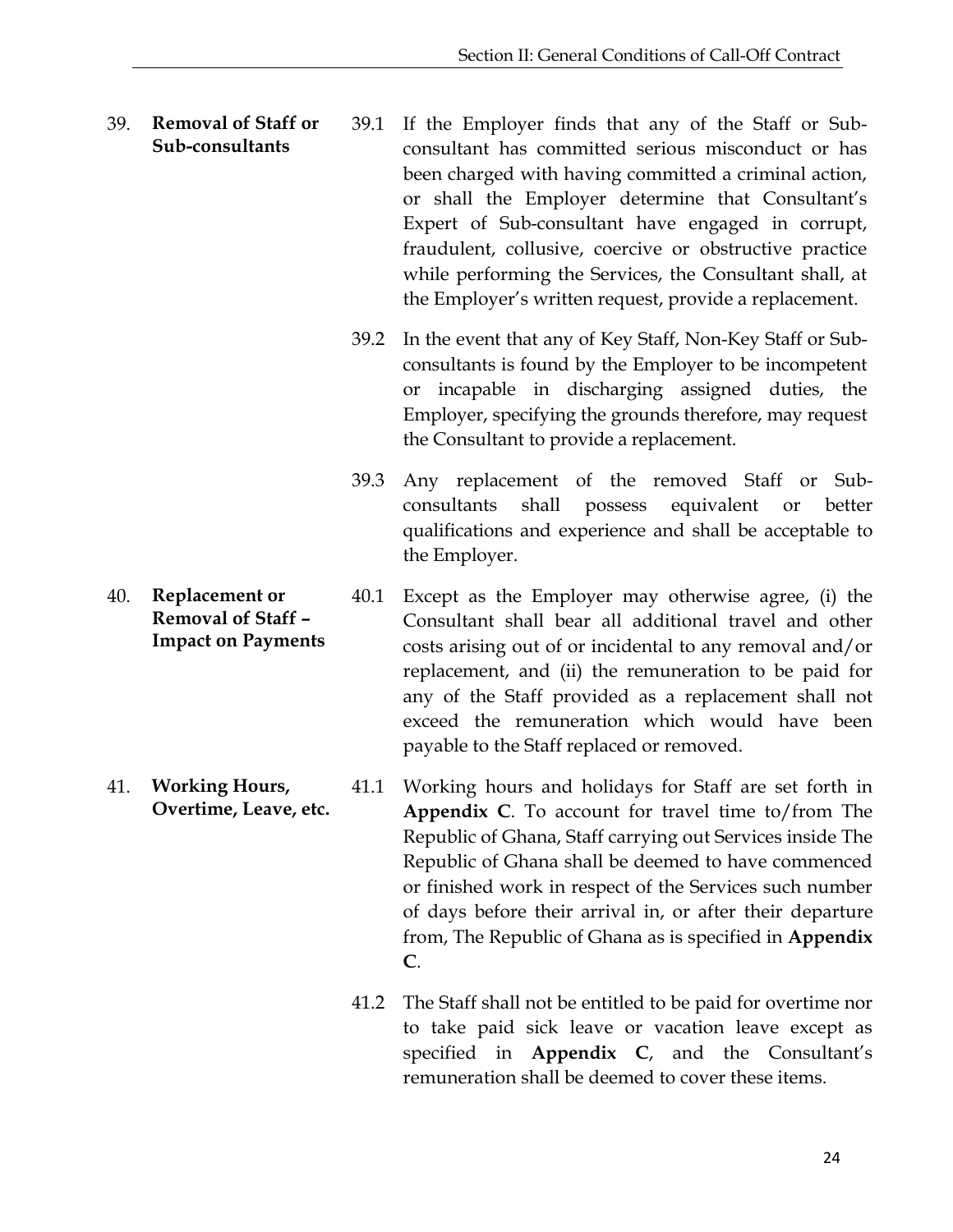## 39. Removal of Staff or Sub-consultants

39.1 If the Employer finds that any of the Staff or Sub-consultant has committed serious misconduct or has been charged with having committed a criminal action, or shall the Employer determine that Consultant's Expert of Sub-consultant have engaged in corrupt, fraudulent, collusive, coercive or obstructive practice while performing the Services, the Consultant shall, at the Employer's written request, provide a replacement.

39.2 In the event that any of Key Staff, Non-Key Staff or Sub-consultants is found by the Employer to be incompetent or incapable in discharging assigned duties, the Employer, specifying the grounds therefore, may request the Consultant to provide a replacement.

39.3 Any replacement of the removed Staff or Sub-consultants shall possess equivalent or better qualifications and experience and shall be acceptable to the Employer.

## 40. Replacement or Removal of Staff – Impact on Payments

40.1 Except as the Employer may otherwise agree, (i) the Consultant shall bear all additional travel and other costs arising out of or incidental to any removal and/or replacement, and (ii) the remuneration to be paid for any of the Staff provided as a replacement shall not exceed the remuneration which would have been payable to the Staff replaced or removed.

## 41. Working Hours, Overtime, Leave, etc.

41.1 Working hours and holidays for Staff are set forth in **Appendix C**. To account for travel time to/from The Republic of Ghana, Staff carrying out Services inside The Republic of Ghana shall be deemed to have commenced or finished work in respect of the Services such number of days before their arrival in, or after their departure from, The Republic of Ghana as is specified in **Appendix C**.

41.2 The Staff shall not be entitled to be paid for overtime nor to take paid sick leave or vacation leave except as specified in **Appendix C**, and the Consultant's remuneration shall be deemed to cover these items.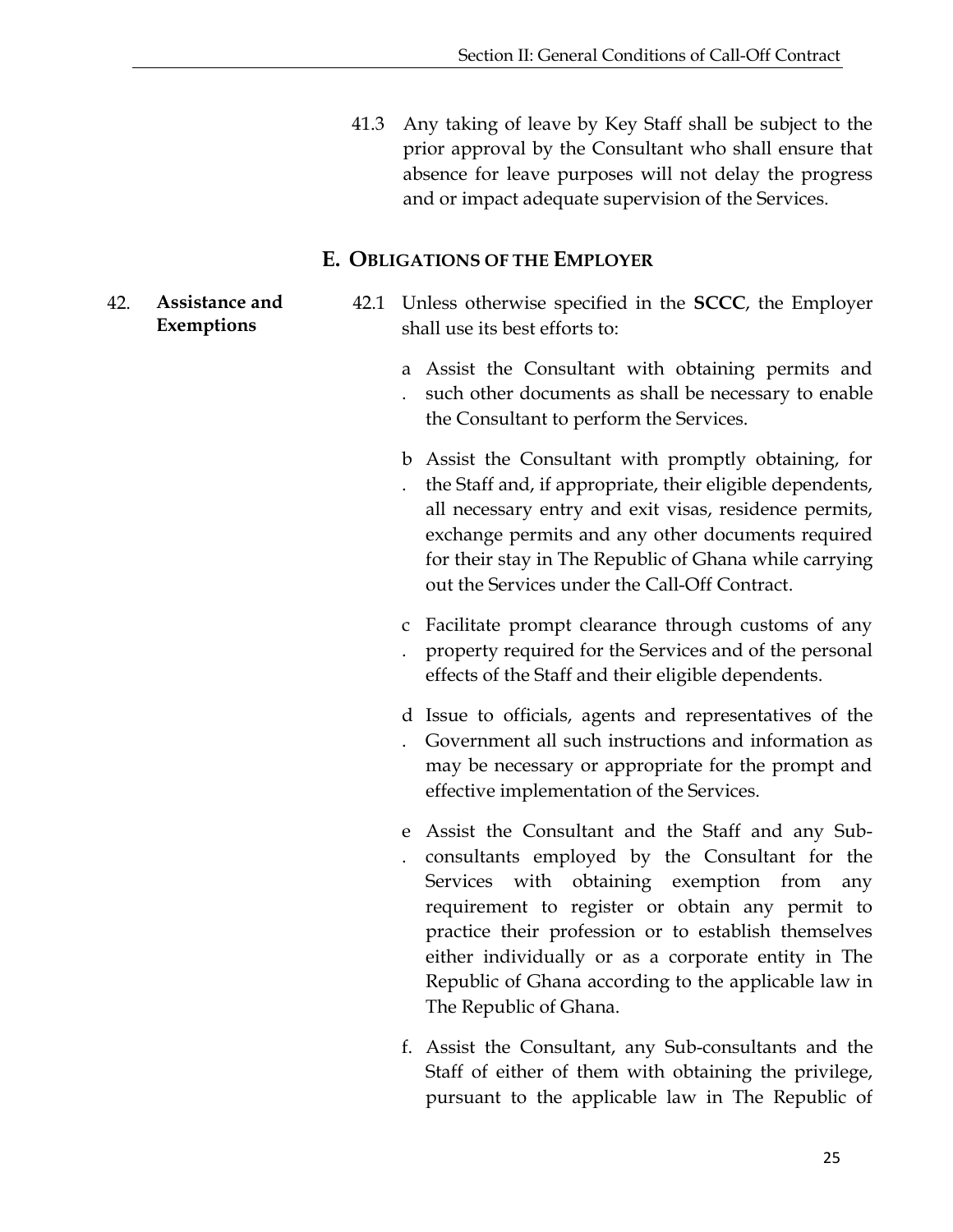41.3 Any taking of leave by Key Staff shall be subject to the prior approval by the Consultant who shall ensure that absence for leave purposes will not delay the progress and or impact adequate supervision of the Services.

## E. Obligations of the Employer

**42. Assistance and Exemptions**

42.1 Unless otherwise specified in the **SCCC**, the Employer shall use its best efforts to:

a. Assist the Consultant with obtaining permits and such other documents as shall be necessary to enable the Consultant to perform the Services.

b. Assist the Consultant with promptly obtaining, for the Staff and, if appropriate, their eligible dependents, all necessary entry and exit visas, residence permits, exchange permits and any other documents required for their stay in The Republic of Ghana while carrying out the Services under the Call-Off Contract.

c. Facilitate prompt clearance through customs of any property required for the Services and of the personal effects of the Staff and their eligible dependents.

d. Issue to officials, agents and representatives of the Government all such instructions and information as may be necessary or appropriate for the prompt and effective implementation of the Services.

e. Assist the Consultant and the Staff and any Sub-consultants employed by the Consultant for the Services with obtaining exemption from any requirement to register or obtain any permit to practice their profession or to establish themselves either individually or as a corporate entity in The Republic of Ghana according to the applicable law in The Republic of Ghana.

f. Assist the Consultant, any Sub-consultants and the Staff of either of them with obtaining the privilege, pursuant to the applicable law in The Republic of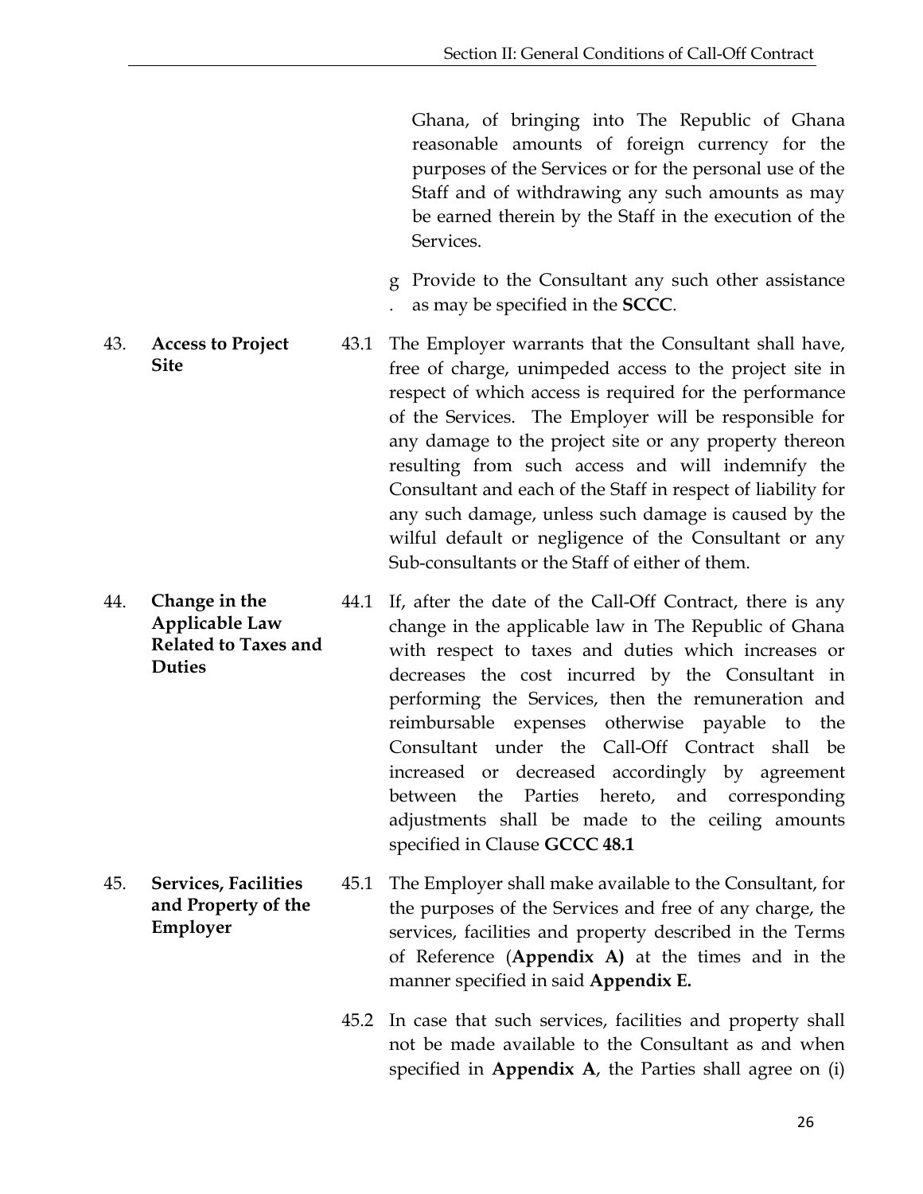Ghana, of bringing into The Republic of Ghana reasonable amounts of foreign currency for the purposes of the Services or for the personal use of the Staff and of withdrawing any such amounts as may be earned therein by the Staff in the execution of the Services.

g. Provide to the Consultant any such other assistance as may be specified in the **SCCC**.

## 43. Access to Project Site

43.1 The Employer warrants that the Consultant shall have, free of charge, unimpeded access to the project site in respect of which access is required for the performance of the Services. The Employer will be responsible for any damage to the project site or any property thereon resulting from such access and will indemnify the Consultant and each of the Staff in respect of liability for any such damage, unless such damage is caused by the wilful default or negligence of the Consultant or any Sub-consultants or the Staff of either of them.

## 44. Change in the Applicable Law Related to Taxes and Duties

44.1 If, after the date of the Call-Off Contract, there is any change in the applicable law in The Republic of Ghana with respect to taxes and duties which increases or decreases the cost incurred by the Consultant in performing the Services, then the remuneration and reimbursable expenses otherwise payable to the Consultant under the Call-Off Contract shall be increased or decreased accordingly by agreement between the Parties hereto, and corresponding adjustments shall be made to the ceiling amounts specified in Clause **GCCC 48.1**

## 45. Services, Facilities and Property of the Employer

45.1 The Employer shall make available to the Consultant, for the purposes of the Services and free of any charge, the services, facilities and property described in the Terms of Reference (**Appendix A)** at the times and in the manner specified in said **Appendix E.**

45.2 In case that such services, facilities and property shall not be made available to the Consultant as and when specified in **Appendix A**, the Parties shall agree on (i)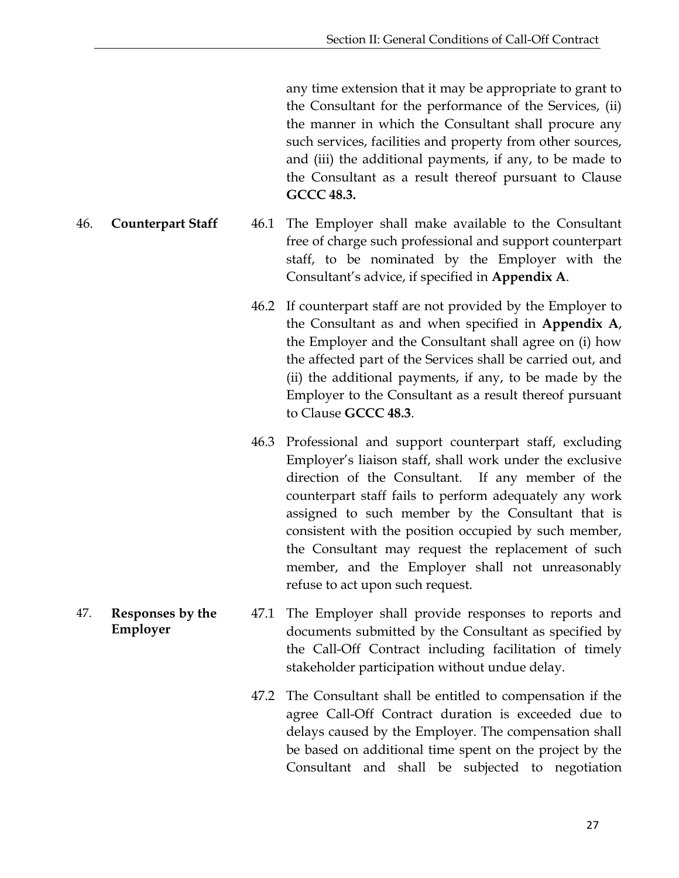any time extension that it may be appropriate to grant to the Consultant for the performance of the Services, (ii) the manner in which the Consultant shall procure any such services, facilities and property from other sources, and (iii) the additional payments, if any, to be made to the Consultant as a result thereof pursuant to Clause **GCCC 48.3.**

46. **Counterpart Staff**

46.1 The Employer shall make available to the Consultant free of charge such professional and support counterpart staff, to be nominated by the Employer with the Consultant's advice, if specified in **Appendix A**.

46.2 If counterpart staff are not provided by the Employer to the Consultant as and when specified in **Appendix A**, the Employer and the Consultant shall agree on (i) how the affected part of the Services shall be carried out, and (ii) the additional payments, if any, to be made by the Employer to the Consultant as a result thereof pursuant to Clause **GCCC 48.3**.

46.3 Professional and support counterpart staff, excluding Employer's liaison staff, shall work under the exclusive direction of the Consultant. If any member of the counterpart staff fails to perform adequately any work assigned to such member by the Consultant that is consistent with the position occupied by such member, the Consultant may request the replacement of such member, and the Employer shall not unreasonably refuse to act upon such request.

47. **Responses by the Employer**

47.1 The Employer shall provide responses to reports and documents submitted by the Consultant as specified by the Call-Off Contract including facilitation of timely stakeholder participation without undue delay.

47.2 The Consultant shall be entitled to compensation if the agree Call-Off Contract duration is exceeded due to delays caused by the Employer. The compensation shall be based on additional time spent on the project by the Consultant and shall be subjected to negotiation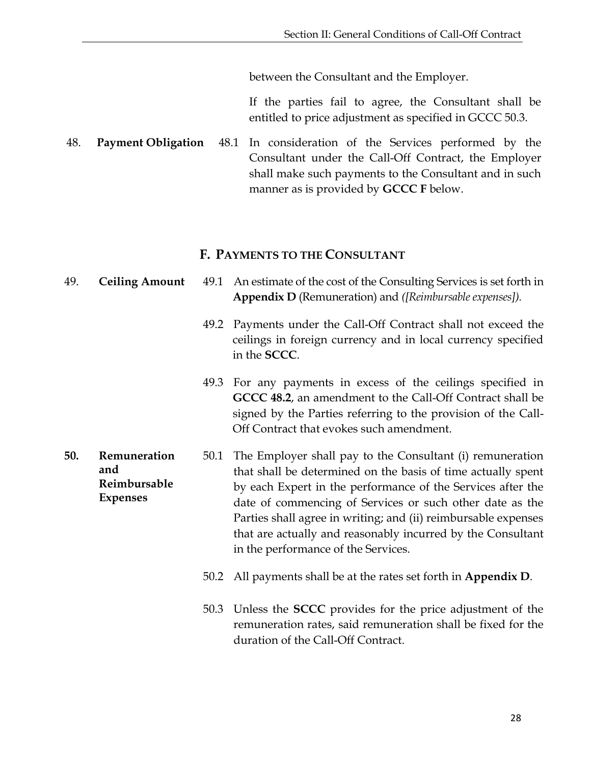between the Consultant and the Employer.

If the parties fail to agree, the Consultant shall be entitled to price adjustment as specified in GCCC 50.3.

48. **Payment Obligation**

48.1 In consideration of the Services performed by the Consultant under the Call-Off Contract, the Employer shall make such payments to the Consultant and in such manner as is provided by **GCCC F** below.

## F. Payments to the Consultant

49. **Ceiling Amount**

49.1 An estimate of the cost of the Consulting Services is set forth in **Appendix D** (Remuneration) and *([Reimbursable expenses]).*

49.2 Payments under the Call-Off Contract shall not exceed the ceilings in foreign currency and in local currency specified in the **SCCC**.

49.3 For any payments in excess of the ceilings specified in **GCCC 48.2**, an amendment to the Call-Off Contract shall be signed by the Parties referring to the provision of the Call-Off Contract that evokes such amendment.

**50. Remuneration and Reimbursable Expenses**

50.1 The Employer shall pay to the Consultant (i) remuneration that shall be determined on the basis of time actually spent by each Expert in the performance of the Services after the date of commencing of Services or such other date as the Parties shall agree in writing; and (ii) reimbursable expenses that are actually and reasonably incurred by the Consultant in the performance of the Services.

50.2 All payments shall be at the rates set forth in **Appendix D**.

50.3 Unless the **SCCC** provides for the price adjustment of the remuneration rates, said remuneration shall be fixed for the duration of the Call-Off Contract.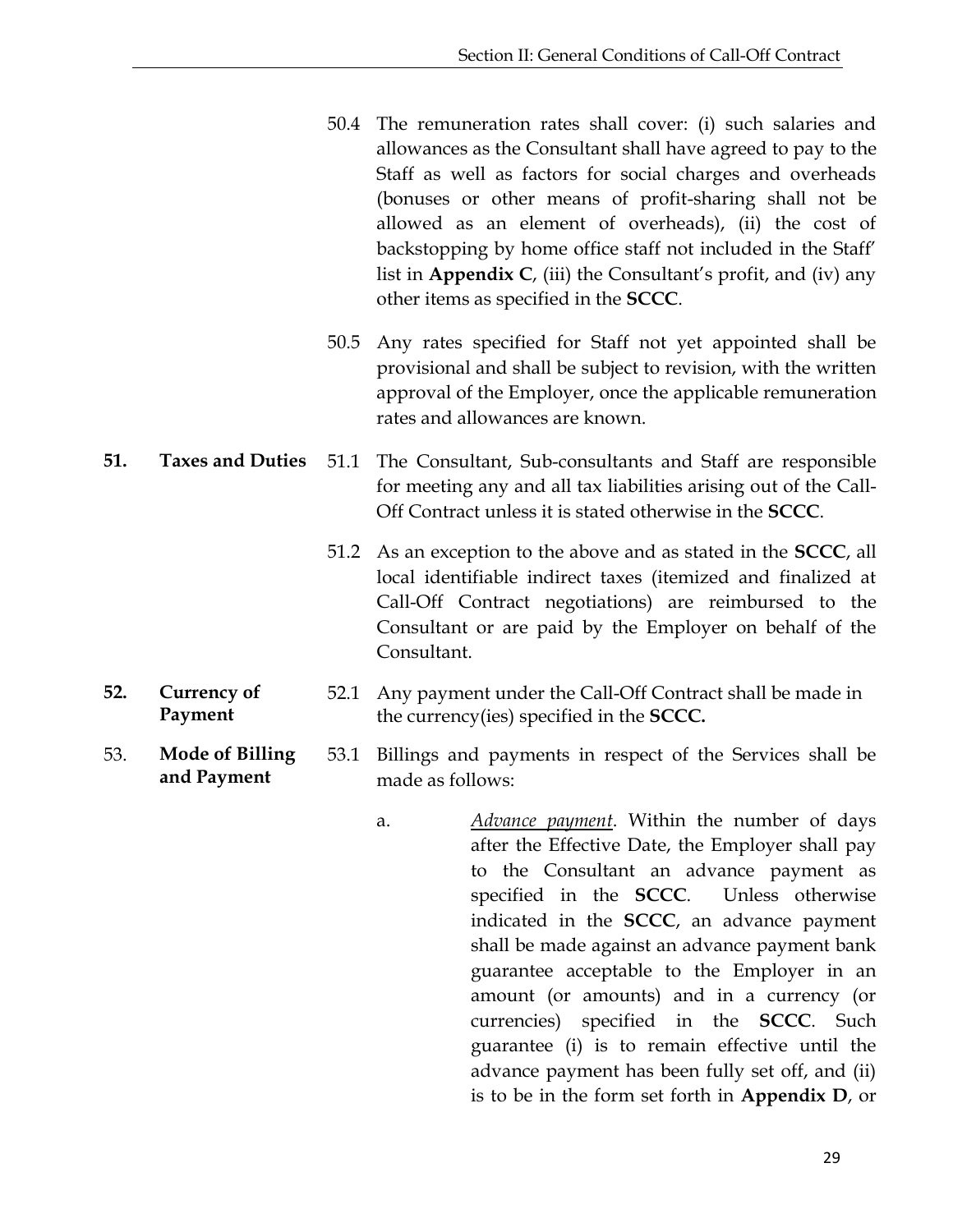50.4 The remuneration rates shall cover: (i) such salaries and allowances as the Consultant shall have agreed to pay to the Staff as well as factors for social charges and overheads (bonuses or other means of profit-sharing shall not be allowed as an element of overheads), (ii) the cost of backstopping by home office staff not included in the Staff' list in **Appendix C**, (iii) the Consultant's profit, and (iv) any other items as specified in the **SCCC**.

50.5 Any rates specified for Staff not yet appointed shall be provisional and shall be subject to revision, with the written approval of the Employer, once the applicable remuneration rates and allowances are known.

**51. Taxes and Duties**

51.1 The Consultant, Sub-consultants and Staff are responsible for meeting any and all tax liabilities arising out of the Call-Off Contract unless it is stated otherwise in the **SCCC**.

51.2 As an exception to the above and as stated in the **SCCC**, all local identifiable indirect taxes (itemized and finalized at Call-Off Contract negotiations) are reimbursed to the Consultant or are paid by the Employer on behalf of the Consultant.

**52. Currency of Payment**

52.1 Any payment under the Call-Off Contract shall be made in the currency(ies) specified in the **SCCC.**

53. **Mode of Billing and Payment**

53.1 Billings and payments in respect of the Services shall be made as follows:

a. *Advance payment*. Within the number of days after the Effective Date, the Employer shall pay to the Consultant an advance payment as specified in the **SCCC**. Unless otherwise indicated in the **SCCC**, an advance payment shall be made against an advance payment bank guarantee acceptable to the Employer in an amount (or amounts) and in a currency (or currencies) specified in the **SCCC**. Such guarantee (i) is to remain effective until the advance payment has been fully set off, and (ii) is to be in the form set forth in **Appendix D**, or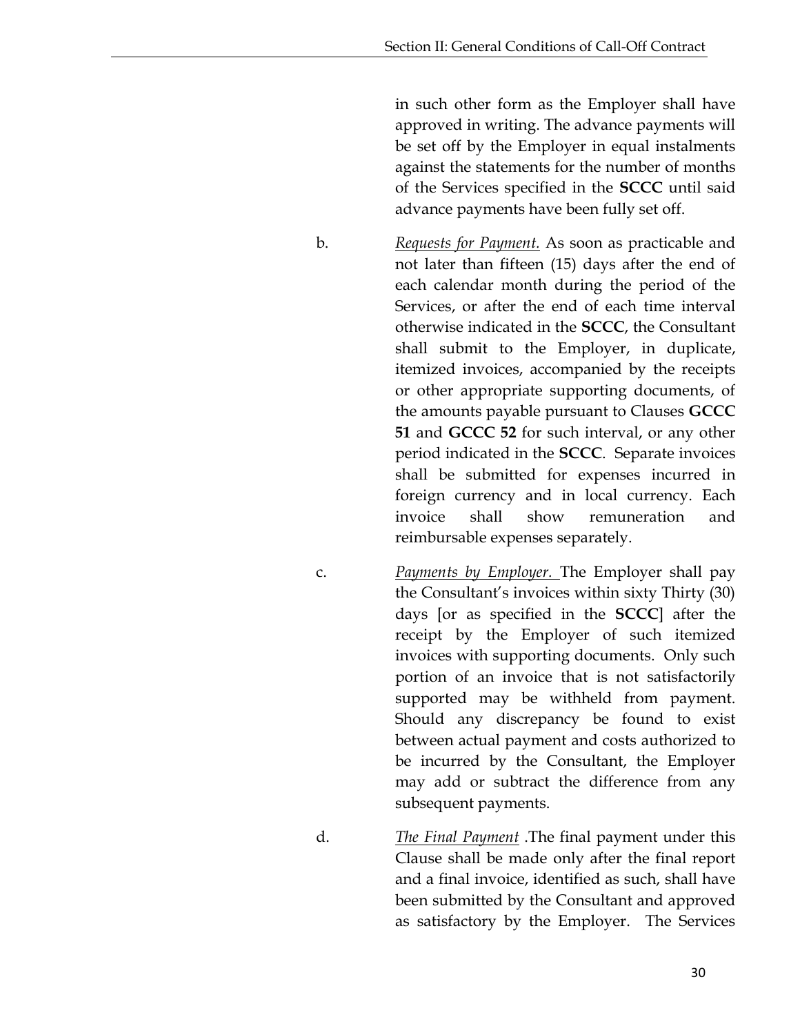in such other form as the Employer shall have approved in writing. The advance payments will be set off by the Employer in equal instalments against the statements for the number of months of the Services specified in the **SCCC** until said advance payments have been fully set off.

b. *Requests for Payment.* As soon as practicable and not later than fifteen (15) days after the end of each calendar month during the period of the Services, or after the end of each time interval otherwise indicated in the **SCCC**, the Consultant shall submit to the Employer, in duplicate, itemized invoices, accompanied by the receipts or other appropriate supporting documents, of the amounts payable pursuant to Clauses **GCCC 51** and **GCCC 52** for such interval, or any other period indicated in the **SCCC**. Separate invoices shall be submitted for expenses incurred in foreign currency and in local currency. Each invoice shall show remuneration and reimbursable expenses separately.

c. *Payments by Employer.* The Employer shall pay the Consultant's invoices within sixty Thirty (30) days [or as specified in the **SCCC**] after the receipt by the Employer of such itemized invoices with supporting documents. Only such portion of an invoice that is not satisfactorily supported may be withheld from payment. Should any discrepancy be found to exist between actual payment and costs authorized to be incurred by the Consultant, the Employer may add or subtract the difference from any subsequent payments.

d. *The Final Payment* .The final payment under this Clause shall be made only after the final report and a final invoice, identified as such, shall have been submitted by the Consultant and approved as satisfactory by the Employer. The Services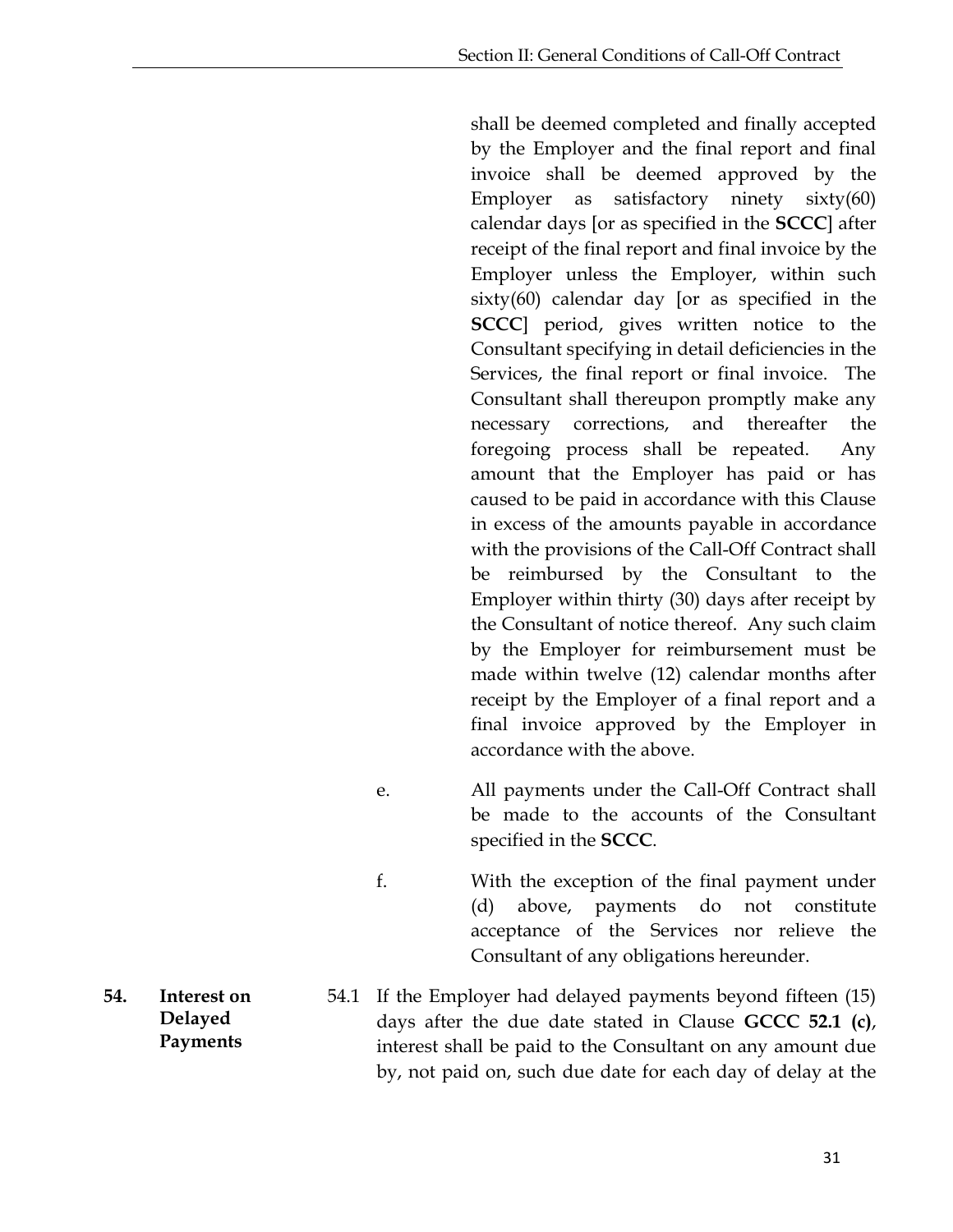shall be deemed completed and finally accepted by the Employer and the final report and final invoice shall be deemed approved by the Employer as satisfactory ninety sixty(60) calendar days [or as specified in the **SCCC**] after receipt of the final report and final invoice by the Employer unless the Employer, within such sixty(60) calendar day [or as specified in the **SCCC**] period, gives written notice to the Consultant specifying in detail deficiencies in the Services, the final report or final invoice. The Consultant shall thereupon promptly make any necessary corrections, and thereafter the foregoing process shall be repeated. Any amount that the Employer has paid or has caused to be paid in accordance with this Clause in excess of the amounts payable in accordance with the provisions of the Call-Off Contract shall be reimbursed by the Consultant to the Employer within thirty (30) days after receipt by the Consultant of notice thereof. Any such claim by the Employer for reimbursement must be made within twelve (12) calendar months after receipt by the Employer of a final report and a final invoice approved by the Employer in accordance with the above.

e. All payments under the Call-Off Contract shall be made to the accounts of the Consultant specified in the **SCCC**.

f. With the exception of the final payment under (d) above, payments do not constitute acceptance of the Services nor relieve the Consultant of any obligations hereunder.

**54. Interest on Delayed Payments**

54.1 If the Employer had delayed payments beyond fifteen (15) days after the due date stated in Clause **GCCC 52.1 (c)**, interest shall be paid to the Consultant on any amount due by, not paid on, such due date for each day of delay at the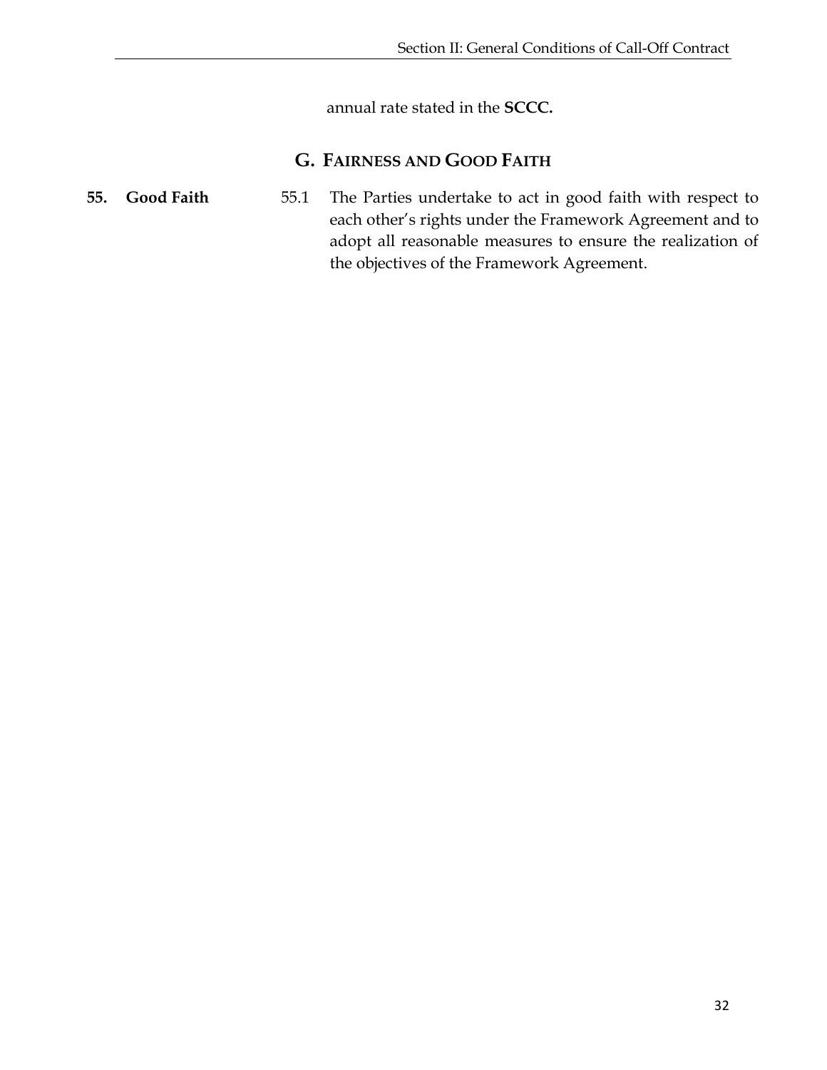annual rate stated in the **SCCC.**

## G. Fairness and Good Faith

**55. Good Faith**

55.1 The Parties undertake to act in good faith with respect to each other's rights under the Framework Agreement and to adopt all reasonable measures to ensure the realization of the objectives of the Framework Agreement.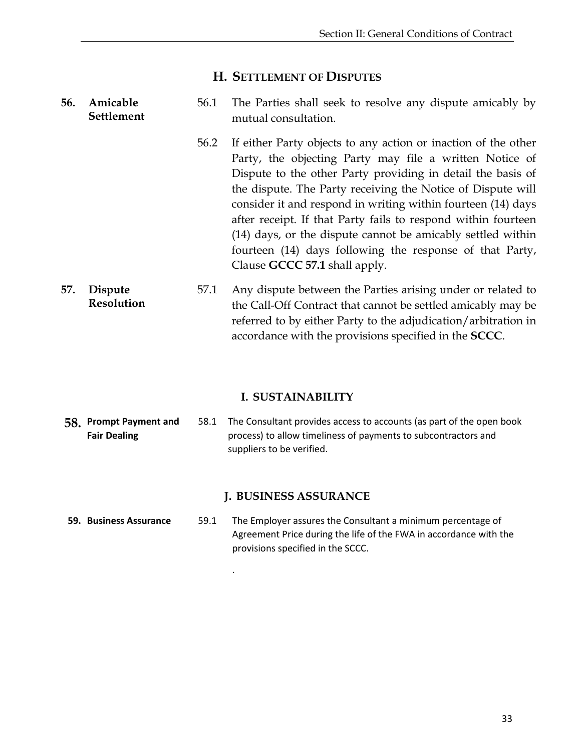## H. SETTLEMENT OF DISPUTES

**56. Amicable Settlement**

56.1 The Parties shall seek to resolve any dispute amicably by mutual consultation.

56.2 If either Party objects to any action or inaction of the other Party, the objecting Party may file a written Notice of Dispute to the other Party providing in detail the basis of the dispute. The Party receiving the Notice of Dispute will consider it and respond in writing within fourteen (14) days after receipt. If that Party fails to respond within fourteen (14) days, or the dispute cannot be amicably settled within fourteen (14) days following the response of that Party, Clause **GCCC 57.1** shall apply.

**57. Dispute Resolution**

57.1 Any dispute between the Parties arising under or related to the Call-Off Contract that cannot be settled amicably may be referred to by either Party to the adjudication/arbitration in accordance with the provisions specified in the **SCCC**.

## I. SUSTAINABILITY

**58. Prompt Payment and Fair Dealing**

58.1 The Consultant provides access to accounts (as part of the open book process) to allow timeliness of payments to subcontractors and suppliers to be verified.

## J. BUSINESS ASSURANCE

**59. Business Assurance**

59.1 The Employer assures the Consultant a minimum percentage of Agreement Price during the life of the FWA in accordance with the provisions specified in the SCCC.

.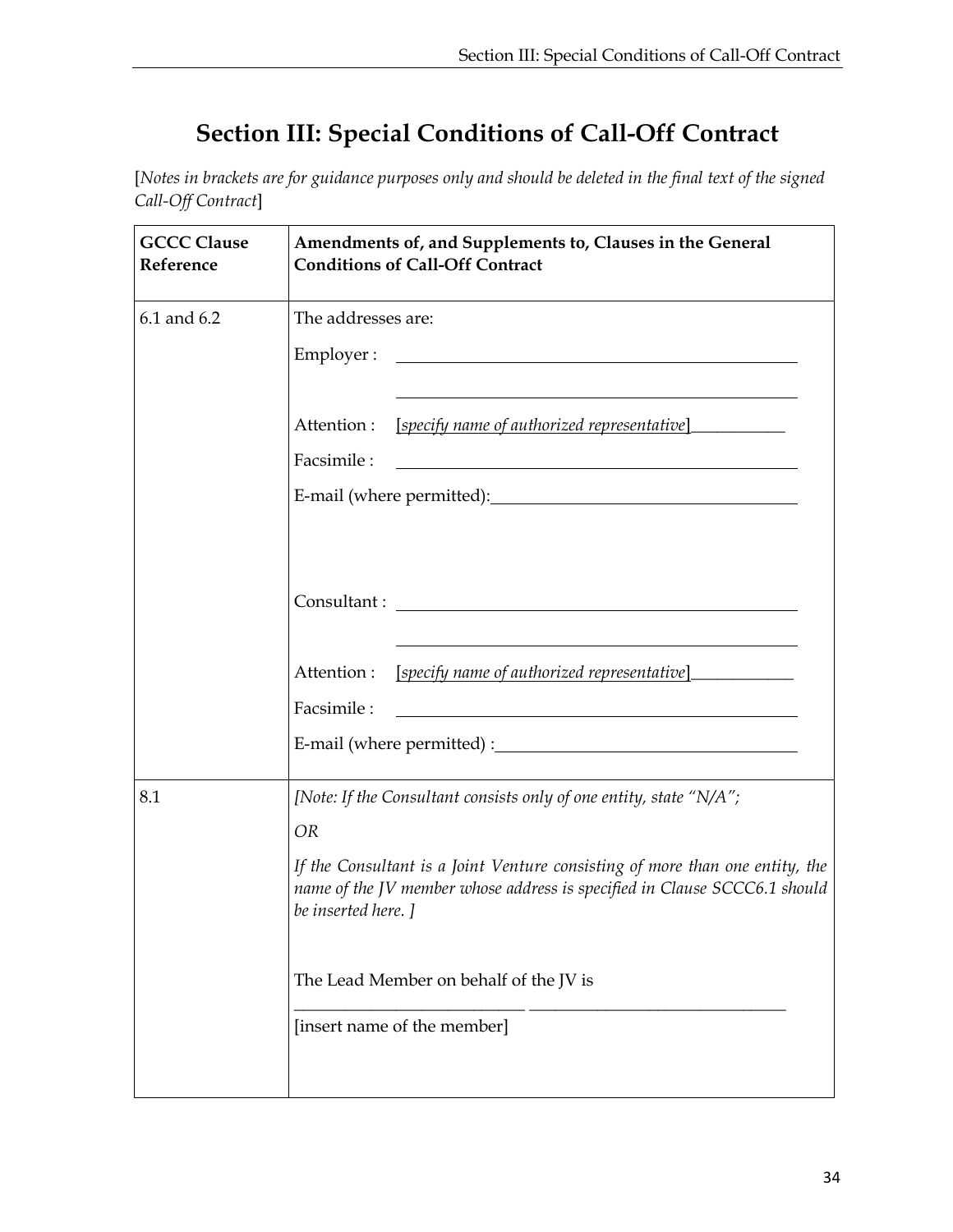# Section III: Special Conditions of Call-Off Contract

[*Notes in brackets are for guidance purposes only and should be deleted in the final text of the signed Call-Off Contract*]

| GCCC Clause Reference | Amendments of, and Supplements to, Clauses in the General Conditions of Call-Off Contract |
|---|---|
| 6.1 and 6.2 | The addresses are:<br><br>Employer : ______________________________<br>______________________________<br><br>Attention : [*specify name of authorized representative*]___________<br><br>Facsimile : ______________________________<br><br>E-mail (where permitted):______________________________<br><br><br>Consultant : ______________________________<br>______________________________<br><br>Attention : [*specify name of authorized representative*]____________<br><br>Facsimile : ______________________________<br><br>E-mail (where permitted) :______________________________ |
| 8.1 | *[Note: If the Consultant consists only of one entity, state "N/A";*<br><br>*OR*<br><br>*If the Consultant is a Joint Venture consisting of more than one entity, the name of the JV member whose address is specified in Clause SCCC6.1 should be inserted here. ]*<br><br>The Lead Member on behalf of the JV is<br>___________________________ ______________________________<br>[insert name of the member] |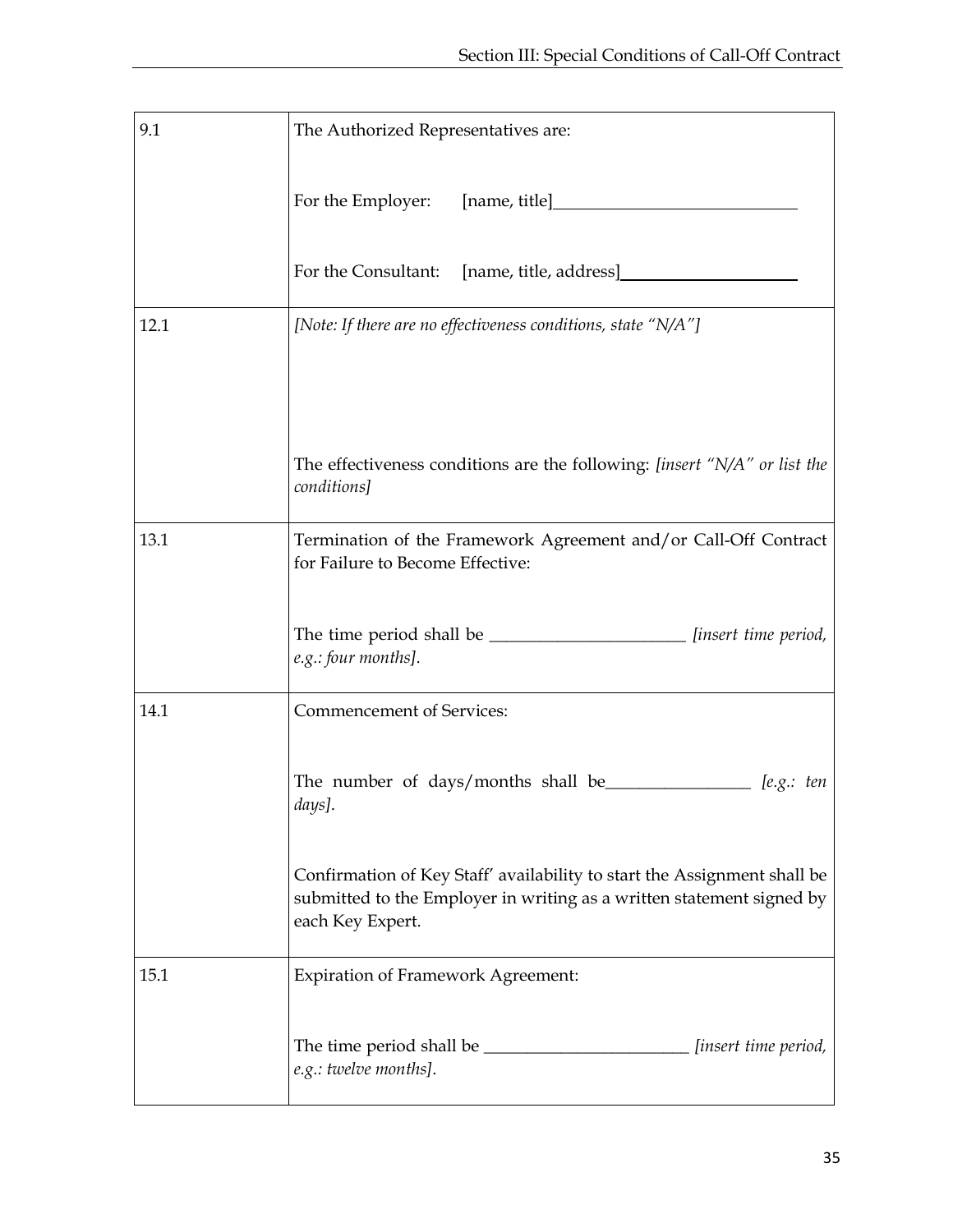| | |
|---|---|
| 9.1 | The Authorized Representatives are:<br><br>For the Employer: [name, title]____________________________<br><br>For the Consultant: [name, title, address]____________________ |
| 12.1 | *[Note: If there are no effectiveness conditions, state "N/A"]*<br><br>The effectiveness conditions are the following: *[insert "N/A" or list the conditions]* |
| 13.1 | Termination of the Framework Agreement and/or Call-Off Contract for Failure to Become Effective:<br><br>The time period shall be _______________________ *[insert time period, e.g.: four months]*. |
| 14.1 | Commencement of Services:<br><br>The number of days/months shall be_________________ *[e.g.: ten days]*.<br><br>Confirmation of Key Staff' availability to start the Assignment shall be submitted to the Employer in writing as a written statement signed by each Key Expert. |
| 15.1 | Expiration of Framework Agreement:<br><br>The time period shall be ________________________ *[insert time period, e.g.: twelve months]*. |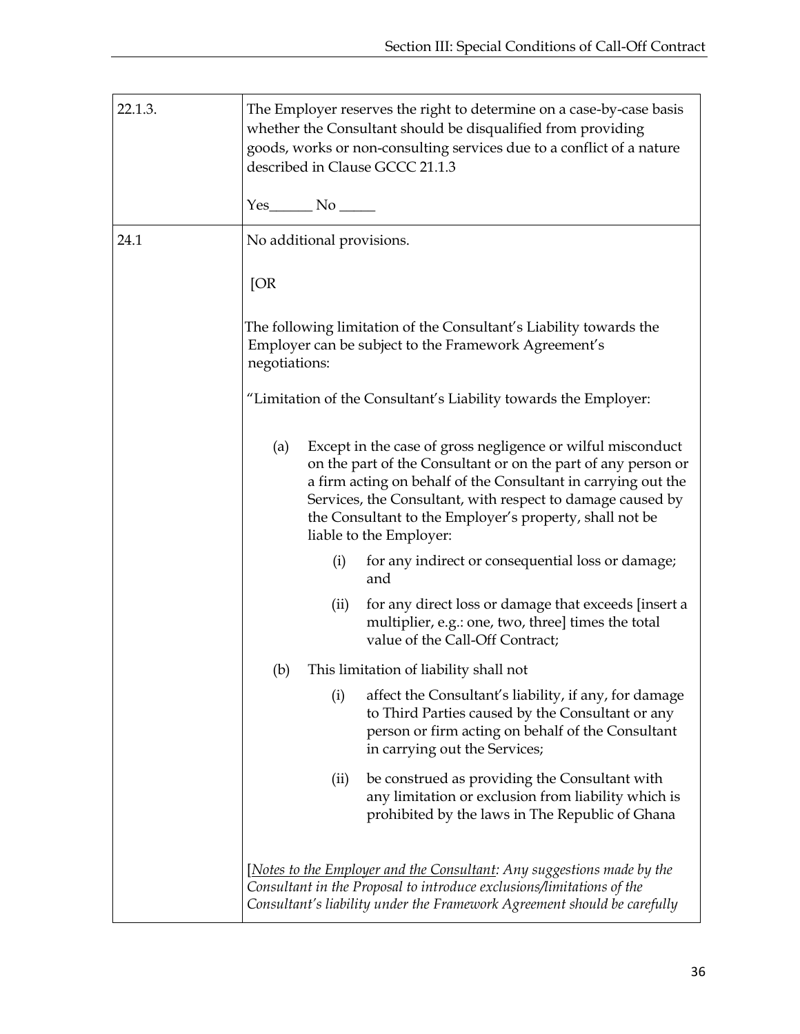| | |
|---|---|
| 22.1.3. | The Employer reserves the right to determine on a case-by-case basis whether the Consultant should be disqualified from providing goods, works or non-consulting services due to a conflict of a nature described in Clause GCCC 21.1.3<br><br>Yes______ No _____ |
| 24.1 | No additional provisions.<br><br>[OR<br><br>The following limitation of the Consultant's Liability towards the Employer can be subject to the Framework Agreement's negotiations:<br><br>"Limitation of the Consultant's Liability towards the Employer:<br><br>(a) Except in the case of gross negligence or wilful misconduct on the part of the Consultant or on the part of any person or a firm acting on behalf of the Consultant in carrying out the Services, the Consultant, with respect to damage caused by the Consultant to the Employer's property, shall not be liable to the Employer:<br><br>(i) for any indirect or consequential loss or damage; and<br><br>(ii) for any direct loss or damage that exceeds [insert a multiplier, e.g.: one, two, three] times the total value of the Call-Off Contract;<br><br>(b) This limitation of liability shall not<br><br>(i) affect the Consultant's liability, if any, for damage to Third Parties caused by the Consultant or any person or firm acting on behalf of the Consultant in carrying out the Services;<br><br>(ii) be construed as providing the Consultant with any limitation or exclusion from liability which is prohibited by the laws in The Republic of Ghana<br><br>[<u>*Notes to the Employer and the Consultant*</u>*: Any suggestions made by the Consultant in the Proposal to introduce exclusions/limitations of the Consultant's liability under the Framework Agreement should be carefully* |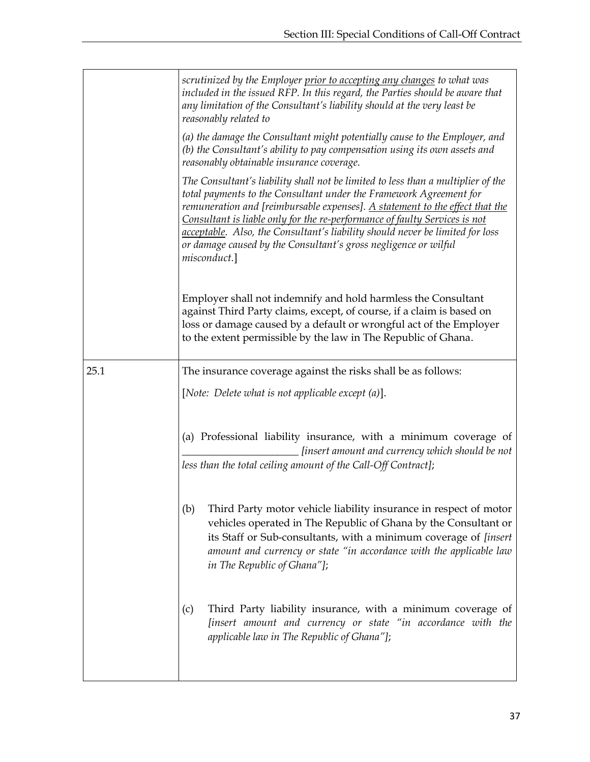| | |
|---|---|
| | *scrutinized by the Employer <u>prior to accepting any changes</u> to what was included in the issued RFP. In this regard, the Parties should be aware that any limitation of the Consultant's liability should at the very least be reasonably related to*<br><br>*(a) the damage the Consultant might potentially cause to the Employer, and (b) the Consultant's ability to pay compensation using its own assets and reasonably obtainable insurance coverage.*<br><br>*The Consultant's liability shall not be limited to less than a multiplier of the total payments to the Consultant under the Framework Agreement for remuneration and [reimbursable expenses]. <u>A statement to the effect that the Consultant is liable only for the re-performance of faulty Services is not acceptable</u>. Also, the Consultant's liability should never be limited for loss or damage caused by the Consultant's gross negligence or wilful misconduct.*]<br><br>Employer shall not indemnify and hold harmless the Consultant against Third Party claims, except, of course, if a claim is based on loss or damage caused by a default or wrongful act of the Employer to the extent permissible by the law in The Republic of Ghana. |
| 25.1 | The insurance coverage against the risks shall be as follows:<br><br>[*Note: Delete what is not applicable except (a)*].<br><br>(a) Professional liability insurance, with a minimum coverage of ______________________ *[insert amount and currency which should be not less than the total ceiling amount of the Call-Off Contract]*;<br><br>(b) Third Party motor vehicle liability insurance in respect of motor vehicles operated in The Republic of Ghana by the Consultant or its Staff or Sub-consultants, with a minimum coverage of *[insert amount and currency or state "in accordance with the applicable law in The Republic of Ghana"]*;<br><br>(c) Third Party liability insurance, with a minimum coverage of *[insert amount and currency or state "in accordance with the applicable law in The Republic of Ghana"]*; |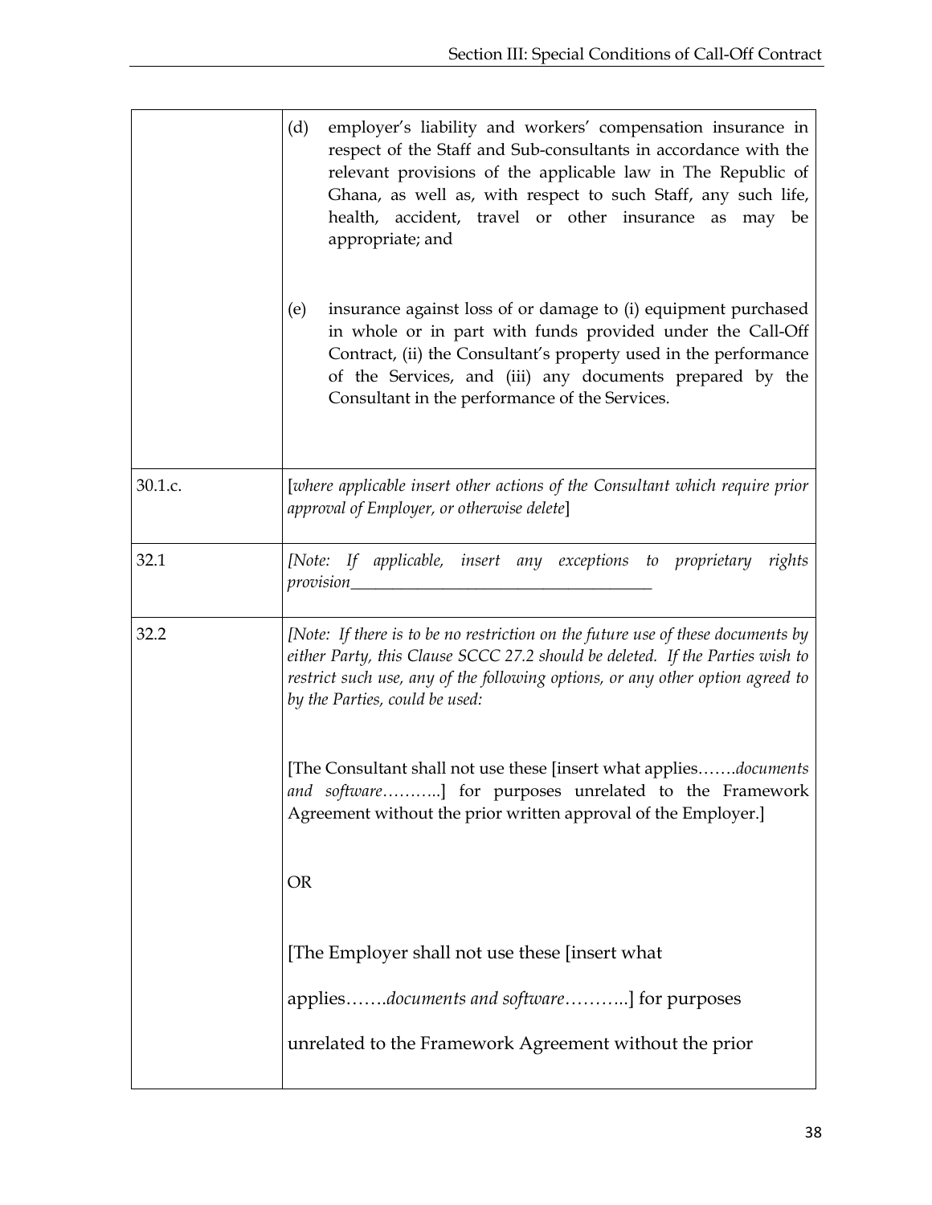| | |
|---|---|
| | (d) employer's liability and workers' compensation insurance in respect of the Staff and Sub-consultants in accordance with the relevant provisions of the applicable law in The Republic of Ghana, as well as, with respect to such Staff, any such life, health, accident, travel or other insurance as may be appropriate; and<br><br>(e) insurance against loss of or damage to (i) equipment purchased in whole or in part with funds provided under the Call-Off Contract, (ii) the Consultant's property used in the performance of the Services, and (iii) any documents prepared by the Consultant in the performance of the Services. |
| 30.1.c. | [*where applicable insert other actions of the Consultant which require prior approval of Employer, or otherwise delete*] |
| 32.1 | *[Note: If applicable, insert any exceptions to proprietary rights provision*_____________________________________ |
| 32.2 | *[Note: If there is to be no restriction on the future use of these documents by either Party, this Clause SCCC 27.2 should be deleted. If the Parties wish to restrict such use, any of the following options, or any other option agreed to by the Parties, could be used:*<br><br>[The Consultant shall not use these [insert what applies…….*documents and software*………..] for purposes unrelated to the Framework Agreement without the prior written approval of the Employer.]<br><br>OR<br><br>[The Employer shall not use these [insert what applies…….*documents and software*………..] for purposes unrelated to the Framework Agreement without the prior |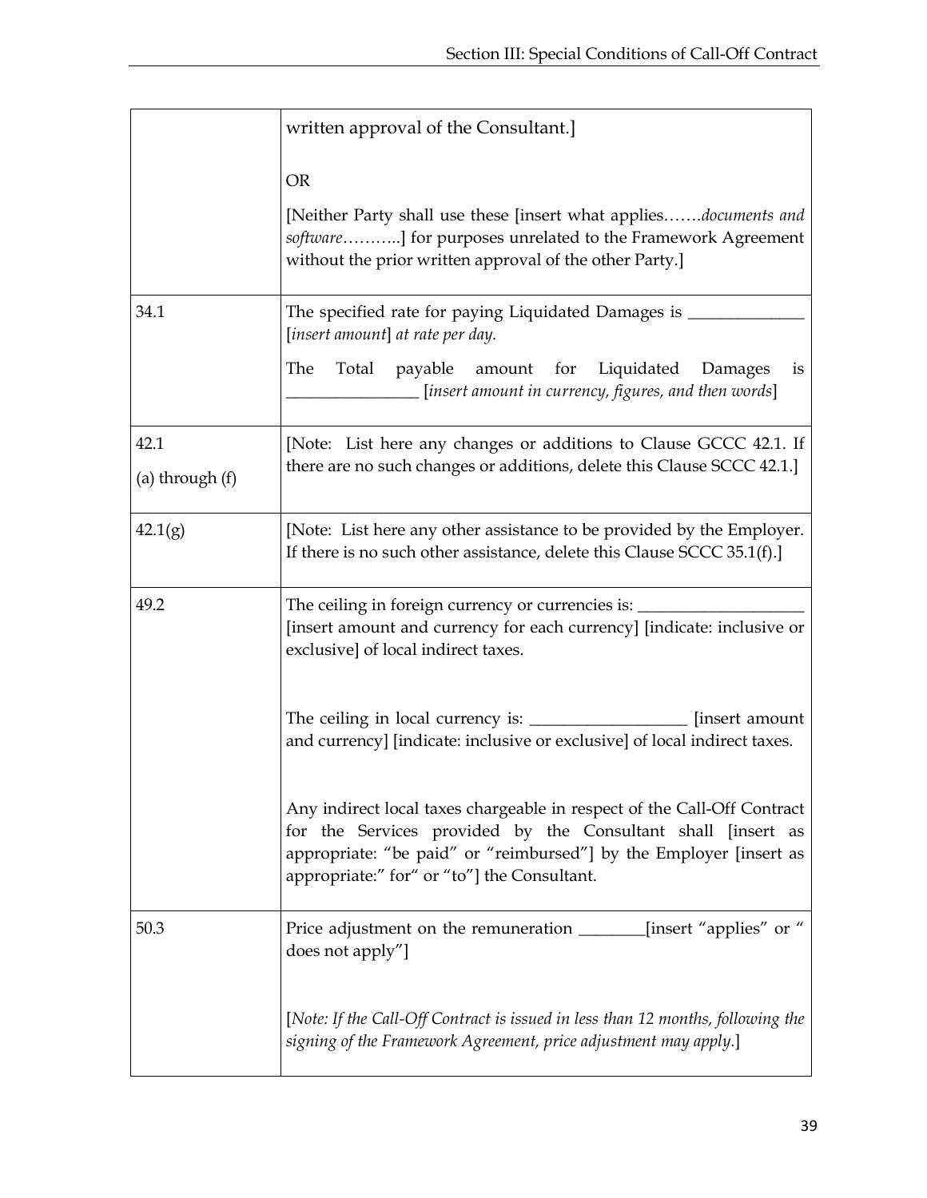| | |
|---|---|
| | written approval of the Consultant.]<br><br>OR<br><br>[Neither Party shall use these [insert what applies…….*documents and software*………..] for purposes unrelated to the Framework Agreement without the prior written approval of the other Party.] |
| 34.1 | The specified rate for paying Liquidated Damages is ______________ [*insert amount*] *at rate per day.*<br><br>The Total payable amount for Liquidated Damages is ________________ [*insert amount in currency, figures, and then words*] |
| 42.1<br><br>(a) through (f) | [Note: List here any changes or additions to Clause GCCC 42.1. If there are no such changes or additions, delete this Clause SCCC 42.1.] |
| 42.1(g) | [Note: List here any other assistance to be provided by the Employer. If there is no such other assistance, delete this Clause SCCC 35.1(f).] |
| 49.2 | The ceiling in foreign currency or currencies is: ____________________ [insert amount and currency for each currency] [indicate: inclusive or exclusive] of local indirect taxes.<br><br>The ceiling in local currency is: ___________________ [insert amount and currency] [indicate: inclusive or exclusive] of local indirect taxes.<br><br>Any indirect local taxes chargeable in respect of the Call-Off Contract for the Services provided by the Consultant shall [insert as appropriate: "be paid" or "reimbursed"] by the Employer [insert as appropriate:" for" or "to"] the Consultant. |
| 50.3 | Price adjustment on the remuneration ________[insert "applies" or " does not apply"]<br><br>[*Note: If the Call-Off Contract is issued in less than 12 months, following the signing of the Framework Agreement, price adjustment may apply.*] |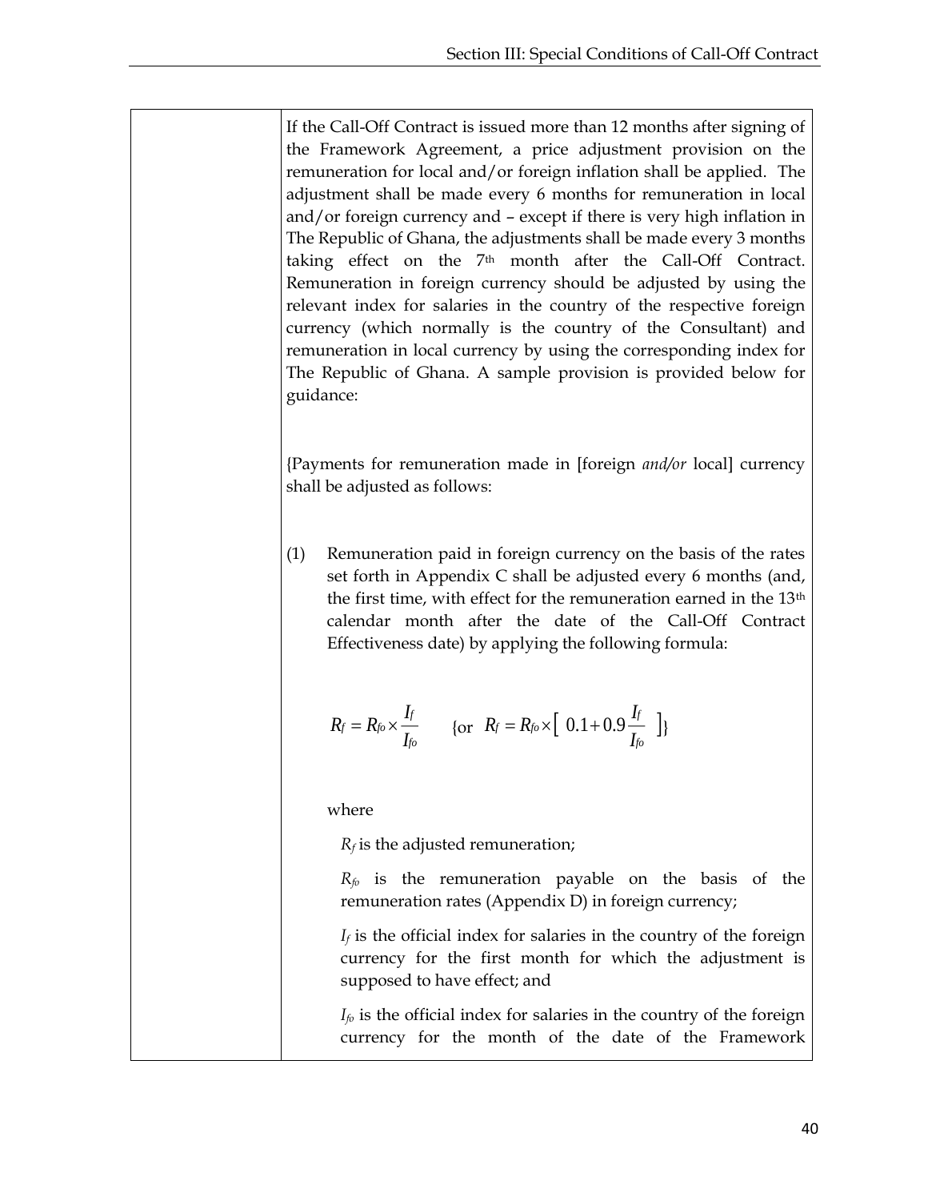If the Call-Off Contract is issued more than 12 months after signing of the Framework Agreement, a price adjustment provision on the remuneration for local and/or foreign inflation shall be applied. The adjustment shall be made every 6 months for remuneration in local and/or foreign currency and – except if there is very high inflation in The Republic of Ghana, the adjustments shall be made every 3 months taking effect on the 7th month after the Call-Off Contract. Remuneration in foreign currency should be adjusted by using the relevant index for salaries in the country of the respective foreign currency (which normally is the country of the Consultant) and remuneration in local currency by using the corresponding index for The Republic of Ghana. A sample provision is provided below for guidance:

{Payments for remuneration made in [foreign *and/or* local] currency shall be adjusted as follows:

(1) Remuneration paid in foreign currency on the basis of the rates set forth in Appendix C shall be adjusted every 6 months (and, the first time, with effect for the remuneration earned in the 13th calendar month after the date of the Call-Off Contract Effectiveness date) by applying the following formula:

$$R_f = R_{fo} \times \frac{I_f}{I_{fo}} \qquad \{\text{or } R_f = R_{fo} \times \left[ 0.1 + 0.9 \frac{I_f}{I_{fo}} \right]\}$$

where

$R_f$ is the adjusted remuneration;

$R_{fo}$ is the remuneration payable on the basis of the remuneration rates (Appendix D) in foreign currency;

$I_f$ is the official index for salaries in the country of the foreign currency for the first month for which the adjustment is supposed to have effect; and

$I_{fo}$ is the official index for salaries in the country of the foreign currency for the month of the date of the Framework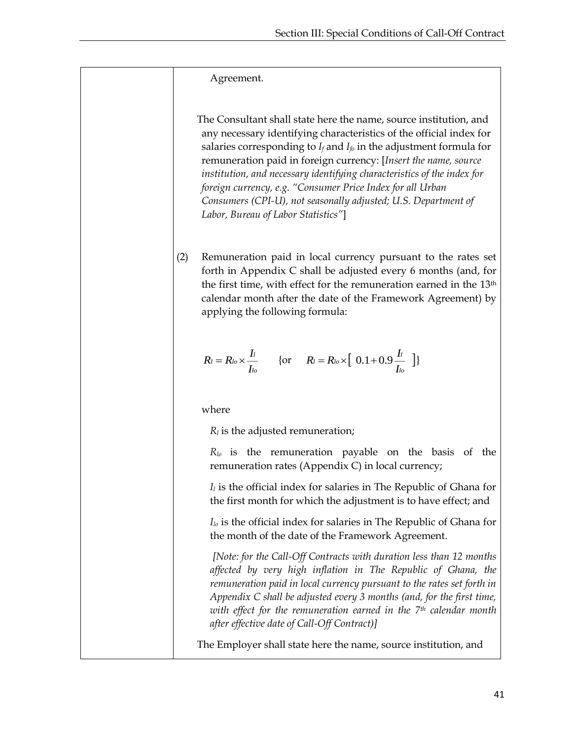| | Agreement.<br><br>The Consultant shall state here the name, source institution, and any necessary identifying characteristics of the official index for salaries corresponding to $I_f$ and $I_{fo}$ in the adjustment formula for remuneration paid in foreign currency: [*Insert the name, source institution, and necessary identifying characteristics of the index for foreign currency, e.g. "Consumer Price Index for all Urban Consumers (CPI-U), not seasonally adjusted; U.S. Department of Labor, Bureau of Labor Statistics"*]<br><br>(2) Remuneration paid in local currency pursuant to the rates set forth in Appendix C shall be adjusted every 6 months (and, for the first time, with effect for the remuneration earned in the 13th calendar month after the date of the Framework Agreement) by applying the following formula:<br><br>$R_l = R_{lo} \times \frac{I_l}{I_{lo}}$ {or $R_l = R_{lo} \times \left[\ 0.1 + 0.9 \frac{I_l}{I_{lo}}\ \right]$}<br><br>where<br><br>$R_l$ is the adjusted remuneration;<br><br>$R_{lo}$ is the remuneration payable on the basis of the remuneration rates (Appendix C) in local currency;<br><br>$I_l$ is the official index for salaries in The Republic of Ghana for the first month for which the adjustment is to have effect; and<br><br>$I_{lo}$ is the official index for salaries in The Republic of Ghana for the month of the date of the Framework Agreement.<br><br>*[Note: for the Call-Off Contracts with duration less than 12 months affected by very high inflation in The Republic of Ghana, the remuneration paid in local currency pursuant to the rates set forth in Appendix C shall be adjusted every 3 months (and, for the first time, with effect for the remuneration earned in the 7th calendar month after effective date of Call-Off Contract)]*<br><br>The Employer shall state here the name, source institution, and |
|---|---|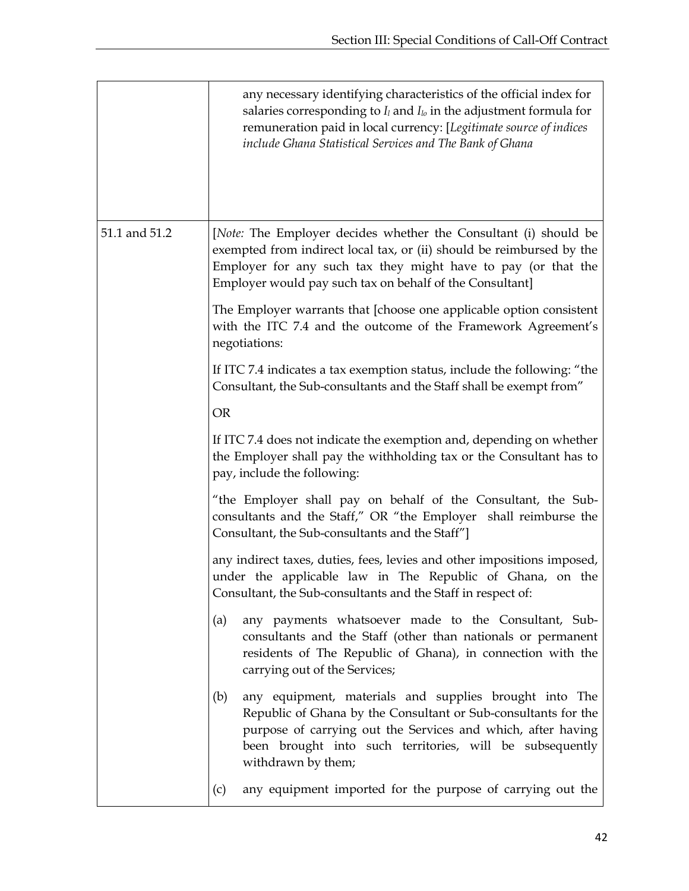| | |
|---|---|
| | any necessary identifying characteristics of the official index for salaries corresponding to $I_l$ and $I_{lo}$ in the adjustment formula for remuneration paid in local currency: [*Legitimate source of indices include Ghana Statistical Services and The Bank of Ghana* |
| 51.1 and 51.2 | [*Note:* The Employer decides whether the Consultant (i) should be exempted from indirect local tax, or (ii) should be reimbursed by the Employer for any such tax they might have to pay (or that the Employer would pay such tax on behalf of the Consultant]<br><br>The Employer warrants that [choose one applicable option consistent with the ITC 7.4 and the outcome of the Framework Agreement's negotiations:<br><br>If ITC 7.4 indicates a tax exemption status, include the following: "the Consultant, the Sub-consultants and the Staff shall be exempt from"<br><br>OR<br><br>If ITC 7.4 does not indicate the exemption and, depending on whether the Employer shall pay the withholding tax or the Consultant has to pay, include the following:<br><br>"the Employer shall pay on behalf of the Consultant, the Sub-consultants and the Staff," OR "the Employer shall reimburse the Consultant, the Sub-consultants and the Staff"]<br><br>any indirect taxes, duties, fees, levies and other impositions imposed, under the applicable law in The Republic of Ghana, on the Consultant, the Sub-consultants and the Staff in respect of:<br><br>(a) any payments whatsoever made to the Consultant, Sub-consultants and the Staff (other than nationals or permanent residents of The Republic of Ghana), in connection with the carrying out of the Services;<br><br>(b) any equipment, materials and supplies brought into The Republic of Ghana by the Consultant or Sub-consultants for the purpose of carrying out the Services and which, after having been brought into such territories, will be subsequently withdrawn by them;<br><br>(c) any equipment imported for the purpose of carrying out the |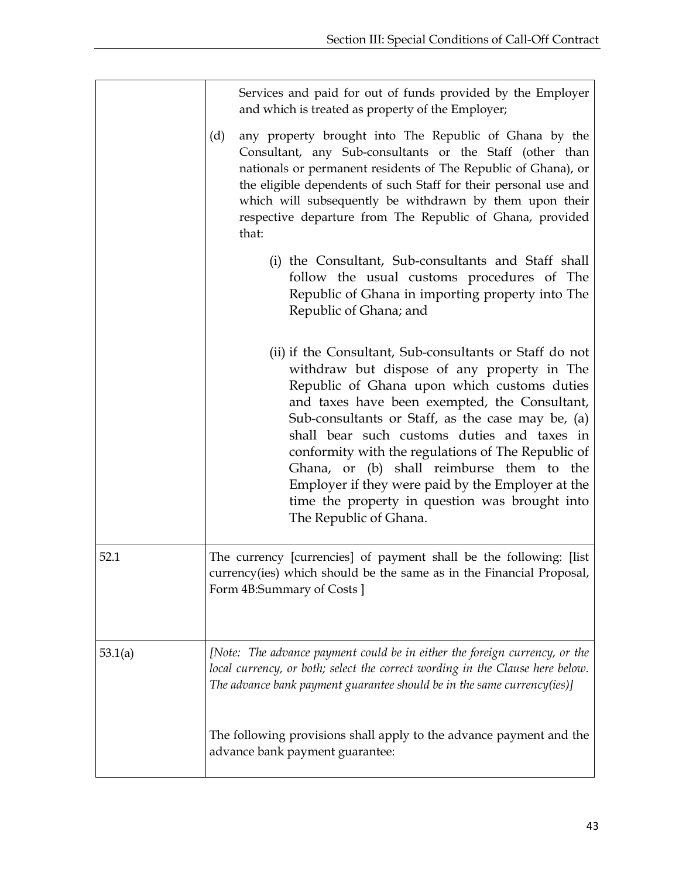| | |
|---|---|
| | Services and paid for out of funds provided by the Employer and which is treated as property of the Employer;<br><br>(d) any property brought into The Republic of Ghana by the Consultant, any Sub-consultants or the Staff (other than nationals or permanent residents of The Republic of Ghana), or the eligible dependents of such Staff for their personal use and which will subsequently be withdrawn by them upon their respective departure from The Republic of Ghana, provided that:<br><br>(i) the Consultant, Sub-consultants and Staff shall follow the usual customs procedures of The Republic of Ghana in importing property into The Republic of Ghana; and<br><br>(ii) if the Consultant, Sub-consultants or Staff do not withdraw but dispose of any property in The Republic of Ghana upon which customs duties and taxes have been exempted, the Consultant, Sub-consultants or Staff, as the case may be, (a) shall bear such customs duties and taxes in conformity with the regulations of The Republic of Ghana, or (b) shall reimburse them to the Employer if they were paid by the Employer at the time the property in question was brought into The Republic of Ghana. |
| 52.1 | The currency [currencies] of payment shall be the following: [list currency(ies) which should be the same as in the Financial Proposal, Form 4B:Summary of Costs ] |
| 53.1(a) | *[Note: The advance payment could be in either the foreign currency, or the local currency, or both; select the correct wording in the Clause here below. The advance bank payment guarantee should be in the same currency(ies)]*<br><br>The following provisions shall apply to the advance payment and the advance bank payment guarantee: |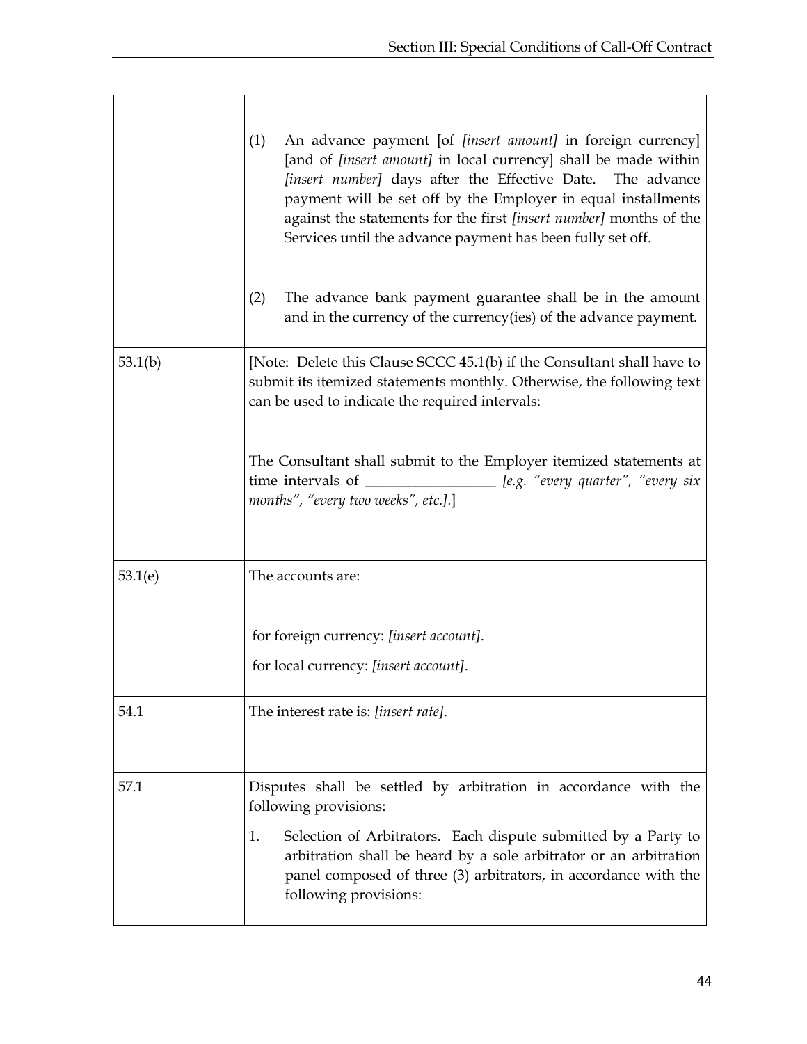| | |
|---|---|
| | (1) An advance payment [of *[insert amount]* in foreign currency] [and of *[insert amount]* in local currency] shall be made within *[insert number]* days after the Effective Date. The advance payment will be set off by the Employer in equal installments against the statements for the first *[insert number]* months of the Services until the advance payment has been fully set off.<br><br>(2) The advance bank payment guarantee shall be in the amount and in the currency of the currency(ies) of the advance payment. |
| 53.1(b) | [Note: Delete this Clause SCCC 45.1(b) if the Consultant shall have to submit its itemized statements monthly. Otherwise, the following text can be used to indicate the required intervals:<br><br>The Consultant shall submit to the Employer itemized statements at time intervals of __________________ *[e.g. "every quarter", "every six months", "every two weeks", etc.]*.] |
| 53.1(e) | The accounts are:<br><br>for foreign currency: *[insert account]*.<br>for local currency: *[insert account]*. |
| 54.1 | The interest rate is: *[insert rate]*. |
| 57.1 | Disputes shall be settled by arbitration in accordance with the following provisions:<br><br>1. <u>Selection of Arbitrators</u>. Each dispute submitted by a Party to arbitration shall be heard by a sole arbitrator or an arbitration panel composed of three (3) arbitrators, in accordance with the following provisions: |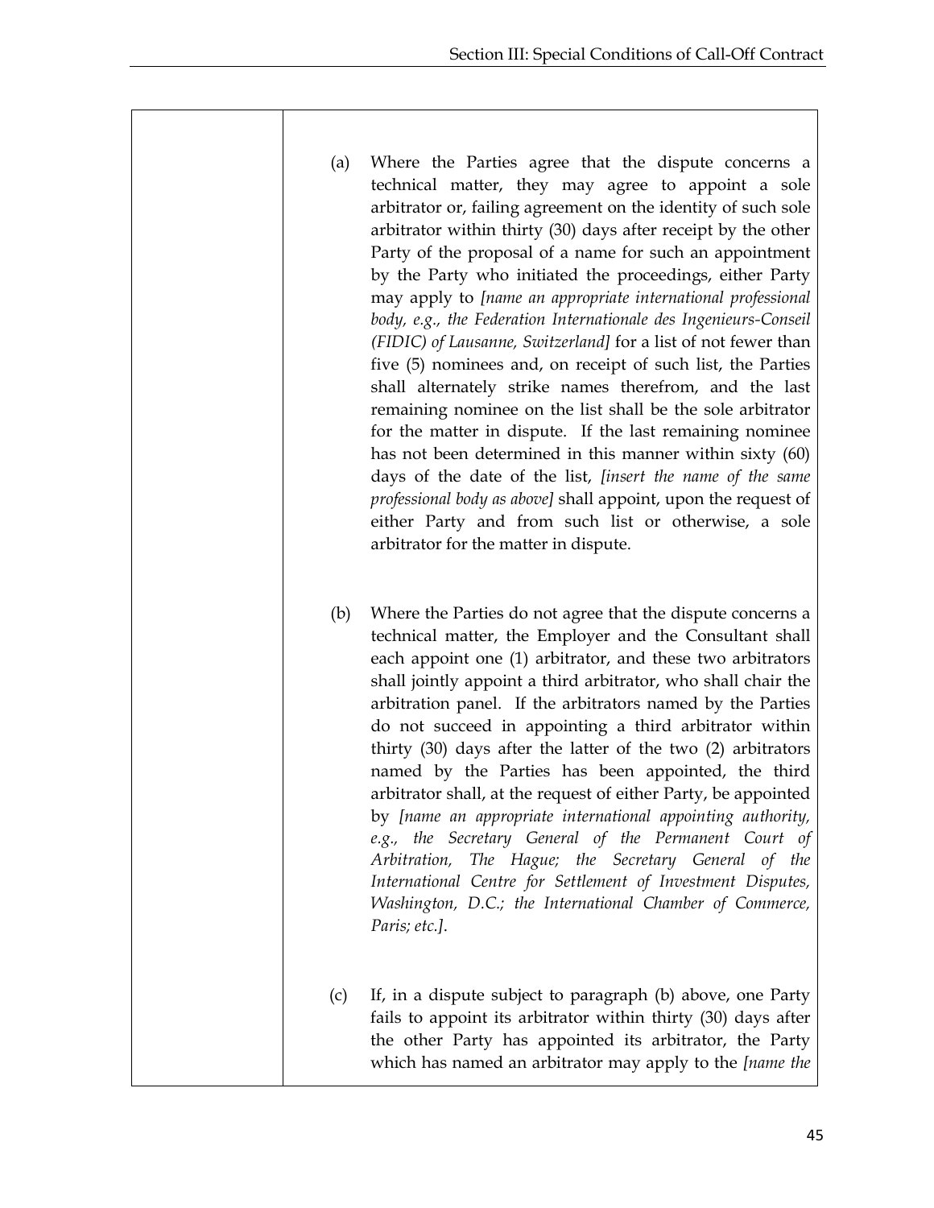| | |
|---|---|
| | (a) Where the Parties agree that the dispute concerns a technical matter, they may agree to appoint a sole arbitrator or, failing agreement on the identity of such sole arbitrator within thirty (30) days after receipt by the other Party of the proposal of a name for such an appointment by the Party who initiated the proceedings, either Party may apply to *[name an appropriate international professional body, e.g., the Federation Internationale des Ingenieurs-Conseil (FIDIC) of Lausanne, Switzerland]* for a list of not fewer than five (5) nominees and, on receipt of such list, the Parties shall alternately strike names therefrom, and the last remaining nominee on the list shall be the sole arbitrator for the matter in dispute. If the last remaining nominee has not been determined in this manner within sixty (60) days of the date of the list, *[insert the name of the same professional body as above]* shall appoint, upon the request of either Party and from such list or otherwise, a sole arbitrator for the matter in dispute.<br><br>(b) Where the Parties do not agree that the dispute concerns a technical matter, the Employer and the Consultant shall each appoint one (1) arbitrator, and these two arbitrators shall jointly appoint a third arbitrator, who shall chair the arbitration panel. If the arbitrators named by the Parties do not succeed in appointing a third arbitrator within thirty (30) days after the latter of the two (2) arbitrators named by the Parties has been appointed, the third arbitrator shall, at the request of either Party, be appointed by *[name an appropriate international appointing authority, e.g., the Secretary General of the Permanent Court of Arbitration, The Hague; the Secretary General of the International Centre for Settlement of Investment Disputes, Washington, D.C.; the International Chamber of Commerce, Paris; etc.]*.<br><br>(c) If, in a dispute subject to paragraph (b) above, one Party fails to appoint its arbitrator within thirty (30) days after the other Party has appointed its arbitrator, the Party which has named an arbitrator may apply to the *[name the* |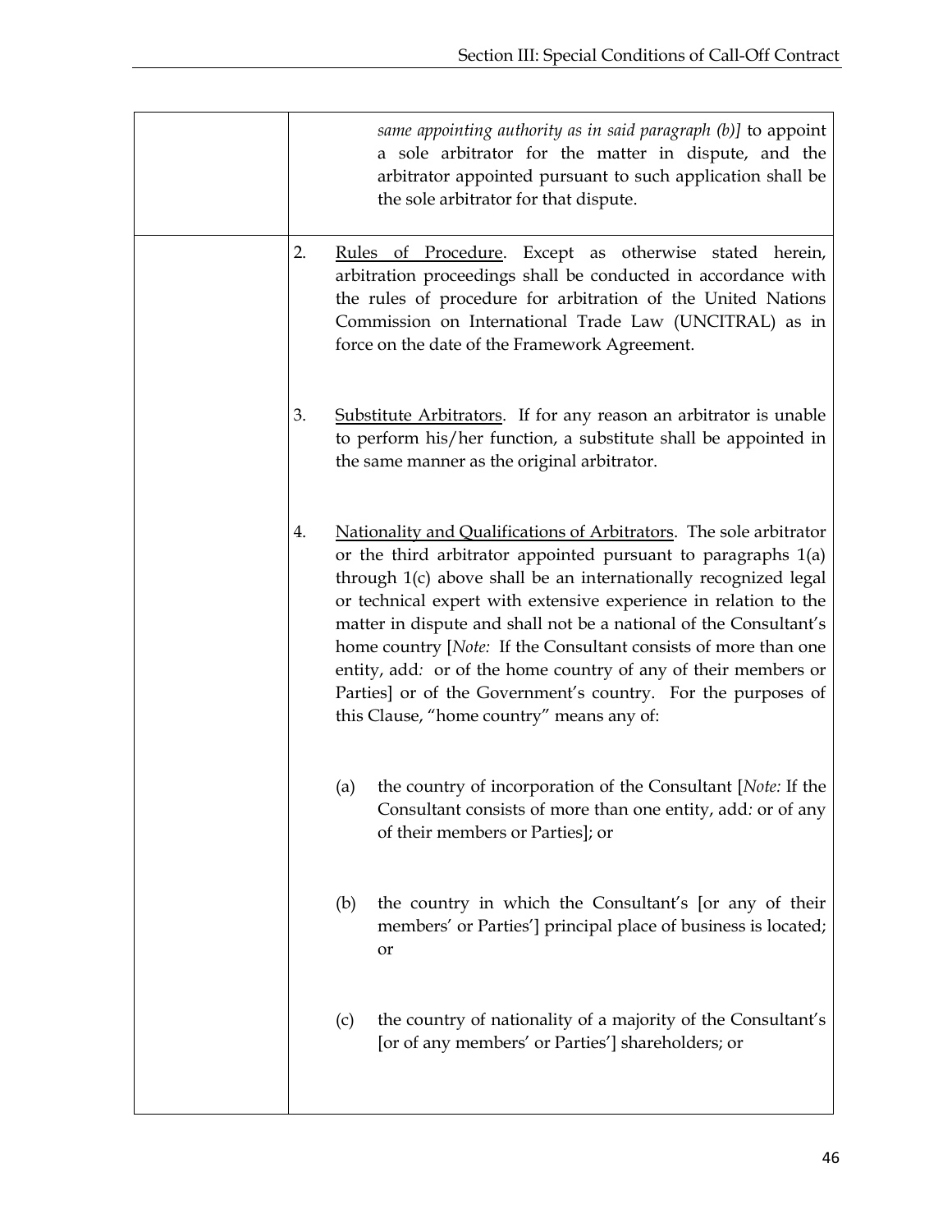| | |
|---|---|
| | *same appointing authority as in said paragraph (b)]* to appoint a sole arbitrator for the matter in dispute, and the arbitrator appointed pursuant to such application shall be the sole arbitrator for that dispute. |
| | 2. Rules of Procedure. Except as otherwise stated herein, arbitration proceedings shall be conducted in accordance with the rules of procedure for arbitration of the United Nations Commission on International Trade Law (UNCITRAL) as in force on the date of the Framework Agreement.<br><br>3. Substitute Arbitrators. If for any reason an arbitrator is unable to perform his/her function, a substitute shall be appointed in the same manner as the original arbitrator.<br><br>4. Nationality and Qualifications of Arbitrators. The sole arbitrator or the third arbitrator appointed pursuant to paragraphs 1(a) through 1(c) above shall be an internationally recognized legal or technical expert with extensive experience in relation to the matter in dispute and shall not be a national of the Consultant's home country [*Note:* If the Consultant consists of more than one entity, add*:* or of the home country of any of their members or Parties] or of the Government's country. For the purposes of this Clause, "home country" means any of:<br><br>(a) the country of incorporation of the Consultant [*Note:* If the Consultant consists of more than one entity, add*:* or of any of their members or Parties]; or<br><br>(b) the country in which the Consultant's [or any of their members' or Parties'] principal place of business is located; or<br><br>(c) the country of nationality of a majority of the Consultant's [or of any members' or Parties'] shareholders; or |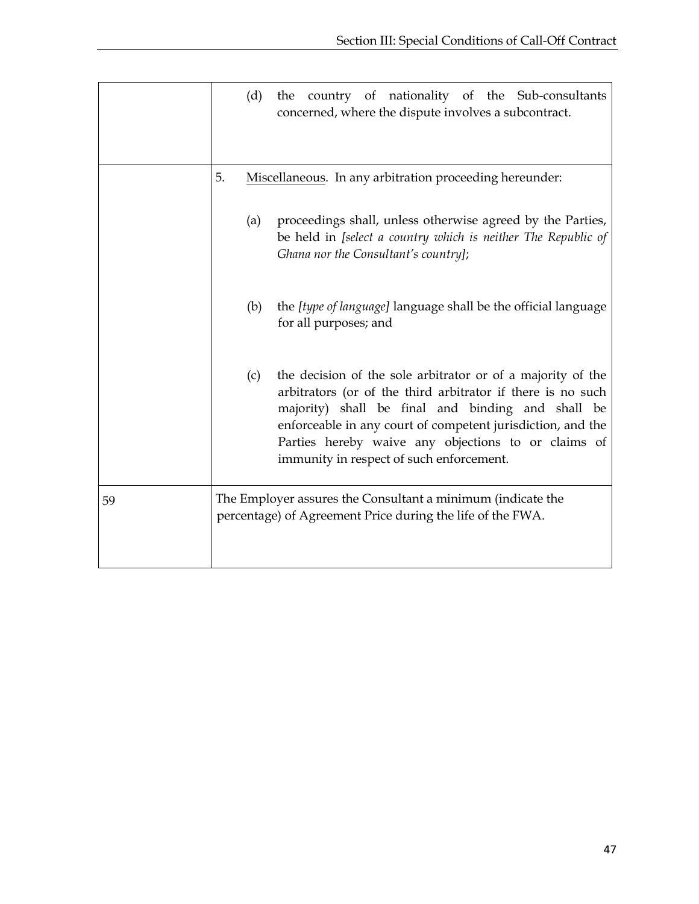| | |
|---|---|
| | (d) the country of nationality of the Sub-consultants concerned, where the dispute involves a subcontract. |
| | 5. <u>Miscellaneous</u>. In any arbitration proceeding hereunder:<br><br>(a) proceedings shall, unless otherwise agreed by the Parties, be held in *[select a country which is neither The Republic of Ghana nor the Consultant's country]*;<br><br>(b) the *[type of language]* language shall be the official language for all purposes; and<br><br>(c) the decision of the sole arbitrator or of a majority of the arbitrators (or of the third arbitrator if there is no such majority) shall be final and binding and shall be enforceable in any court of competent jurisdiction, and the Parties hereby waive any objections to or claims of immunity in respect of such enforcement. |
| 59 | The Employer assures the Consultant a minimum (indicate the percentage) of Agreement Price during the life of the FWA. |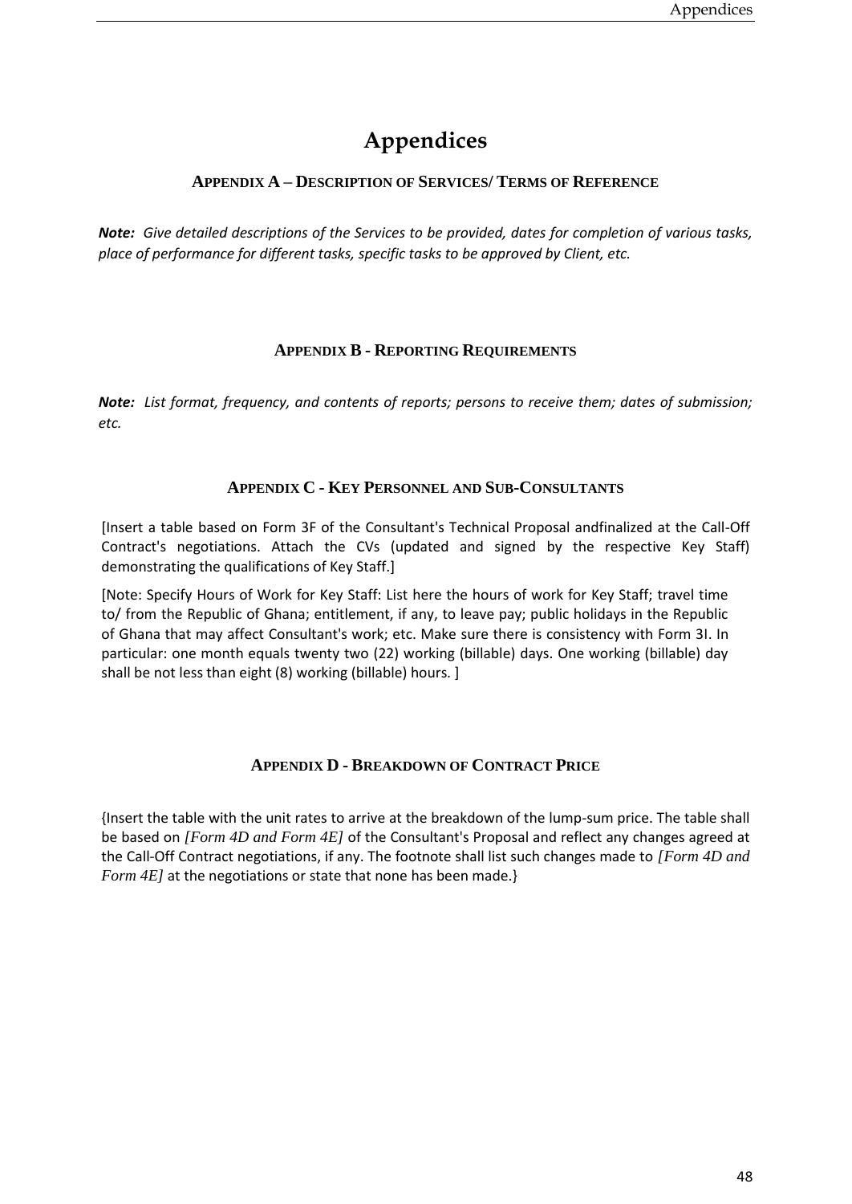# Appendices

## Appendix A – Description of Services/ Terms of Reference

***Note:*** *Give detailed descriptions of the Services to be provided, dates for completion of various tasks, place of performance for different tasks, specific tasks to be approved by Client, etc.*

## Appendix B - Reporting Requirements

***Note:*** *List format, frequency, and contents of reports; persons to receive them; dates of submission; etc.*

## Appendix C - Key Personnel and Sub-Consultants

[Insert a table based on Form 3F of the Consultant's Technical Proposal andfinalized at the Call-Off Contract's negotiations. Attach the CVs (updated and signed by the respective Key Staff) demonstrating the qualifications of Key Staff.]

[Note: Specify Hours of Work for Key Staff: List here the hours of work for Key Staff; travel time to/ from the Republic of Ghana; entitlement, if any, to leave pay; public holidays in the Republic of Ghana that may affect Consultant's work; etc. Make sure there is consistency with Form 3I. In particular: one month equals twenty two (22) working (billable) days. One working (billable) day shall be not less than eight (8) working (billable) hours. ]

## Appendix D - Breakdown of Contract Price

{Insert the table with the unit rates to arrive at the breakdown of the lump-sum price. The table shall be based on *[Form 4D and Form 4E]* of the Consultant's Proposal and reflect any changes agreed at the Call-Off Contract negotiations, if any. The footnote shall list such changes made to *[Form 4D and Form 4E]* at the negotiations or state that none has been made.}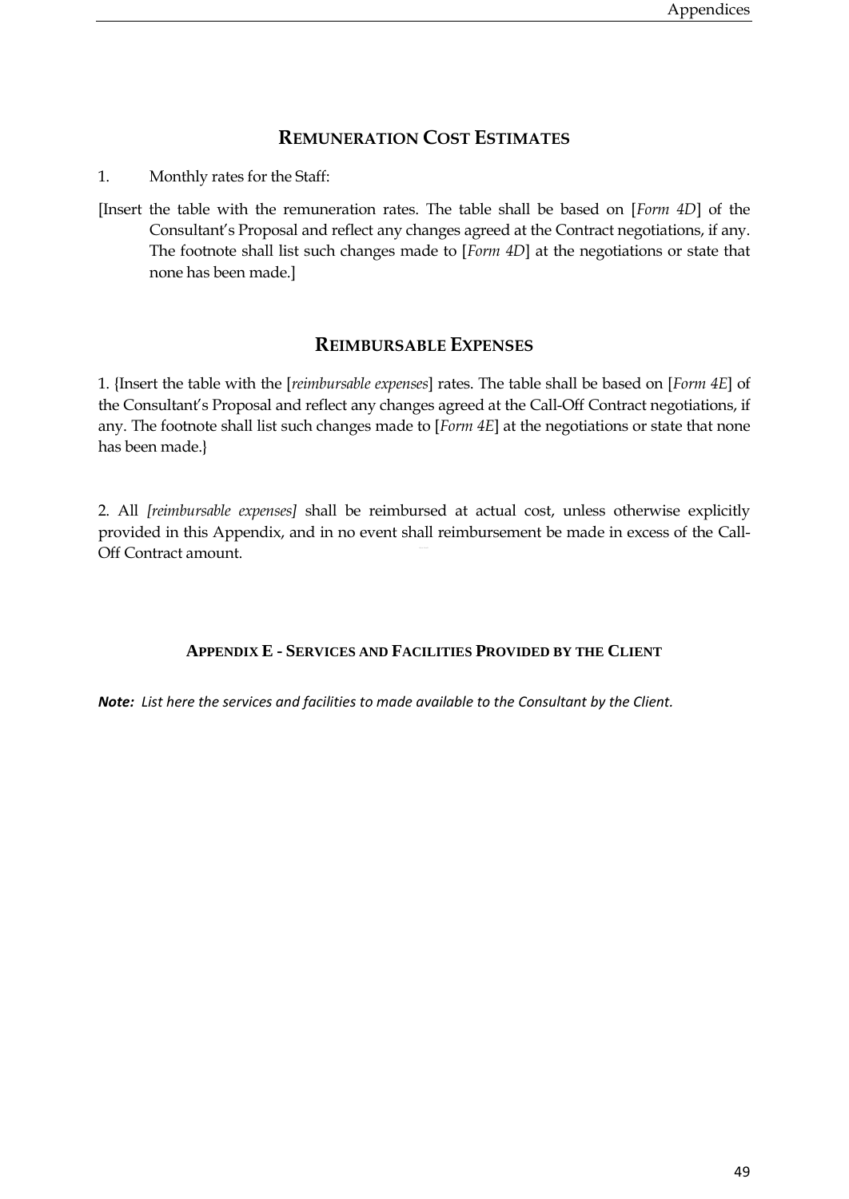## REMUNERATION COST ESTIMATES

1. Monthly rates for the Staff:

[Insert the table with the remuneration rates. The table shall be based on [*Form 4D*] of the Consultant's Proposal and reflect any changes agreed at the Contract negotiations, if any. The footnote shall list such changes made to [*Form 4D*] at the negotiations or state that none has been made.]

## REIMBURSABLE EXPENSES

1. {Insert the table with the [*reimbursable expenses*] rates. The table shall be based on [*Form 4E*] of the Consultant's Proposal and reflect any changes agreed at the Call-Off Contract negotiations, if any. The footnote shall list such changes made to [*Form 4E*] at the negotiations or state that none has been made.}

2. All *[reimbursable expenses]* shall be reimbursed at actual cost, unless otherwise explicitly provided in this Appendix, and in no event shall reimbursement be made in excess of the Call-Off Contract amount.

### APPENDIX E - SERVICES AND FACILITIES PROVIDED BY THE CLIENT

***Note:*** *List here the services and facilities to made available to the Consultant by the Client.*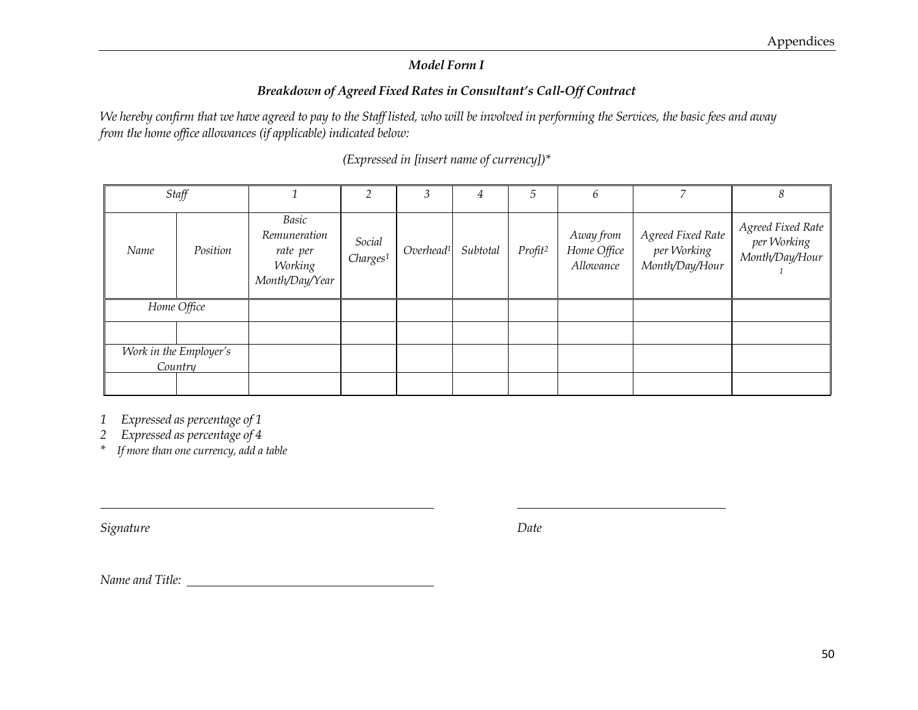*Model Form I*

***Breakdown of Agreed Fixed Rates in Consultant's Call-Off Contract***

*We hereby confirm that we have agreed to pay to the Staff listed, who will be involved in performing the Services, the basic fees and away from the home office allowances (if applicable) indicated below:*

*(Expressed in [insert name of currency])**

| *Staff* | | *1* | *2* | *3* | *4* | *5* | *6* | *7* | *8* |
|---|---|---|---|---|---|---|---|---|---|
| *Name* | *Position* | *Basic Remuneration rate per Working Month/Day/Year* | *Social Charges[1]* | *Overhead[1]* | *Subtotal* | *Profit[2]* | *Away from Home Office Allowance* | *Agreed Fixed Rate per Working Month/Day/Hour* | *Agreed Fixed Rate per Working Month/Day/Hour [1]* |
| *Home Office* | | | | | | | | | |
| | | | | | | | | | |
| *Work in the Employer's Country* | | | | | | | | | |
| | | | | | | | | | |

*1 Expressed as percentage of 1*

*2 Expressed as percentage of 4*

** If more than one currency, add a table*

*Signature* ______________________ *Date* ______________________

*Name and Title:* ______________________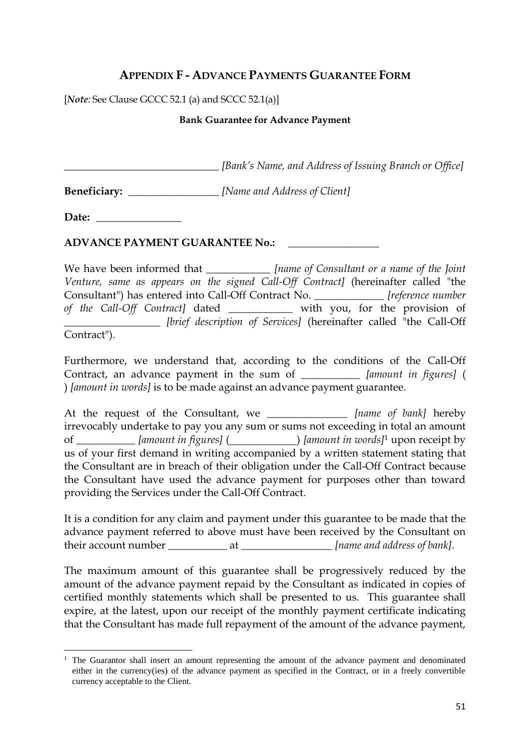## APPENDIX F - ADVANCE PAYMENTS GUARANTEE FORM

[*Note:* See Clause GCCC 52.1 (a) and SCCC 52.1(a)]

**Bank Guarantee for Advance Payment**

______________________________ *[Bank's Name, and Address of Issuing Branch or Office]*

**Beneficiary:** _________________ *[Name and Address of Client]*

**Date:** ________________

**ADVANCE PAYMENT GUARANTEE No.:** _________________

We have been informed that ____________ *[name of Consultant or a name of the Joint Venture, same as appears on the signed Call-Off Contract]* (hereinafter called "the Consultant") has entered into Call-Off Contract No. _____________ *[reference number of the Call-Off Contract]* dated ____________ with you, for the provision of __________________ *[brief description of Services]* (hereinafter called "the Call-Off Contract").

Furthermore, we understand that, according to the conditions of the Call-Off Contract, an advance payment in the sum of ___________ *[amount in figures]* ( ) *[amount in words]* is to be made against an advance payment guarantee.

At the request of the Consultant, we _______________ *[name of bank]* hereby irrevocably undertake to pay you any sum or sums not exceeding in total an amount of ___________ *[amount in figures]* (____________) *[amount in words]*[1] upon receipt by us of your first demand in writing accompanied by a written statement stating that the Consultant are in breach of their obligation under the Call-Off Contract because the Consultant have used the advance payment for purposes other than toward providing the Services under the Call-Off Contract.

It is a condition for any claim and payment under this guarantee to be made that the advance payment referred to above must have been received by the Consultant on their account number ___________ at _________________ *[name and address of bank]*.

The maximum amount of this guarantee shall be progressively reduced by the amount of the advance payment repaid by the Consultant as indicated in copies of certified monthly statements which shall be presented to us. This guarantee shall expire, at the latest, upon our receipt of the monthly payment certificate indicating that the Consultant has made full repayment of the amount of the advance payment,

---

[1] The Guarantor shall insert an amount representing the amount of the advance payment and denominated either in the currency(ies) of the advance payment as specified in the Contract, or in a freely convertible currency acceptable to the Client.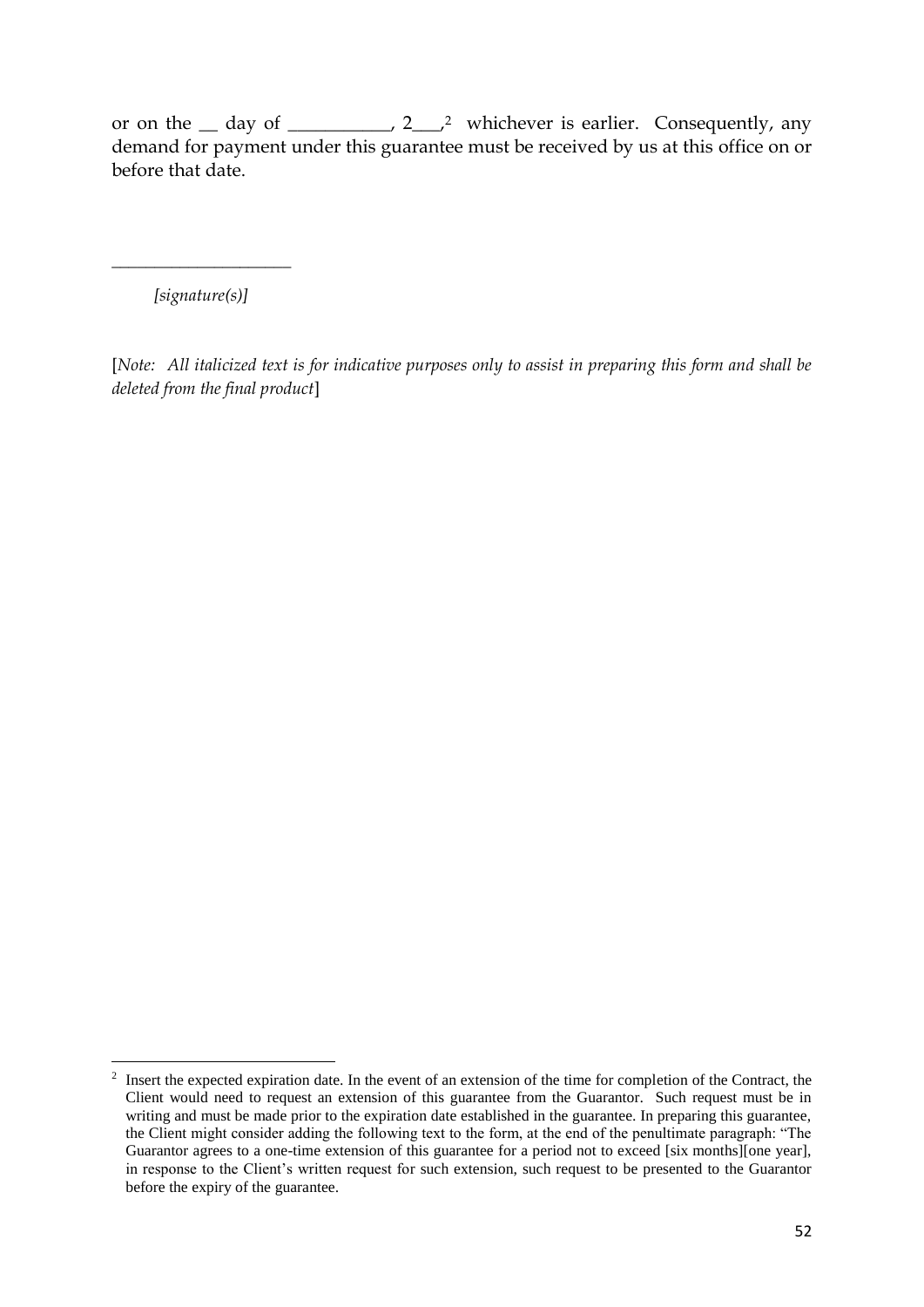or on the __ day of __________, 2___,[2] whichever is earlier. Consequently, any demand for payment under this guarantee must be received by us at this office on or before that date.

____________________

*[signature(s)]*

[*Note: All italicized text is for indicative purposes only to assist in preparing this form and shall be deleted from the final product*]

---

[2] Insert the expected expiration date. In the event of an extension of the time for completion of the Contract, the Client would need to request an extension of this guarantee from the Guarantor. Such request must be in writing and must be made prior to the expiration date established in the guarantee. In preparing this guarantee, the Client might consider adding the following text to the form, at the end of the penultimate paragraph: "The Guarantor agrees to a one-time extension of this guarantee for a period not to exceed [six months][one year], in response to the Client's written request for such extension, such request to be presented to the Guarantor before the expiry of the guarantee.